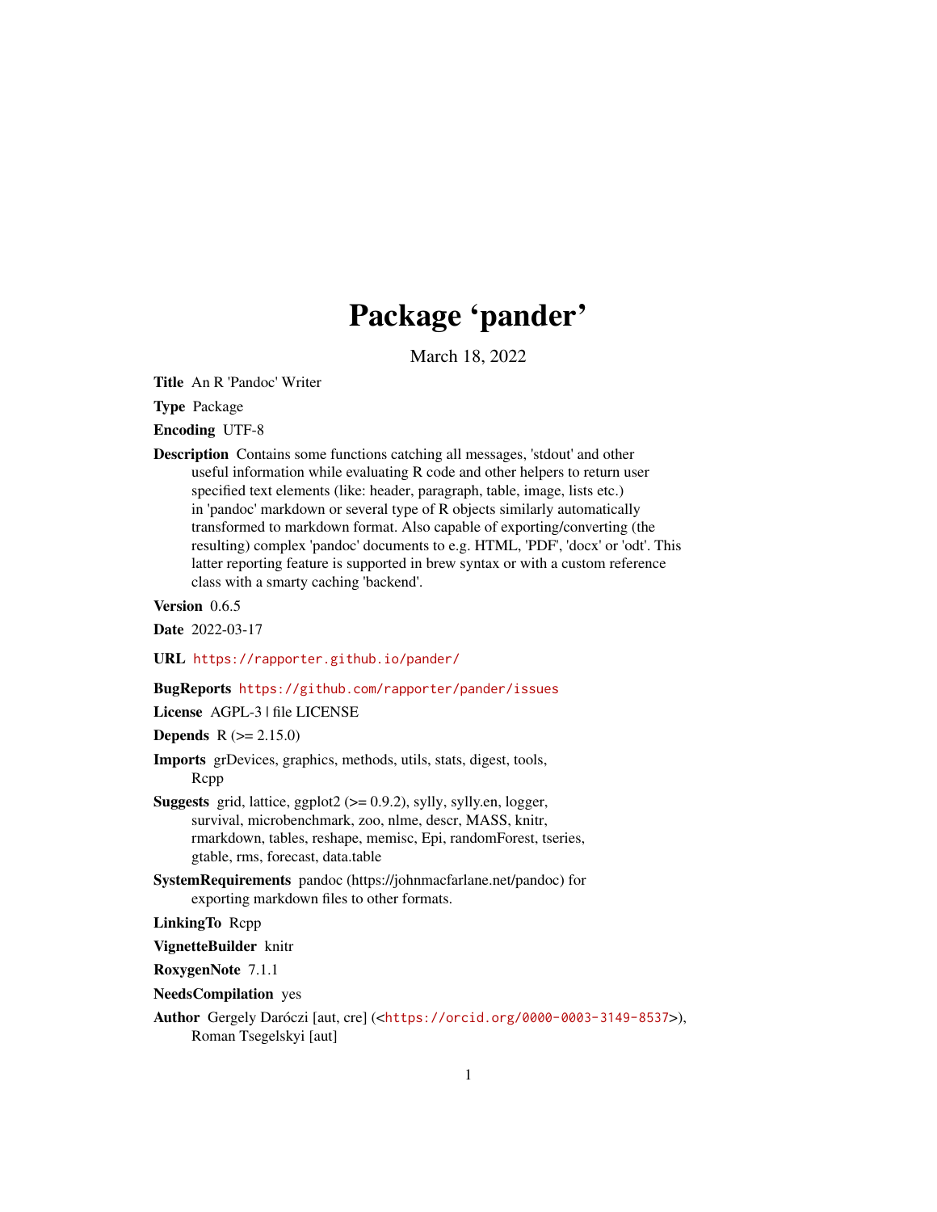# Package 'pander'

March 18, 2022

**Title** An R 'Pandoc' Writer

**Type** Package

**Encoding** UTF-8

**Description** Contains some functions catching all messages, 'stdout' and other useful information while evaluating R code and other helpers to return user specified text elements (like: header, paragraph, table, image, lists etc.) in 'pandoc' markdown or several type of R objects similarly automatically transformed to markdown format. Also capable of exporting/converting (the resulting) complex 'pandoc' documents to e.g. HTML, 'PDF', 'docx' or 'odt'. This latter reporting feature is supported in brew syntax or with a custom reference class with a smarty caching 'backend'.

**Version** 0.6.5

**Date** 2022-03-17

**URL** https://rapporter.github.io/pander/

**BugReports** https://github.com/rapporter/pander/issues

**License** AGPL-3 | file LICENSE

**Depends** R (>= 2.15.0)

**Imports** grDevices, graphics, methods, utils, stats, digest, tools, Rcpp

**Suggests** grid, lattice, ggplot2 (>= 0.9.2), sylly, sylly.en, logger, survival, microbenchmark, zoo, nlme, descr, MASS, knitr, rmarkdown, tables, reshape, memisc, Epi, randomForest, tseries, gtable, rms, forecast, data.table

**SystemRequirements** pandoc (https://johnmacfarlane.net/pandoc) for exporting markdown files to other formats.

**LinkingTo** Rcpp

**VignetteBuilder** knitr

**RoxygenNote** 7.1.1

**NeedsCompilation** yes

**Author** Gergely Daróczi [aut, cre] (<https://orcid.org/0000-0003-3149-8537>), Roman Tsegelskyi [aut]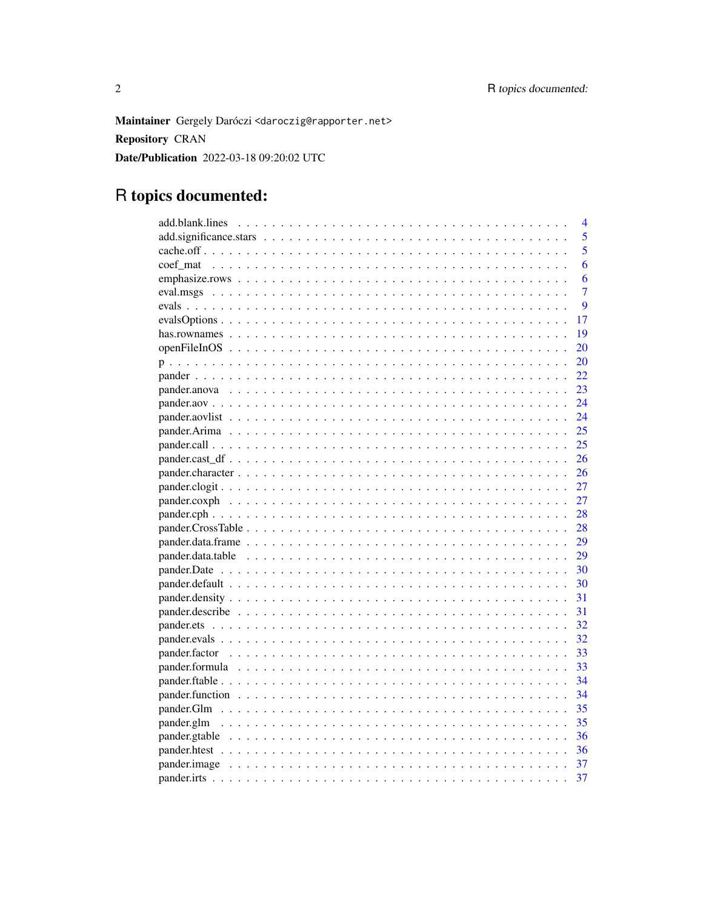**Maintainer** Gergely Daróczi <daroczig@rapporter.net>

**Repository** CRAN

**Date/Publication** 2022-03-18 09:20:02 UTC

# R topics documented:

| | |
|---|---|
| add.blank.lines | 4 |
| add.significance.stars | 5 |
| cache.off | 5 |
| coef_mat | 6 |
| emphasize.rows | 6 |
| eval.msgs | 7 |
| evals | 9 |
| evalsOptions | 17 |
| has.rownames | 19 |
| openFileInOS | 20 |
| p | 20 |
| pander | 22 |
| pander.anova | 23 |
| pander.aov | 24 |
| pander.aovlist | 24 |
| pander.Arima | 25 |
| pander.call | 25 |
| pander.cast_df | 26 |
| pander.character | 26 |
| pander.clogit | 27 |
| pander.coxph | 27 |
| pander.cph | 28 |
| pander.CrossTable | 28 |
| pander.data.frame | 29 |
| pander.data.table | 29 |
| pander.Date | 30 |
| pander.default | 30 |
| pander.density | 31 |
| pander.describe | 31 |
| pander.ets | 32 |
| pander.evals | 32 |
| pander.factor | 33 |
| pander.formula | 33 |
| pander.ftable | 34 |
| pander.function | 34 |
| pander.Glm | 35 |
| pander.glm | 35 |
| pander.gtable | 36 |
| pander.htest | 36 |
| pander.image | 37 |
| pander.irts | 37 |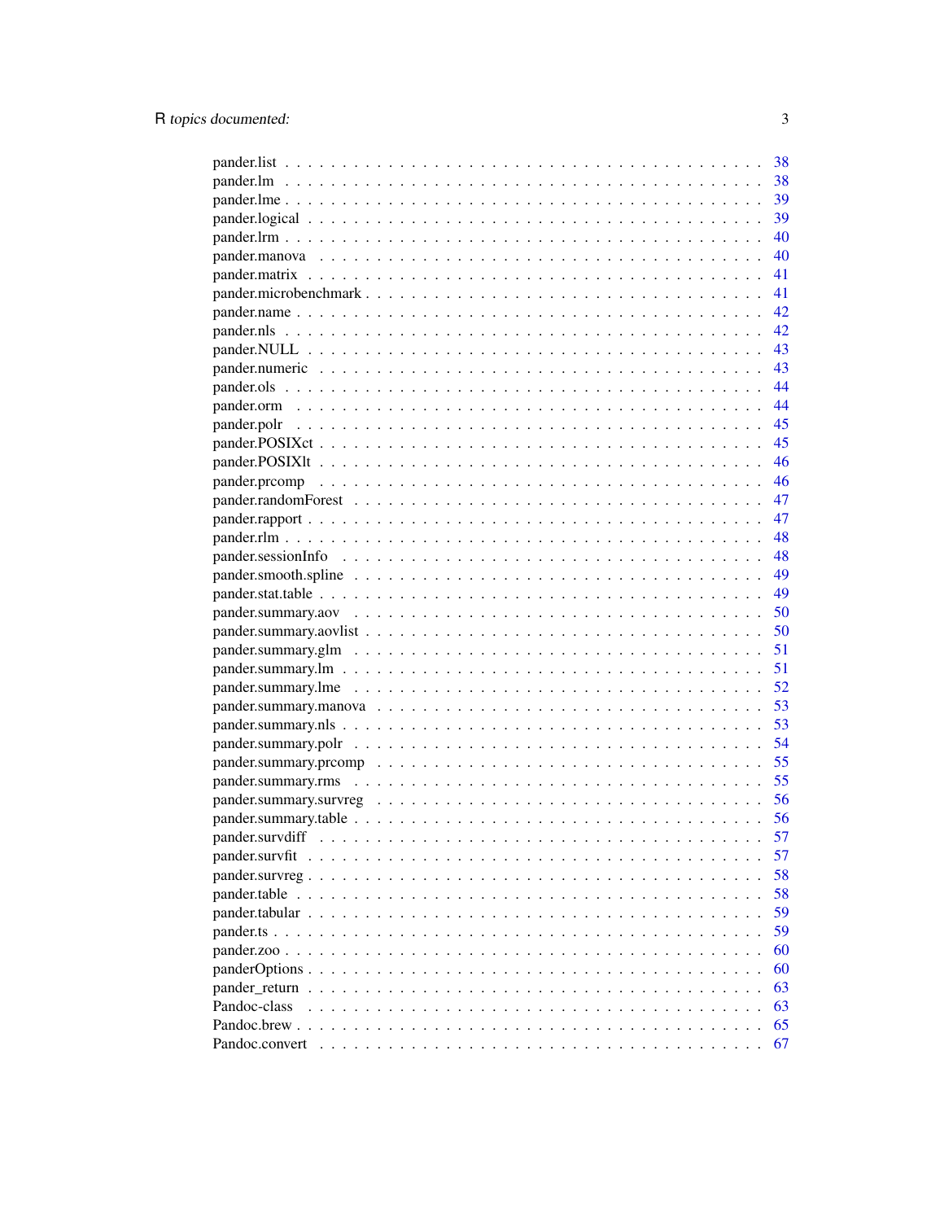pander.list . . . . . . . . . . . . . . . . . . . . . . . . . . . . . . . . . . . . . . . . . . 38
pander.lm . . . . . . . . . . . . . . . . . . . . . . . . . . . . . . . . . . . . . . . . . . 38
pander.lme . . . . . . . . . . . . . . . . . . . . . . . . . . . . . . . . . . . . . . . . . . 39
pander.logical . . . . . . . . . . . . . . . . . . . . . . . . . . . . . . . . . . . . . . . . 39
pander.lrm . . . . . . . . . . . . . . . . . . . . . . . . . . . . . . . . . . . . . . . . . . 40
pander.manova . . . . . . . . . . . . . . . . . . . . . . . . . . . . . . . . . . . . . . . . 40
pander.matrix . . . . . . . . . . . . . . . . . . . . . . . . . . . . . . . . . . . . . . . . 41
pander.microbenchmark . . . . . . . . . . . . . . . . . . . . . . . . . . . . . . . . . . . 41
pander.name . . . . . . . . . . . . . . . . . . . . . . . . . . . . . . . . . . . . . . . . . 42
pander.nls . . . . . . . . . . . . . . . . . . . . . . . . . . . . . . . . . . . . . . . . . . 42
pander.NULL . . . . . . . . . . . . . . . . . . . . . . . . . . . . . . . . . . . . . . . . . 43
pander.numeric . . . . . . . . . . . . . . . . . . . . . . . . . . . . . . . . . . . . . . . 43
pander.ols . . . . . . . . . . . . . . . . . . . . . . . . . . . . . . . . . . . . . . . . . . 44
pander.orm . . . . . . . . . . . . . . . . . . . . . . . . . . . . . . . . . . . . . . . . . . 44
pander.polr . . . . . . . . . . . . . . . . . . . . . . . . . . . . . . . . . . . . . . . . . . 45
pander.POSIXct . . . . . . . . . . . . . . . . . . . . . . . . . . . . . . . . . . . . . . . . 45
pander.POSIXlt . . . . . . . . . . . . . . . . . . . . . . . . . . . . . . . . . . . . . . . . 46
pander.prcomp . . . . . . . . . . . . . . . . . . . . . . . . . . . . . . . . . . . . . . . . 46
pander.randomForest . . . . . . . . . . . . . . . . . . . . . . . . . . . . . . . . . . . . 47
pander.rapport . . . . . . . . . . . . . . . . . . . . . . . . . . . . . . . . . . . . . . . . 47
pander.rlm . . . . . . . . . . . . . . . . . . . . . . . . . . . . . . . . . . . . . . . . . . 48
pander.sessionInfo . . . . . . . . . . . . . . . . . . . . . . . . . . . . . . . . . . . . . 48
pander.smooth.spline . . . . . . . . . . . . . . . . . . . . . . . . . . . . . . . . . . . . 49
pander.stat.table . . . . . . . . . . . . . . . . . . . . . . . . . . . . . . . . . . . . . . 49
pander.summary.aov . . . . . . . . . . . . . . . . . . . . . . . . . . . . . . . . . . . . . 50
pander.summary.aovlist . . . . . . . . . . . . . . . . . . . . . . . . . . . . . . . . . . . 50
pander.summary.glm . . . . . . . . . . . . . . . . . . . . . . . . . . . . . . . . . . . . . 51
pander.summary.lm . . . . . . . . . . . . . . . . . . . . . . . . . . . . . . . . . . . . . 51
pander.summary.lme . . . . . . . . . . . . . . . . . . . . . . . . . . . . . . . . . . . . . 52
pander.summary.manova . . . . . . . . . . . . . . . . . . . . . . . . . . . . . . . . . . . 53
pander.summary.nls . . . . . . . . . . . . . . . . . . . . . . . . . . . . . . . . . . . . . 53
pander.summary.polr . . . . . . . . . . . . . . . . . . . . . . . . . . . . . . . . . . . . 54
pander.summary.prcomp . . . . . . . . . . . . . . . . . . . . . . . . . . . . . . . . . . . 55
pander.summary.rms . . . . . . . . . . . . . . . . . . . . . . . . . . . . . . . . . . . . . 55
pander.summary.survreg . . . . . . . . . . . . . . . . . . . . . . . . . . . . . . . . . . . 56
pander.summary.table . . . . . . . . . . . . . . . . . . . . . . . . . . . . . . . . . . . . 56
pander.survdiff . . . . . . . . . . . . . . . . . . . . . . . . . . . . . . . . . . . . . . . 57
pander.survfit . . . . . . . . . . . . . . . . . . . . . . . . . . . . . . . . . . . . . . . . 57
pander.survreg . . . . . . . . . . . . . . . . . . . . . . . . . . . . . . . . . . . . . . . . 58
pander.table . . . . . . . . . . . . . . . . . . . . . . . . . . . . . . . . . . . . . . . . . 58
pander.tabular . . . . . . . . . . . . . . . . . . . . . . . . . . . . . . . . . . . . . . . . 59
pander.ts . . . . . . . . . . . . . . . . . . . . . . . . . . . . . . . . . . . . . . . . . . . 59
pander.zoo . . . . . . . . . . . . . . . . . . . . . . . . . . . . . . . . . . . . . . . . . . 60
panderOptions . . . . . . . . . . . . . . . . . . . . . . . . . . . . . . . . . . . . . . . . 60
pander_return . . . . . . . . . . . . . . . . . . . . . . . . . . . . . . . . . . . . . . . . 63
Pandoc-class . . . . . . . . . . . . . . . . . . . . . . . . . . . . . . . . . . . . . . . . . 63
Pandoc.brew . . . . . . . . . . . . . . . . . . . . . . . . . . . . . . . . . . . . . . . . . 65
Pandoc.convert . . . . . . . . . . . . . . . . . . . . . . . . . . . . . . . . . . . . . . . . 67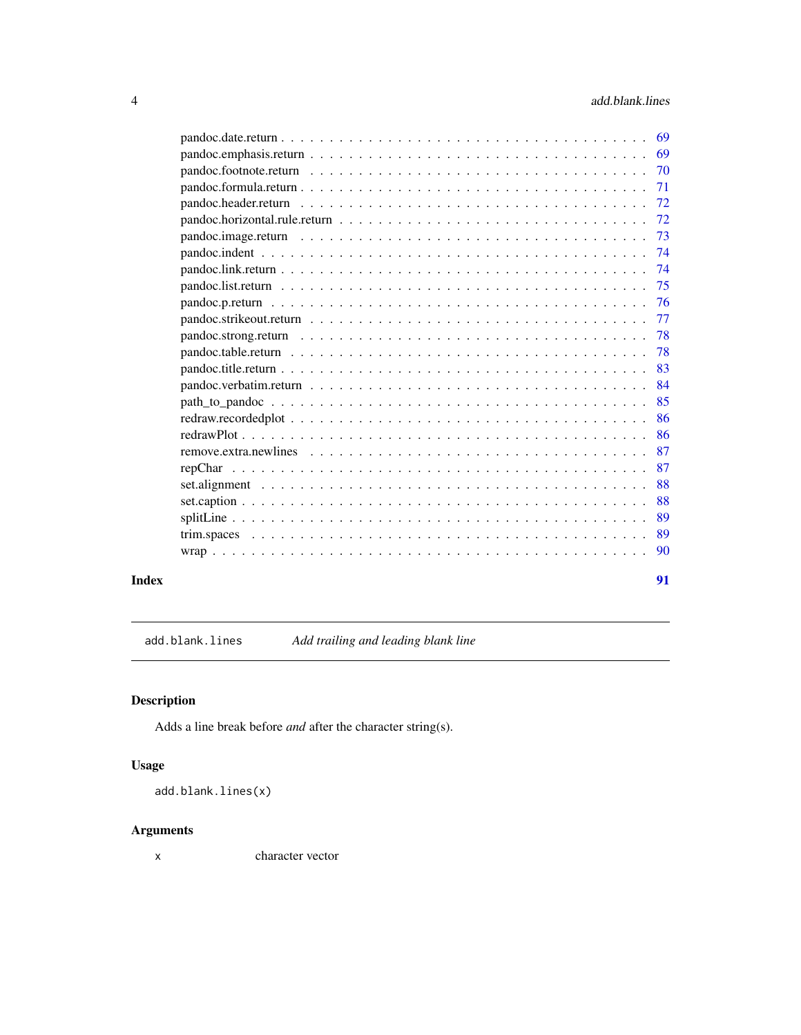pandoc.date.return . . . . . . . . . . . . . . . . . . . . . . . . . . . . . . . . . 69
pandoc.emphasis.return . . . . . . . . . . . . . . . . . . . . . . . . . . . . . . . 69
pandoc.footnote.return . . . . . . . . . . . . . . . . . . . . . . . . . . . . . . . 70
pandoc.formula.return . . . . . . . . . . . . . . . . . . . . . . . . . . . . . . . 71
pandoc.header.return . . . . . . . . . . . . . . . . . . . . . . . . . . . . . . . . 72
pandoc.horizontal.rule.return . . . . . . . . . . . . . . . . . . . . . . . . . . . . 72
pandoc.image.return . . . . . . . . . . . . . . . . . . . . . . . . . . . . . . . . . 73
pandoc.indent . . . . . . . . . . . . . . . . . . . . . . . . . . . . . . . . . . . . 74
pandoc.link.return . . . . . . . . . . . . . . . . . . . . . . . . . . . . . . . . . . 74
pandoc.list.return . . . . . . . . . . . . . . . . . . . . . . . . . . . . . . . . . . 75
pandoc.p.return . . . . . . . . . . . . . . . . . . . . . . . . . . . . . . . . . . . 76
pandoc.strikeout.return . . . . . . . . . . . . . . . . . . . . . . . . . . . . . . . 77
pandoc.strong.return . . . . . . . . . . . . . . . . . . . . . . . . . . . . . . . . . 78
pandoc.table.return . . . . . . . . . . . . . . . . . . . . . . . . . . . . . . . . . 78
pandoc.title.return . . . . . . . . . . . . . . . . . . . . . . . . . . . . . . . . . 83
pandoc.verbatim.return . . . . . . . . . . . . . . . . . . . . . . . . . . . . . . . 84
path_to_pandoc . . . . . . . . . . . . . . . . . . . . . . . . . . . . . . . . . . . 85
redraw.recordedplot . . . . . . . . . . . . . . . . . . . . . . . . . . . . . . . . . 86
redrawPlot . . . . . . . . . . . . . . . . . . . . . . . . . . . . . . . . . . . . . . 86
remove.extra.newlines . . . . . . . . . . . . . . . . . . . . . . . . . . . . . . . . 87
repChar . . . . . . . . . . . . . . . . . . . . . . . . . . . . . . . . . . . . . . . 87
set.alignment . . . . . . . . . . . . . . . . . . . . . . . . . . . . . . . . . . . . 88
set.caption . . . . . . . . . . . . . . . . . . . . . . . . . . . . . . . . . . . . . 88
splitLine . . . . . . . . . . . . . . . . . . . . . . . . . . . . . . . . . . . . . . 89
trim.spaces . . . . . . . . . . . . . . . . . . . . . . . . . . . . . . . . . . . . . 89
wrap . . . . . . . . . . . . . . . . . . . . . . . . . . . . . . . . . . . . . . . . . 90

**Index** **91**

---

`add.blank.lines` *Add trailing and leading blank line*

---

## Description

Adds a line break before *and* after the character string(s).

## Usage

```
add.blank.lines(x)
```

## Arguments

x character vector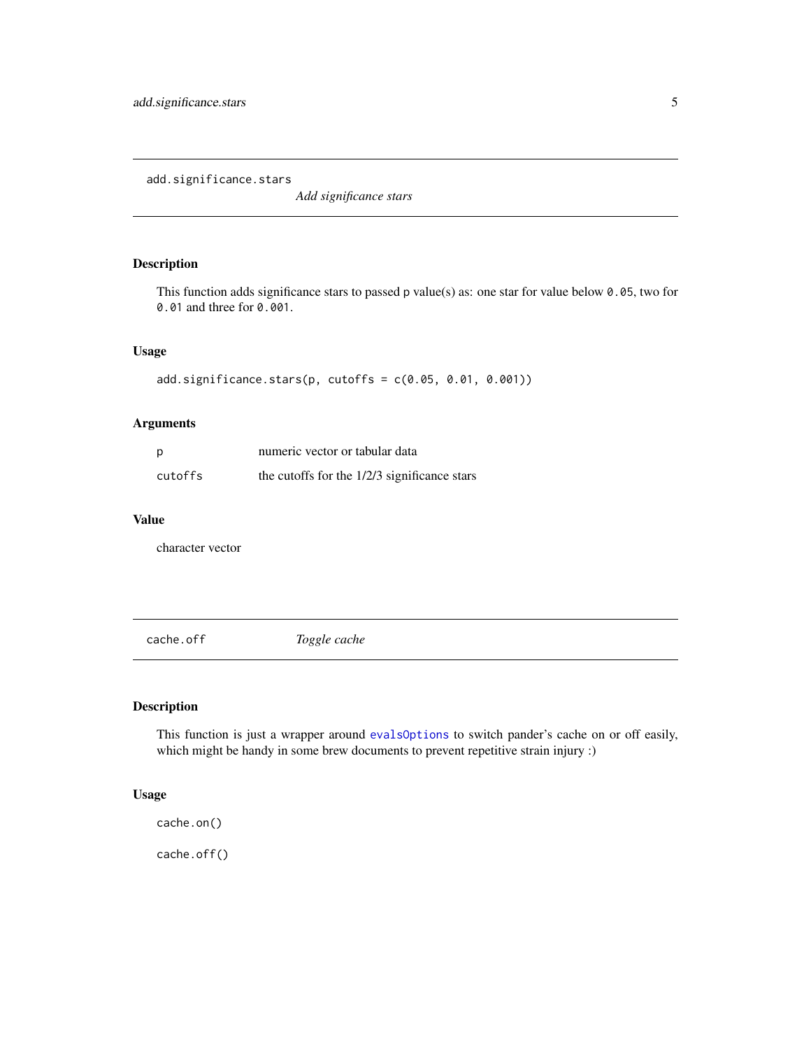## add.significance.stars — *Add significance stars*

### Description

This function adds significance stars to passed `p` value(s) as: one star for value below `0.05`, two for `0.01` and three for `0.001`.

### Usage

```
add.significance.stars(p, cutoffs = c(0.05, 0.01, 0.001))
```

### Arguments

| | |
|---|---|
| `p` | numeric vector or tabular data |
| `cutoffs` | the cutoffs for the 1/2/3 significance stars |

### Value

character vector

## cache.off — *Toggle cache*

### Description

This function is just a wrapper around `evalsOptions` to switch pander's cache on or off easily, which might be handy in some brew documents to prevent repetitive strain injury :)

### Usage

```
cache.on()

cache.off()
```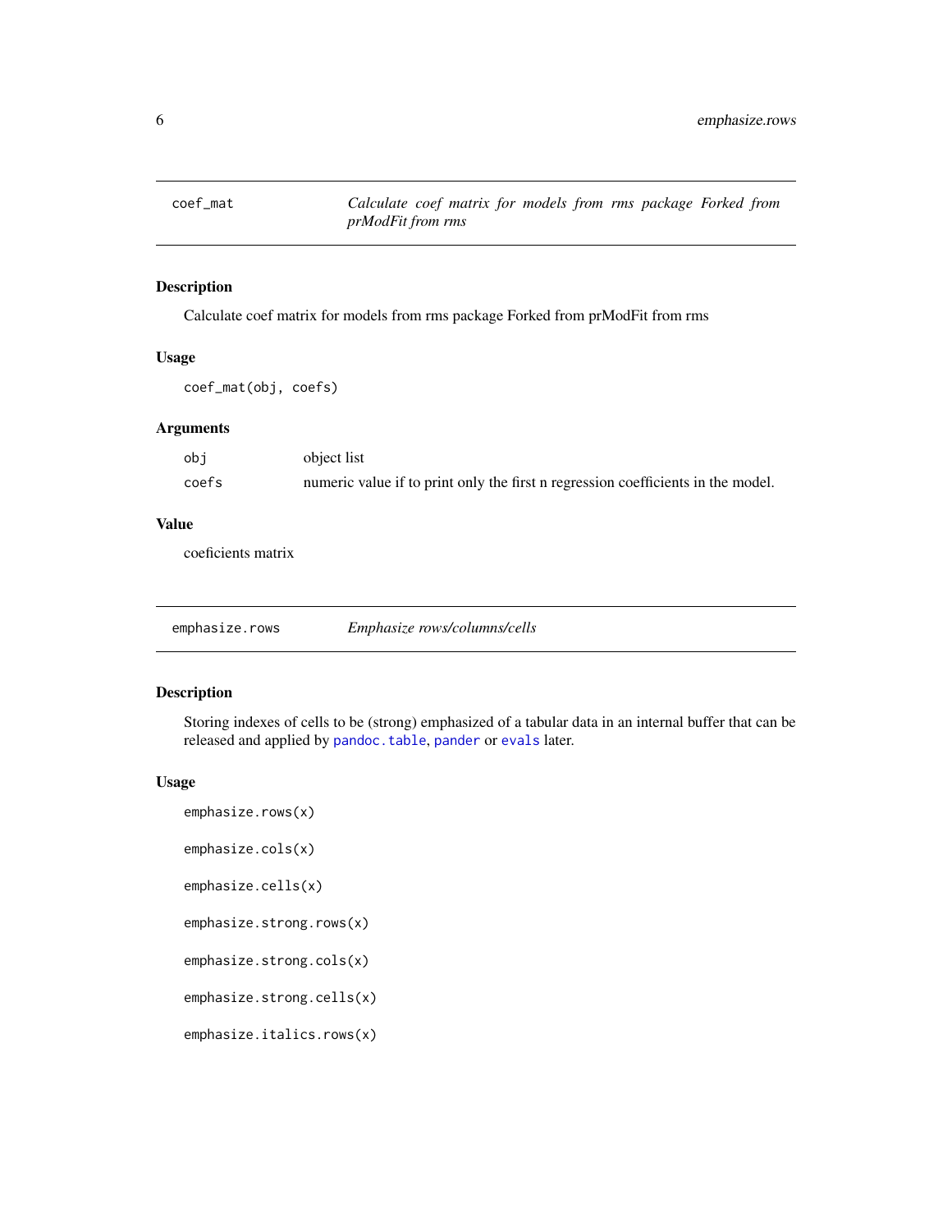## coef_mat — *Calculate coef matrix for models from rms package Forked from prModFit from rms*

### Description

Calculate coef matrix for models from rms package Forked from prModFit from rms

### Usage

```
coef_mat(obj, coefs)
```

### Arguments

| | |
|---|---|
| obj | object list |
| coefs | numeric value if to print only the first n regression coefficients in the model. |

### Value

coeficients matrix

## emphasize.rows — *Emphasize rows/columns/cells*

### Description

Storing indexes of cells to be (strong) emphasized of a tabular data in an internal buffer that can be released and applied by pandoc.table, pander or evals later.

### Usage

```
emphasize.rows(x)

emphasize.cols(x)

emphasize.cells(x)

emphasize.strong.rows(x)

emphasize.strong.cols(x)

emphasize.strong.cells(x)

emphasize.italics.rows(x)
```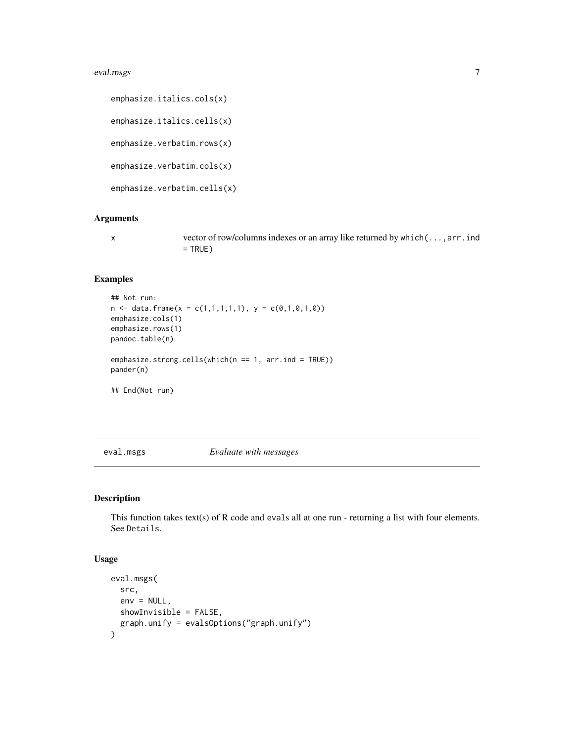```
emphasize.italics.cols(x)

emphasize.italics.cells(x)

emphasize.verbatim.rows(x)

emphasize.verbatim.cols(x)

emphasize.verbatim.cells(x)
```

### Arguments

x    vector of row/columns indexes or an array like returned by `which(...,arr.ind = TRUE)`

### Examples

```
## Not run:
n <- data.frame(x = c(1,1,1,1,1), y = c(0,1,0,1,0))
emphasize.cols(1)
emphasize.rows(1)
pandoc.table(n)

emphasize.strong.cells(which(n == 1, arr.ind = TRUE))
pander(n)

## End(Not run)
```

---

## eval.msgs    *Evaluate with messages*

---

### Description

This function takes text(s) of R code and `eval`s all at one run - returning a list with four elements. See `Details`.

### Usage

```
eval.msgs(
  src,
  env = NULL,
  showInvisible = FALSE,
  graph.unify = evalsOptions("graph.unify")
)
```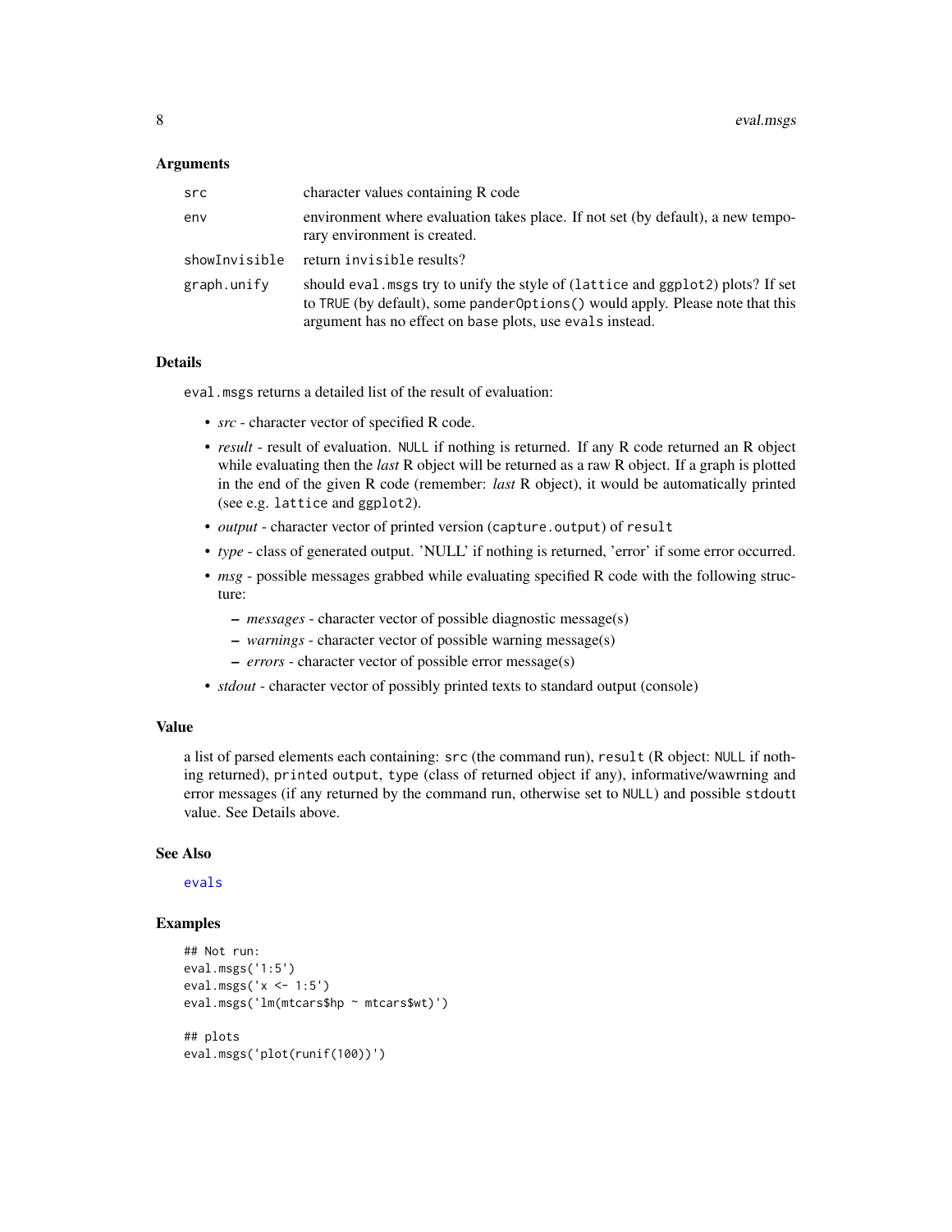### Arguments

| | |
|---|---|
| `src` | character values containing R code |
| `env` | environment where evaluation takes place. If not set (by default), a new temporary environment is created. |
| `showInvisible` | return `invisible` results? |
| `graph.unify` | should `eval.msgs` try to unify the style of (`lattice` and `ggplot2`) plots? If set to `TRUE` (by default), some `panderOptions()` would apply. Please note that this argument has no effect on `base` plots, use `evals` instead. |

### Details

`eval.msgs` returns a detailed list of the result of evaluation:

- *src* - character vector of specified R code.
- *result* - result of evaluation. `NULL` if nothing is returned. If any R code returned an R object while evaluating then the *last* R object will be returned as a raw R object. If a graph is plotted in the end of the given R code (remember: *last* R object), it would be automatically printed (see e.g. `lattice` and `ggplot2`).
- *output* - character vector of printed version (`capture.output`) of `result`
- *type* - class of generated output. 'NULL' if nothing is returned, 'error' if some error occurred.
- *msg* - possible messages grabbed while evaluating specified R code with the following structure:
  - *messages* - character vector of possible diagnostic message(s)
  - *warnings* - character vector of possible warning message(s)
  - *errors* - character vector of possible error message(s)
- *stdout* - character vector of possibly printed texts to standard output (console)

### Value

a list of parsed elements each containing: `src` (the command run), `result` (R object: `NULL` if nothing returned), `printed output`, `type` (class of returned object if any), informative/wawrning and error messages (if any returned by the command run, otherwise set to `NULL`) and possible `stdoutt` value. See Details above.

### See Also

`evals`

### Examples

```
## Not run:
eval.msgs('1:5')
eval.msgs('x <- 1:5')
eval.msgs('lm(mtcars$hp ~ mtcars$wt)')

## plots
eval.msgs('plot(runif(100))')
```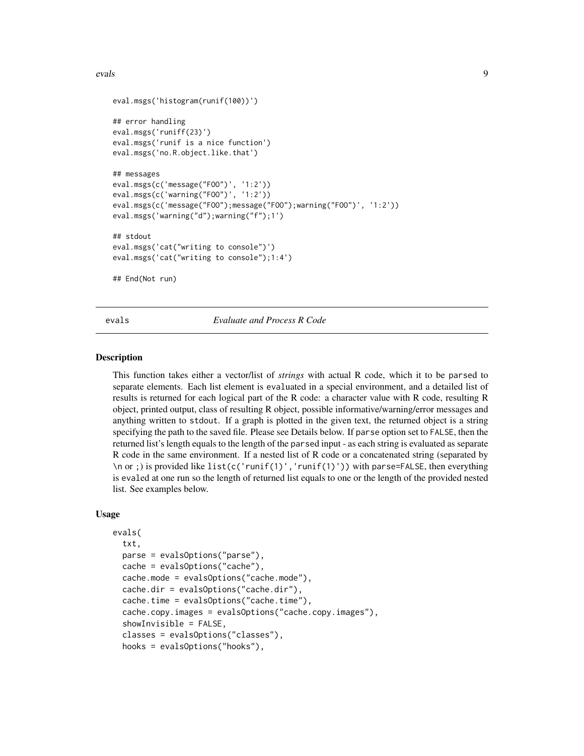```
eval.msgs('histogram(runif(100))')

## error handling
eval.msgs('runiff(23)')
eval.msgs('runif is a nice function')
eval.msgs('no.R.object.like.that')

## messages
eval.msgs(c('message("FOO")', '1:2'))
eval.msgs(c('warning("FOO")', '1:2'))
eval.msgs(c('message("FOO");message("FOO");warning("FOO")', '1:2'))
eval.msgs('warning("d");warning("f");1')

## stdout
eval.msgs('cat("writing to console")')
eval.msgs('cat("writing to console");1:4')

## End(Not run)
```

---

## evals *Evaluate and Process R Code*

### Description

This function takes either a vector/list of *strings* with actual R code, which it to be parsed to separate elements. Each list element is evaluated in a special environment, and a detailed list of results is returned for each logical part of the R code: a character value with R code, resulting R object, printed output, class of resulting R object, possible informative/warning/error messages and anything written to stdout. If a graph is plotted in the given text, the returned object is a string specifying the path to the saved file. Please see Details below. If parse option set to FALSE, then the returned list's length equals to the length of the parsed input - as each string is evaluated as separate R code in the same environment. If a nested list of R code or a concatenated string (separated by \n or ;) is provided like list(c('runif(1)','runif(1)')) with parse=FALSE, then everything is evaled at one run so the length of returned list equals to one or the length of the provided nested list. See examples below.

### Usage

```
evals(
  txt,
  parse = evalsOptions("parse"),
  cache = evalsOptions("cache"),
  cache.mode = evalsOptions("cache.mode"),
  cache.dir = evalsOptions("cache.dir"),
  cache.time = evalsOptions("cache.time"),
  cache.copy.images = evalsOptions("cache.copy.images"),
  showInvisible = FALSE,
  classes = evalsOptions("classes"),
  hooks = evalsOptions("hooks"),
```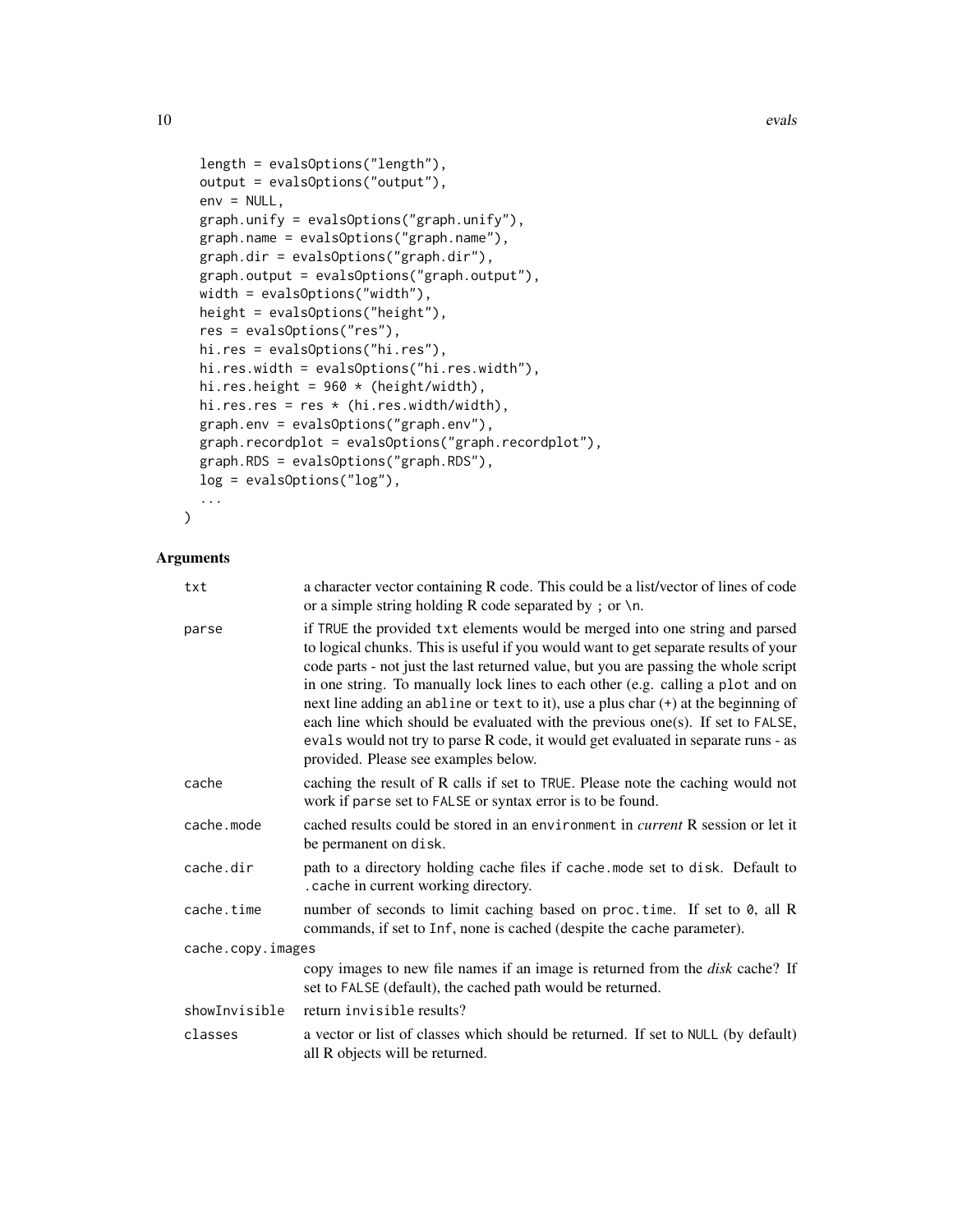```
  length = evalsOptions("length"),
  output = evalsOptions("output"),
  env = NULL,
  graph.unify = evalsOptions("graph.unify"),
  graph.name = evalsOptions("graph.name"),
  graph.dir = evalsOptions("graph.dir"),
  graph.output = evalsOptions("graph.output"),
  width = evalsOptions("width"),
  height = evalsOptions("height"),
  res = evalsOptions("res"),
  hi.res = evalsOptions("hi.res"),
  hi.res.width = evalsOptions("hi.res.width"),
  hi.res.height = 960 * (height/width),
  hi.res.res = res * (hi.res.width/width),
  graph.env = evalsOptions("graph.env"),
  graph.recordplot = evalsOptions("graph.recordplot"),
  graph.RDS = evalsOptions("graph.RDS"),
  log = evalsOptions("log"),
  ...
)
```

## Arguments

| | |
|---|---|
| `txt` | a character vector containing R code. This could be a list/vector of lines of code or a simple string holding R code separated by `;` or `\n`. |
| `parse` | if `TRUE` the provided `txt` elements would be merged into one string and parsed to logical chunks. This is useful if you would want to get separate results of your code parts - not just the last returned value, but you are passing the whole script in one string. To manually lock lines to each other (e.g. calling a `plot` and on next line adding an `abline` or `text` to it), use a plus char (`+`) at the beginning of each line which should be evaluated with the previous one(s). If set to `FALSE`, `evals` would not try to parse R code, it would get evaluated in separate runs - as provided. Please see examples below. |
| `cache` | caching the result of R calls if set to `TRUE`. Please note the caching would not work if `parse` set to `FALSE` or syntax error is to be found. |
| `cache.mode` | cached results could be stored in an `environment` in *current* R session or let it be permanent on `disk`. |
| `cache.dir` | path to a directory holding cache files if `cache.mode` set to `disk`. Default to `.cache` in current working directory. |
| `cache.time` | number of seconds to limit caching based on `proc.time`. If set to `0`, all R commands, if set to `Inf`, none is cached (despite the `cache` parameter). |
| `cache.copy.images` | copy images to new file names if an image is returned from the *disk* cache? If set to `FALSE` (default), the cached path would be returned. |
| `showInvisible` | return `invisible` results? |
| `classes` | a vector or list of classes which should be returned. If set to `NULL` (by default) all R objects will be returned. |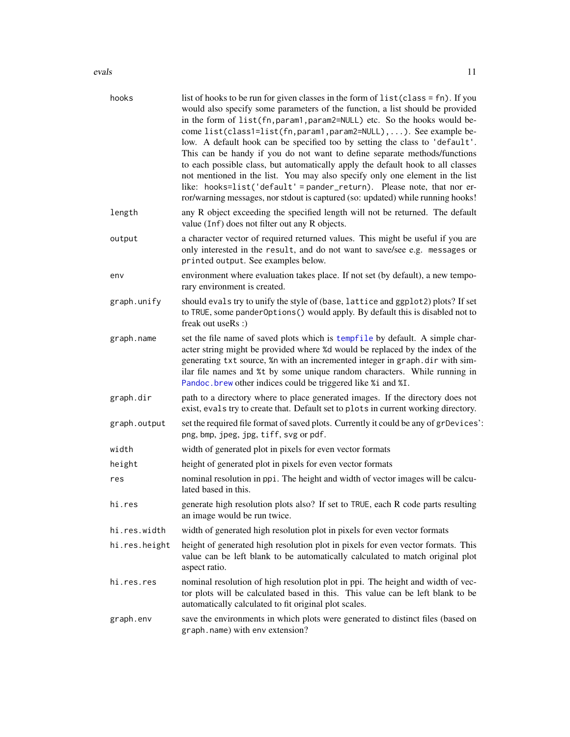| | |
|---|---|
| `hooks` | list of hooks to be run for given classes in the form of `list(class = fn)`. If you would also specify some parameters of the function, a list should be provided in the form of `list(fn,param1,param2=NULL)` etc. So the hooks would become `list(class1=list(fn,param1,param2=NULL),...)`. See example below. A default hook can be specified too by setting the class to `'default'`. This can be handy if you do not want to define separate methods/functions to each possible class, but automatically apply the default hook to all classes not mentioned in the list. You may also specify only one element in the list like: `hooks=list('default' = pander_return)`. Please note, that nor error/warning messages, nor stdout is captured (so: updated) while running hooks! |
| `length` | any R object exceeding the specified length will not be returned. The default value (`Inf`) does not filter out any R objects. |
| `output` | a character vector of required returned values. This might be useful if you are only interested in the `result`, and do not want to save/see e.g. `messages` or printed `output`. See examples below. |
| `env` | environment where evaluation takes place. If not set (by default), a new temporary environment is created. |
| `graph.unify` | should `evals` try to unify the style of (`base`, `lattice` and `ggplot2`) plots? If set to `TRUE`, some `panderOptions()` would apply. By default this is disabled not to freak out useRs :) |
| `graph.name` | set the file name of saved plots which is `tempfile` by default. A simple character string might be provided where `%d` would be replaced by the index of the generating `txt` source, `%n` with an incremented integer in `graph.dir` with similar file names and `%t` by some unique random characters. While running in `Pandoc.brew` other indices could be triggered like `%i` and `%I`. |
| `graph.dir` | path to a directory where to place generated images. If the directory does not exist, `evals` try to create that. Default set to `plots` in current working directory. |
| `graph.output` | set the required file format of saved plots. Currently it could be any of `grDevices`': `png`, `bmp`, `jpeg`, `jpg`, `tiff`, `svg` or `pdf`. |
| `width` | width of generated plot in pixels for even vector formats |
| `height` | height of generated plot in pixels for even vector formats |
| `res` | nominal resolution in `ppi`. The height and width of vector images will be calculated based in this. |
| `hi.res` | generate high resolution plots also? If set to `TRUE`, each R code parts resulting an image would be run twice. |
| `hi.res.width` | width of generated high resolution plot in pixels for even vector formats |
| `hi.res.height` | height of generated high resolution plot in pixels for even vector formats. This value can be left blank to be automatically calculated to match original plot aspect ratio. |
| `hi.res.res` | nominal resolution of high resolution plot in ppi. The height and width of vector plots will be calculated based in this. This value can be left blank to be automatically calculated to fit original plot scales. |
| `graph.env` | save the environments in which plots were generated to distinct files (based on `graph.name`) with `env` extension? |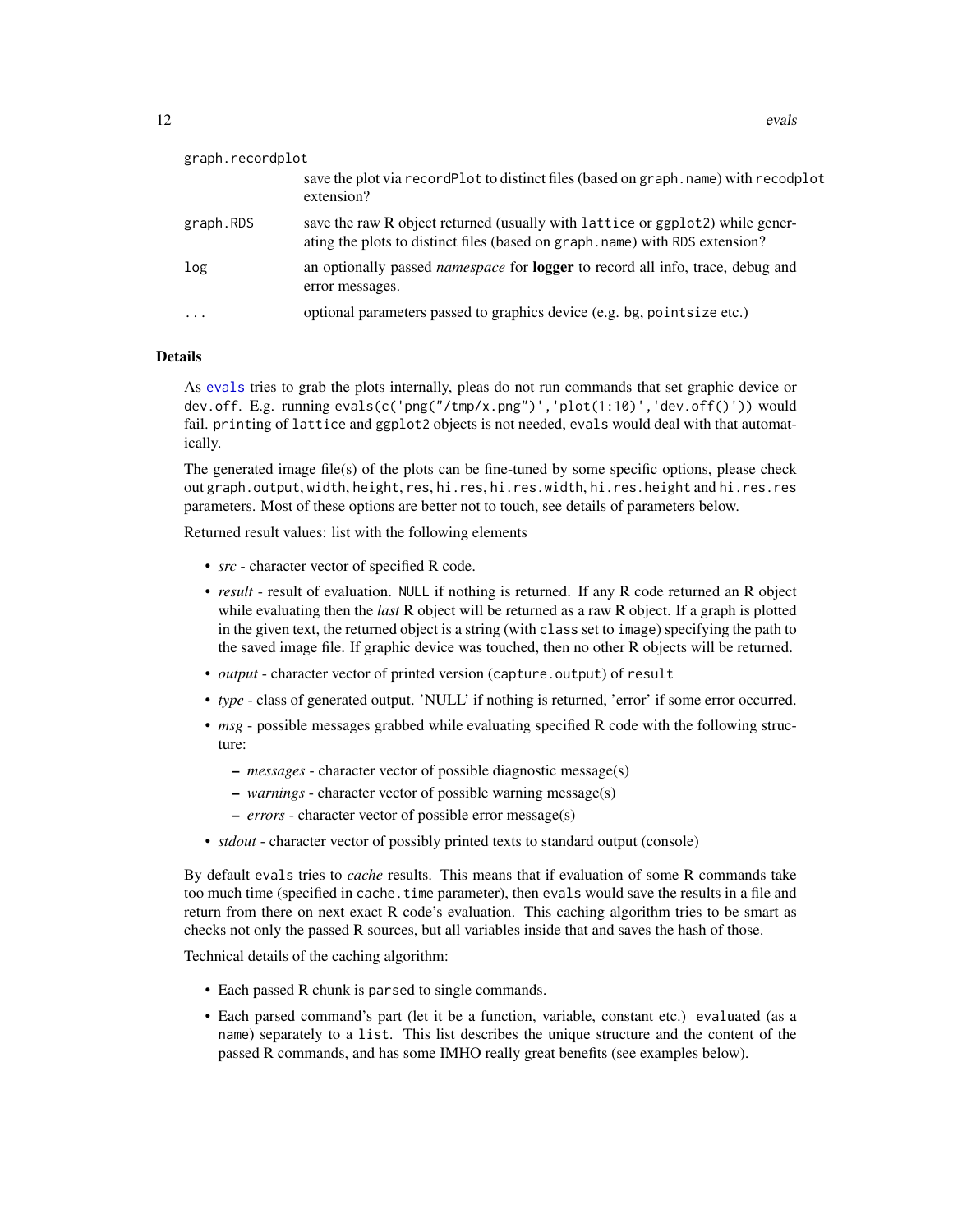| | |
|---|---|
| graph.recordplot | save the plot via recordPlot to distinct files (based on graph.name) with recodplot extension? |
| graph.RDS | save the raw R object returned (usually with lattice or ggplot2) while generating the plots to distinct files (based on graph.name) with RDS extension? |
| log | an optionally passed *namespace* for **logger** to record all info, trace, debug and error messages. |
| ... | optional parameters passed to graphics device (e.g. bg, pointsize etc.) |

## Details

As `evals` tries to grab the plots internally, pleas do not run commands that set graphic device or `dev.off`. E.g. running `evals(c('png("/tmp/x.png")','plot(1:10)','dev.off()'))` would fail. `print`ing of `lattice` and `ggplot2` objects is not needed, `evals` would deal with that automatically.

The generated image file(s) of the plots can be fine-tuned by some specific options, please check out `graph.output`, `width`, `height`, `res`, `hi.res`, `hi.res.width`, `hi.res.height` and `hi.res.res` parameters. Most of these options are better not to touch, see details of parameters below.

Returned result values: list with the following elements

- *src* - character vector of specified R code.
- *result* - result of evaluation. `NULL` if nothing is returned. If any R code returned an R object while evaluating then the *last* R object will be returned as a raw R object. If a graph is plotted in the given text, the returned object is a string (with `class` set to `image`) specifying the path to the saved image file. If graphic device was touched, then no other R objects will be returned.
- *output* - character vector of printed version (`capture.output`) of `result`
- *type* - class of generated output. 'NULL' if nothing is returned, 'error' if some error occurred.
- *msg* - possible messages grabbed while evaluating specified R code with the following structure:
  - *messages* - character vector of possible diagnostic message(s)
  - *warnings* - character vector of possible warning message(s)
  - *errors* - character vector of possible error message(s)
- *stdout* - character vector of possibly printed texts to standard output (console)

By default `evals` tries to *cache* results. This means that if evaluation of some R commands take too much time (specified in `cache.time` parameter), then `evals` would save the results in a file and return from there on next exact R code's evaluation. This caching algorithm tries to be smart as checks not only the passed R sources, but all variables inside that and saves the hash of those.

Technical details of the caching algorithm:

- Each passed R chunk is `parse`d to single commands.
- Each parsed command's part (let it be a function, variable, constant etc.) `evaluated` (as a `name`) separately to a `list`. This list describes the unique structure and the content of the passed R commands, and has some IMHO really great benefits (see examples below).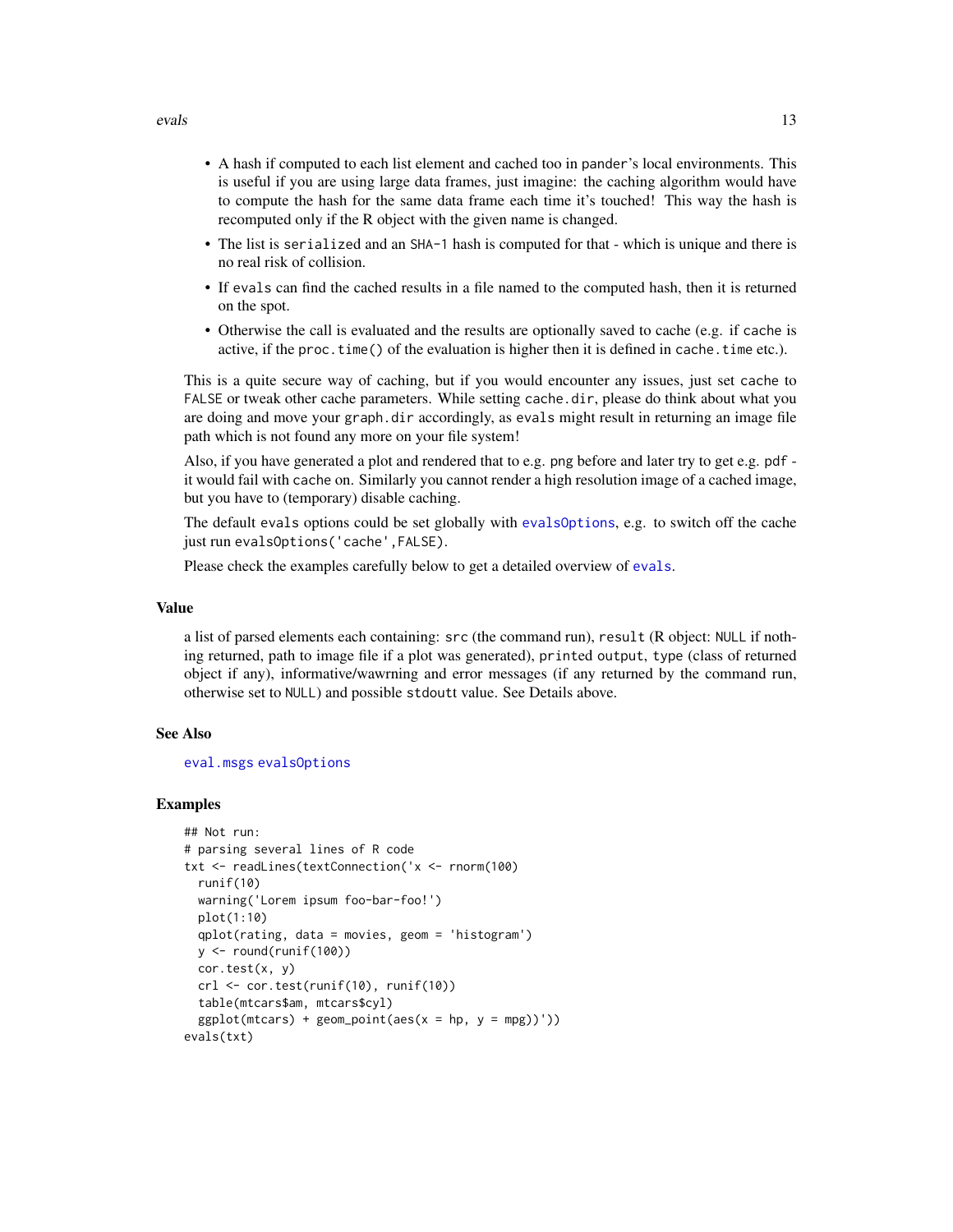- A hash if computed to each list element and cached too in `pander`'s local environments. This is useful if you are using large data frames, just imagine: the caching algorithm would have to compute the hash for the same data frame each time it's touched! This way the hash is recomputed only if the R object with the given name is changed.
- The list is `serialized` and an `SHA-1` hash is computed for that - which is unique and there is no real risk of collision.
- If `evals` can find the cached results in a file named to the computed hash, then it is returned on the spot.
- Otherwise the call is evaluated and the results are optionally saved to cache (e.g. if `cache` is active, if the `proc.time()` of the evaluation is higher then it is defined in `cache.time` etc.).

This is a quite secure way of caching, but if you would encounter any issues, just set `cache` to `FALSE` or tweak other cache parameters. While setting `cache.dir`, please do think about what you are doing and move your `graph.dir` accordingly, as `evals` might result in returning an image file path which is not found any more on your file system!

Also, if you have generated a plot and rendered that to e.g. `png` before and later try to get e.g. `pdf` - it would fail with `cache` on. Similarly you cannot render a high resolution image of a cached image, but you have to (temporary) disable caching.

The default `evals` options could be set globally with `evalsOptions`, e.g. to switch off the cache just run `evalsOptions('cache',FALSE)`.

Please check the examples carefully below to get a detailed overview of `evals`.

## Value

a list of parsed elements each containing: `src` (the command run), `result` (R object: `NULL` if nothing returned, path to image file if a plot was generated), `printed` output, `type` (class of returned object if any), informative/wawrning and error messages (if any returned by the command run, otherwise set to `NULL`) and possible `stdoutt` value. See Details above.

## See Also

`eval.msgs` `evalsOptions`

## Examples

```
## Not run:
# parsing several lines of R code
txt <- readLines(textConnection('x <- rnorm(100)
  runif(10)
  warning('Lorem ipsum foo-bar-foo!')
  plot(1:10)
  qplot(rating, data = movies, geom = 'histogram')
  y <- round(runif(100))
  cor.test(x, y)
  crl <- cor.test(runif(10), runif(10))
  table(mtcars$am, mtcars$cyl)
  ggplot(mtcars) + geom_point(aes(x = hp, y = mpg))'))
evals(txt)
```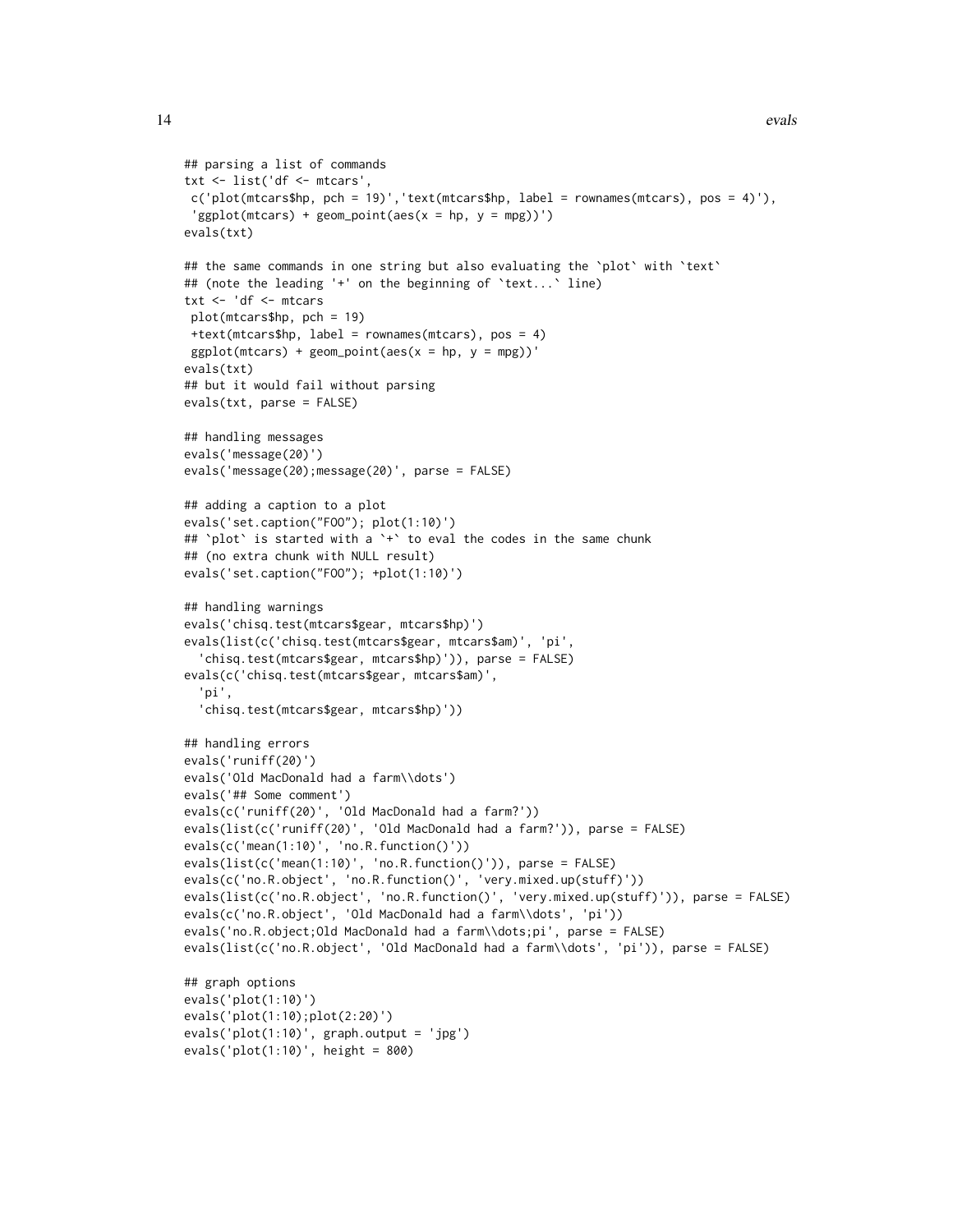```
## parsing a list of commands
txt <- list('df <- mtcars',
 c('plot(mtcars$hp, pch = 19)','text(mtcars$hp, label = rownames(mtcars), pos = 4)'),
 'ggplot(mtcars) + geom_point(aes(x = hp, y = mpg))')
evals(txt)

## the same commands in one string but also evaluating the `plot` with `text`
## (note the leading '+' on the beginning of `text...` line)
txt <- 'df <- mtcars
 plot(mtcars$hp, pch = 19)
 +text(mtcars$hp, label = rownames(mtcars), pos = 4)
 ggplot(mtcars) + geom_point(aes(x = hp, y = mpg))'
evals(txt)
## but it would fail without parsing
evals(txt, parse = FALSE)

## handling messages
evals('message(20)')
evals('message(20);message(20)', parse = FALSE)

## adding a caption to a plot
evals('set.caption("FOO"); plot(1:10)')
## `plot` is started with a `+` to eval the codes in the same chunk
## (no extra chunk with NULL result)
evals('set.caption("FOO"); +plot(1:10)')

## handling warnings
evals('chisq.test(mtcars$gear, mtcars$hp)')
evals(list(c('chisq.test(mtcars$gear, mtcars$am)', 'pi',
  'chisq.test(mtcars$gear, mtcars$hp)')), parse = FALSE)
evals(c('chisq.test(mtcars$gear, mtcars$am)',
  'pi',
  'chisq.test(mtcars$gear, mtcars$hp)'))

## handling errors
evals('runiff(20)')
evals('Old MacDonald had a farm\\dots')
evals('## Some comment')
evals(c('runiff(20)', 'Old MacDonald had a farm?'))
evals(list(c('runiff(20)', 'Old MacDonald had a farm?')), parse = FALSE)
evals(c('mean(1:10)', 'no.R.function()'))
evals(list(c('mean(1:10)', 'no.R.function()')), parse = FALSE)
evals(c('no.R.object', 'no.R.function()', 'very.mixed.up(stuff)'))
evals(list(c('no.R.object', 'no.R.function()', 'very.mixed.up(stuff)')), parse = FALSE)
evals(c('no.R.object', 'Old MacDonald had a farm\\dots', 'pi'))
evals('no.R.object;Old MacDonald had a farm\\dots;pi', parse = FALSE)
evals(list(c('no.R.object', 'Old MacDonald had a farm\\dots', 'pi')), parse = FALSE)

## graph options
evals('plot(1:10)')
evals('plot(1:10);plot(2:20)')
evals('plot(1:10)', graph.output = 'jpg')
evals('plot(1:10)', height = 800)
```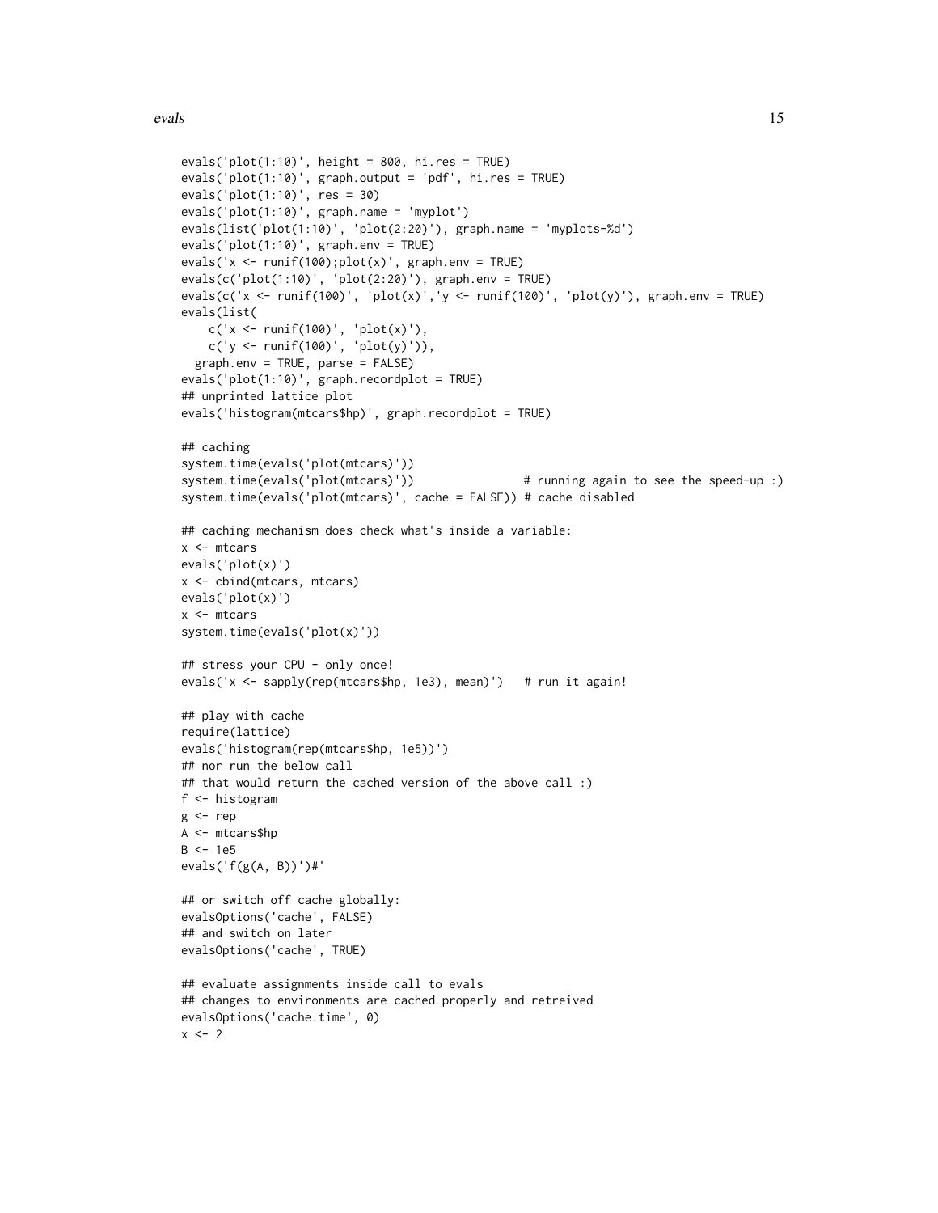```
evals('plot(1:10)', height = 800, hi.res = TRUE)
evals('plot(1:10)', graph.output = 'pdf', hi.res = TRUE)
evals('plot(1:10)', res = 30)
evals('plot(1:10)', graph.name = 'myplot')
evals(list('plot(1:10)', 'plot(2:20)'), graph.name = 'myplots-%d')
evals('plot(1:10)', graph.env = TRUE)
evals('x <- runif(100);plot(x)', graph.env = TRUE)
evals(c('plot(1:10)', 'plot(2:20)'), graph.env = TRUE)
evals(c('x <- runif(100)', 'plot(x)','y <- runif(100)', 'plot(y)'), graph.env = TRUE)
evals(list(
    c('x <- runif(100)', 'plot(x)'),
    c('y <- runif(100)', 'plot(y)')),
  graph.env = TRUE, parse = FALSE)
evals('plot(1:10)', graph.recordplot = TRUE)
## unprinted lattice plot
evals('histogram(mtcars$hp)', graph.recordplot = TRUE)

## caching
system.time(evals('plot(mtcars)'))
system.time(evals('plot(mtcars)'))                # running again to see the speed-up :)
system.time(evals('plot(mtcars)', cache = FALSE)) # cache disabled

## caching mechanism does check what's inside a variable:
x <- mtcars
evals('plot(x)')
x <- cbind(mtcars, mtcars)
evals('plot(x)')
x <- mtcars
system.time(evals('plot(x)'))

## stress your CPU - only once!
evals('x <- sapply(rep(mtcars$hp, 1e3), mean)')   # run it again!

## play with cache
require(lattice)
evals('histogram(rep(mtcars$hp, 1e5))')
## nor run the below call
## that would return the cached version of the above call :)
f <- histogram
g <- rep
A <- mtcars$hp
B <- 1e5
evals('f(g(A, B))')#'

## or switch off cache globally:
evalsOptions('cache', FALSE)
## and switch on later
evalsOptions('cache', TRUE)

## evaluate assignments inside call to evals
## changes to environments are cached properly and retreived
evalsOptions('cache.time', 0)
x <- 2
```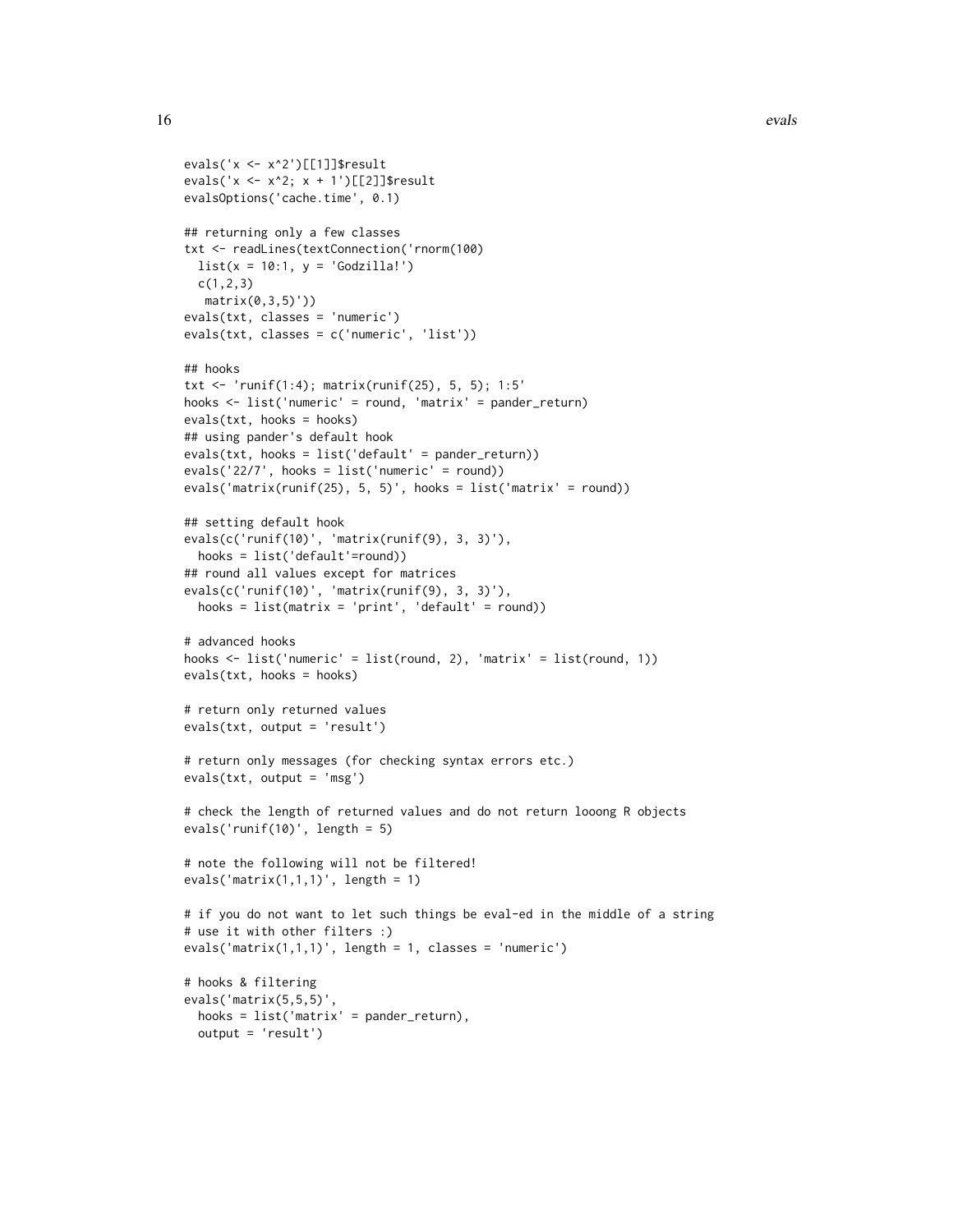```
evals('x <- x^2')[[1]]$result
evals('x <- x^2; x + 1')[[2]]$result
evalsOptions('cache.time', 0.1)

## returning only a few classes
txt <- readLines(textConnection('rnorm(100)
  list(x = 10:1, y = 'Godzilla!')
  c(1,2,3)
   matrix(0,3,5)'))
evals(txt, classes = 'numeric')
evals(txt, classes = c('numeric', 'list'))

## hooks
txt <- 'runif(1:4); matrix(runif(25), 5, 5); 1:5'
hooks <- list('numeric' = round, 'matrix' = pander_return)
evals(txt, hooks = hooks)
## using pander's default hook
evals(txt, hooks = list('default' = pander_return))
evals('22/7', hooks = list('numeric' = round))
evals('matrix(runif(25), 5, 5)', hooks = list('matrix' = round))

## setting default hook
evals(c('runif(10)', 'matrix(runif(9), 3, 3)'),
  hooks = list('default'=round))
## round all values except for matrices
evals(c('runif(10)', 'matrix(runif(9), 3, 3)'),
  hooks = list(matrix = 'print', 'default' = round))

# advanced hooks
hooks <- list('numeric' = list(round, 2), 'matrix' = list(round, 1))
evals(txt, hooks = hooks)

# return only returned values
evals(txt, output = 'result')

# return only messages (for checking syntax errors etc.)
evals(txt, output = 'msg')

# check the length of returned values and do not return looong R objects
evals('runif(10)', length = 5)

# note the following will not be filtered!
evals('matrix(1,1,1)', length = 1)

# if you do not want to let such things be eval-ed in the middle of a string
# use it with other filters :)
evals('matrix(1,1,1)', length = 1, classes = 'numeric')

# hooks & filtering
evals('matrix(5,5,5)',
  hooks = list('matrix' = pander_return),
  output = 'result')
```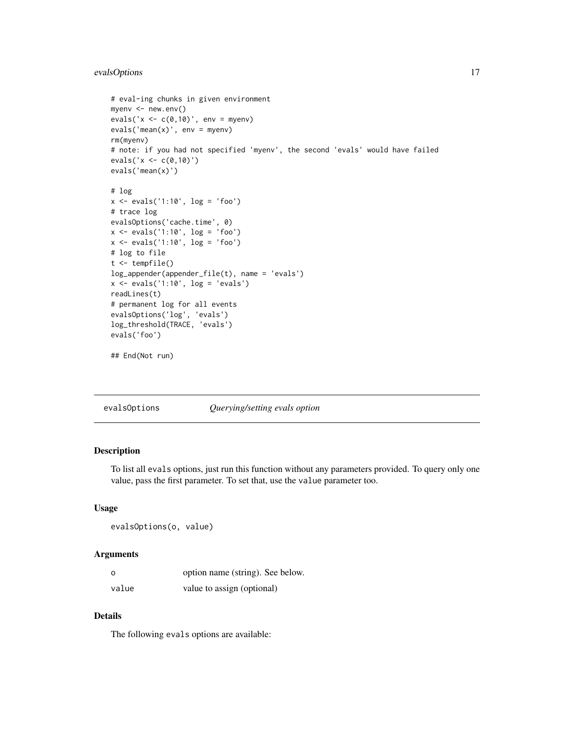```
# eval-ing chunks in given environment
myenv <- new.env()
evals('x <- c(0,10)', env = myenv)
evals('mean(x)', env = myenv)
rm(myenv)
# note: if you had not specified 'myenv', the second 'evals' would have failed
evals('x <- c(0,10)')
evals('mean(x)')

# log
x <- evals('1:10', log = 'foo')
# trace log
evalsOptions('cache.time', 0)
x <- evals('1:10', log = 'foo')
x <- evals('1:10', log = 'foo')
# log to file
t <- tempfile()
log_appender(appender_file(t), name = 'evals')
x <- evals('1:10', log = 'evals')
readLines(t)
# permanent log for all events
evalsOptions('log', 'evals')
log_threshold(TRACE, 'evals')
evals('foo')

## End(Not run)
```

---

## evalsOptions — *Querying/setting evals option*

---

### Description

To list all `evals` options, just run this function without any parameters provided. To query only one value, pass the first parameter. To set that, use the `value` parameter too.

### Usage

```
evalsOptions(o, value)
```

### Arguments

| | |
|---|---|
| `o` | option name (string). See below. |
| `value` | value to assign (optional) |

### Details

The following `evals` options are available: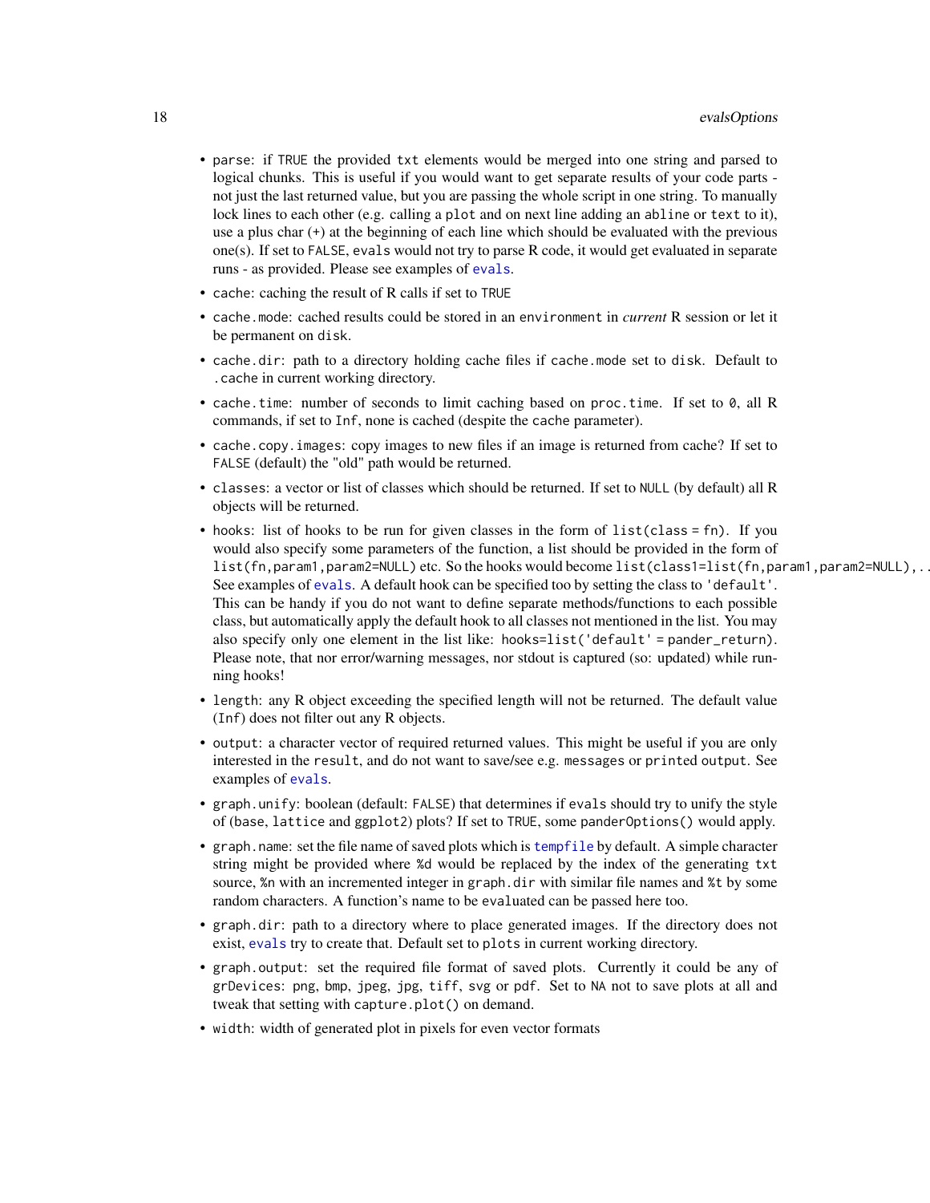- `parse`: if `TRUE` the provided `txt` elements would be merged into one string and parsed to logical chunks. This is useful if you would want to get separate results of your code parts - not just the last returned value, but you are passing the whole script in one string. To manually lock lines to each other (e.g. calling a `plot` and on next line adding an `abline` or `text` to it), use a plus char (`+`) at the beginning of each line which should be evaluated with the previous one(s). If set to `FALSE`, `evals` would not try to parse R code, it would get evaluated in separate runs - as provided. Please see examples of `evals`.
- `cache`: caching the result of R calls if set to `TRUE`
- `cache.mode`: cached results could be stored in an `environment` in *current* R session or let it be permanent on `disk`.
- `cache.dir`: path to a directory holding cache files if `cache.mode` set to `disk`. Default to `.cache` in current working directory.
- `cache.time`: number of seconds to limit caching based on `proc.time`. If set to `0`, all R commands, if set to `Inf`, none is cached (despite the `cache` parameter).
- `cache.copy.images`: copy images to new files if an image is returned from cache? If set to `FALSE` (default) the "old" path would be returned.
- `classes`: a vector or list of classes which should be returned. If set to `NULL` (by default) all R objects will be returned.
- `hooks`: list of hooks to be run for given classes in the form of `list(class = fn)`. If you would also specify some parameters of the function, a list should be provided in the form of `list(fn,param1,param2=NULL)` etc. So the hooks would become `list(class1=list(fn,param1,param2=NULL),...)`. See examples of `evals`. A default hook can be specified too by setting the class to `'default'`. This can be handy if you do not want to define separate methods/functions to each possible class, but automatically apply the default hook to all classes not mentioned in the list. You may also specify only one element in the list like: `hooks=list('default' = pander_return)`. Please note, that nor error/warning messages, nor stdout is captured (so: updated) while running hooks!
- `length`: any R object exceeding the specified length will not be returned. The default value (`Inf`) does not filter out any R objects.
- `output`: a character vector of required returned values. This might be useful if you are only interested in the `result`, and do not want to save/see e.g. `messages` or `print`ed `output`. See examples of `evals`.
- `graph.unify`: boolean (default: `FALSE`) that determines if `evals` should try to unify the style of (`base`, `lattice` and `ggplot2`) plots? If set to `TRUE`, some `panderOptions()` would apply.
- `graph.name`: set the file name of saved plots which is `tempfile` by default. A simple character string might be provided where `%d` would be replaced by the index of the generating `txt` source, `%n` with an incremented integer in `graph.dir` with similar file names and `%t` by some random characters. A function's name to be `eval`uated can be passed here too.
- `graph.dir`: path to a directory where to place generated images. If the directory does not exist, `evals` try to create that. Default set to `plots` in current working directory.
- `graph.output`: set the required file format of saved plots. Currently it could be any of `grDevices`: `png`, `bmp`, `jpeg`, `jpg`, `tiff`, `svg` or `pdf`. Set to `NA` not to save plots at all and tweak that setting with `capture.plot()` on demand.
- `width`: width of generated plot in pixels for even vector formats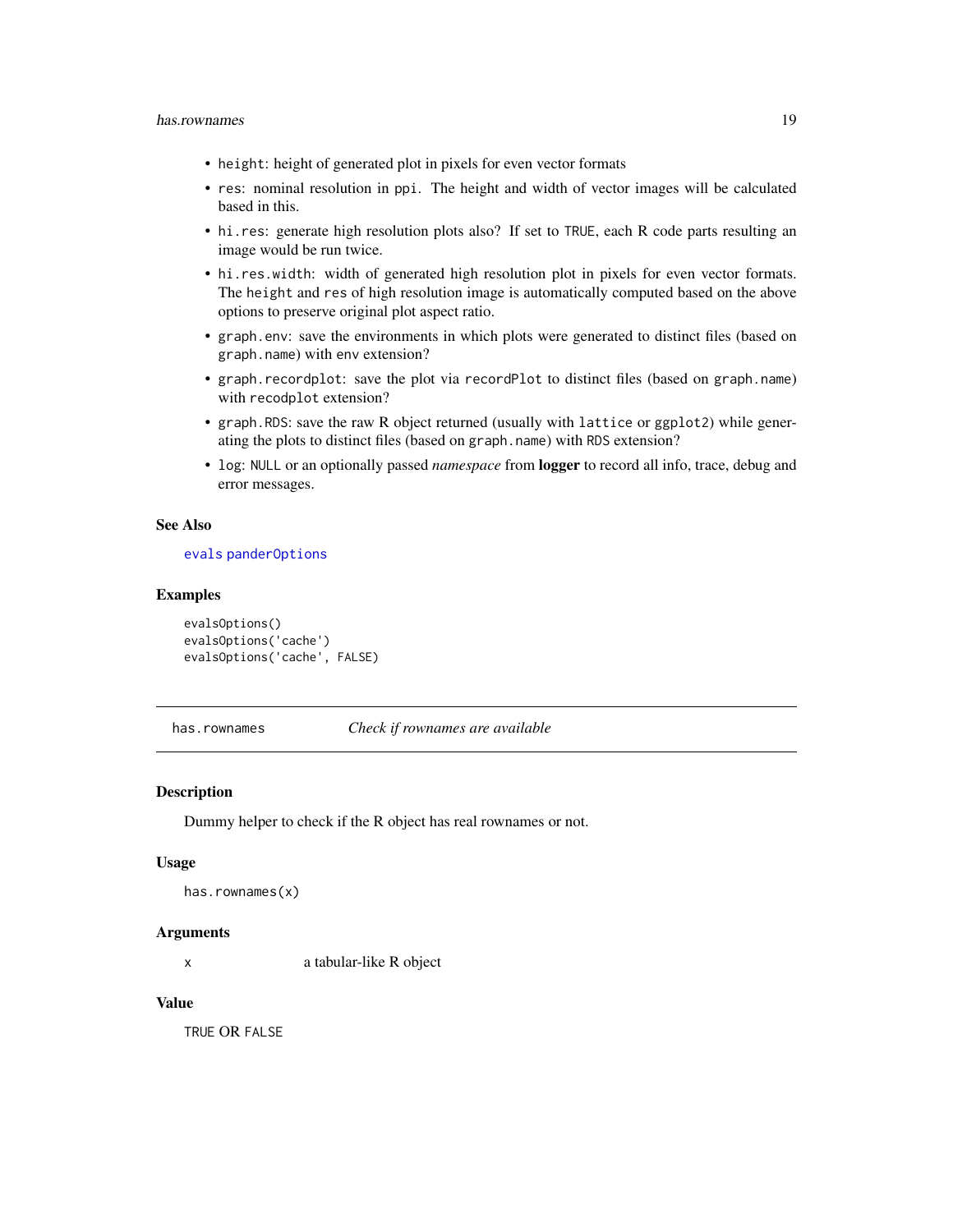- `height`: height of generated plot in pixels for even vector formats
- `res`: nominal resolution in `ppi`. The height and width of vector images will be calculated based in this.
- `hi.res`: generate high resolution plots also? If set to `TRUE`, each R code parts resulting an image would be run twice.
- `hi.res.width`: width of generated high resolution plot in pixels for even vector formats. The `height` and `res` of high resolution image is automatically computed based on the above options to preserve original plot aspect ratio.
- `graph.env`: save the environments in which plots were generated to distinct files (based on `graph.name`) with `env` extension?
- `graph.recordplot`: save the plot via `recordPlot` to distinct files (based on `graph.name`) with `recodplot` extension?
- `graph.RDS`: save the raw R object returned (usually with `lattice` or `ggplot2`) while generating the plots to distinct files (based on `graph.name`) with `RDS` extension?
- `log`: `NULL` or an optionally passed *namespace* from **logger** to record all info, trace, debug and error messages.

### See Also

`evals` `panderOptions`

### Examples

```
evalsOptions()
evalsOptions('cache')
evalsOptions('cache', FALSE)
```

---

## `has.rownames` *Check if rownames are available*

### Description

Dummy helper to check if the R object has real rownames or not.

### Usage

```
has.rownames(x)
```

### Arguments

| | |
|---|---|
| `x` | a tabular-like R object |

### Value

`TRUE` OR `FALSE`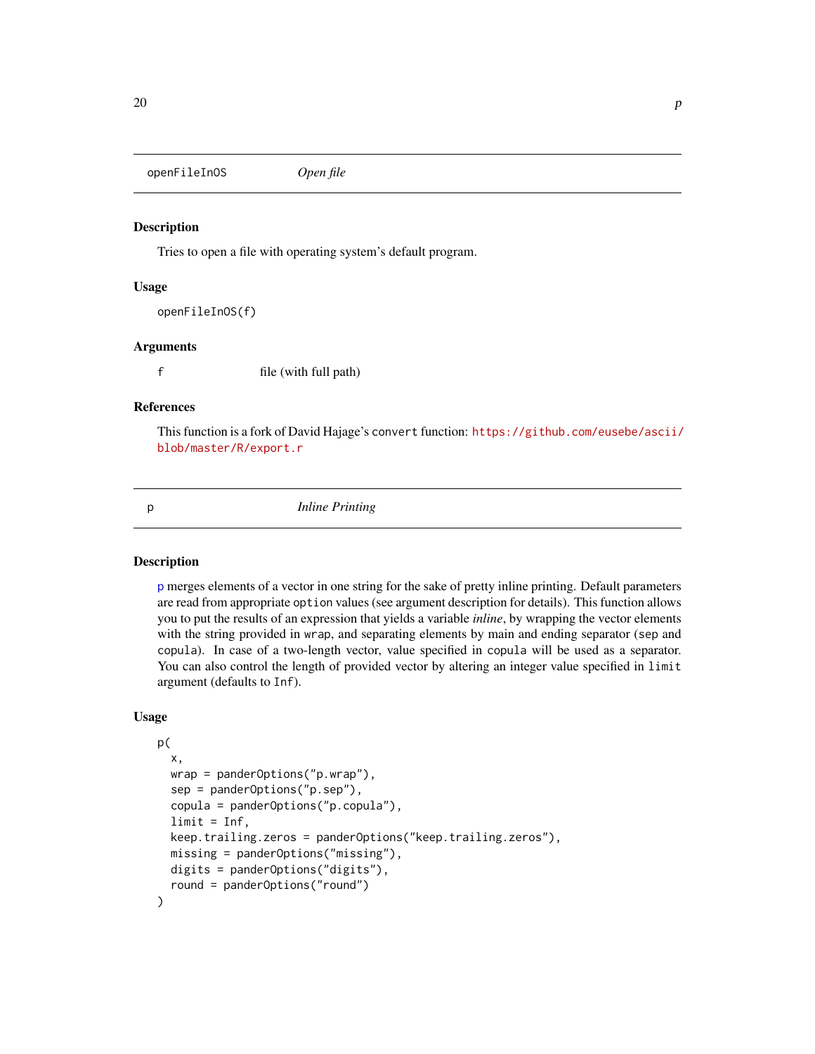## openFileInOS — *Open file*

### Description

Tries to open a file with operating system's default program.

### Usage

```
openFileInOS(f)
```

### Arguments

| | |
|---|---|
| f | file (with full path) |

### References

This function is a fork of David Hajage's `convert` function: https://github.com/eusebe/ascii/blob/master/R/export.r

## p — *Inline Printing*

### Description

`p` merges elements of a vector in one string for the sake of pretty inline printing. Default parameters are read from appropriate `option` values (see argument description for details). This function allows you to put the results of an expression that yields a variable *inline*, by wrapping the vector elements with the string provided in `wrap`, and separating elements by main and ending separator (`sep` and `copula`). In case of a two-length vector, value specified in `copula` will be used as a separator. You can also control the length of provided vector by altering an integer value specified in `limit` argument (defaults to `Inf`).

### Usage

```
p(
  x,
  wrap = panderOptions("p.wrap"),
  sep = panderOptions("p.sep"),
  copula = panderOptions("p.copula"),
  limit = Inf,
  keep.trailing.zeros = panderOptions("keep.trailing.zeros"),
  missing = panderOptions("missing"),
  digits = panderOptions("digits"),
  round = panderOptions("round")
)
```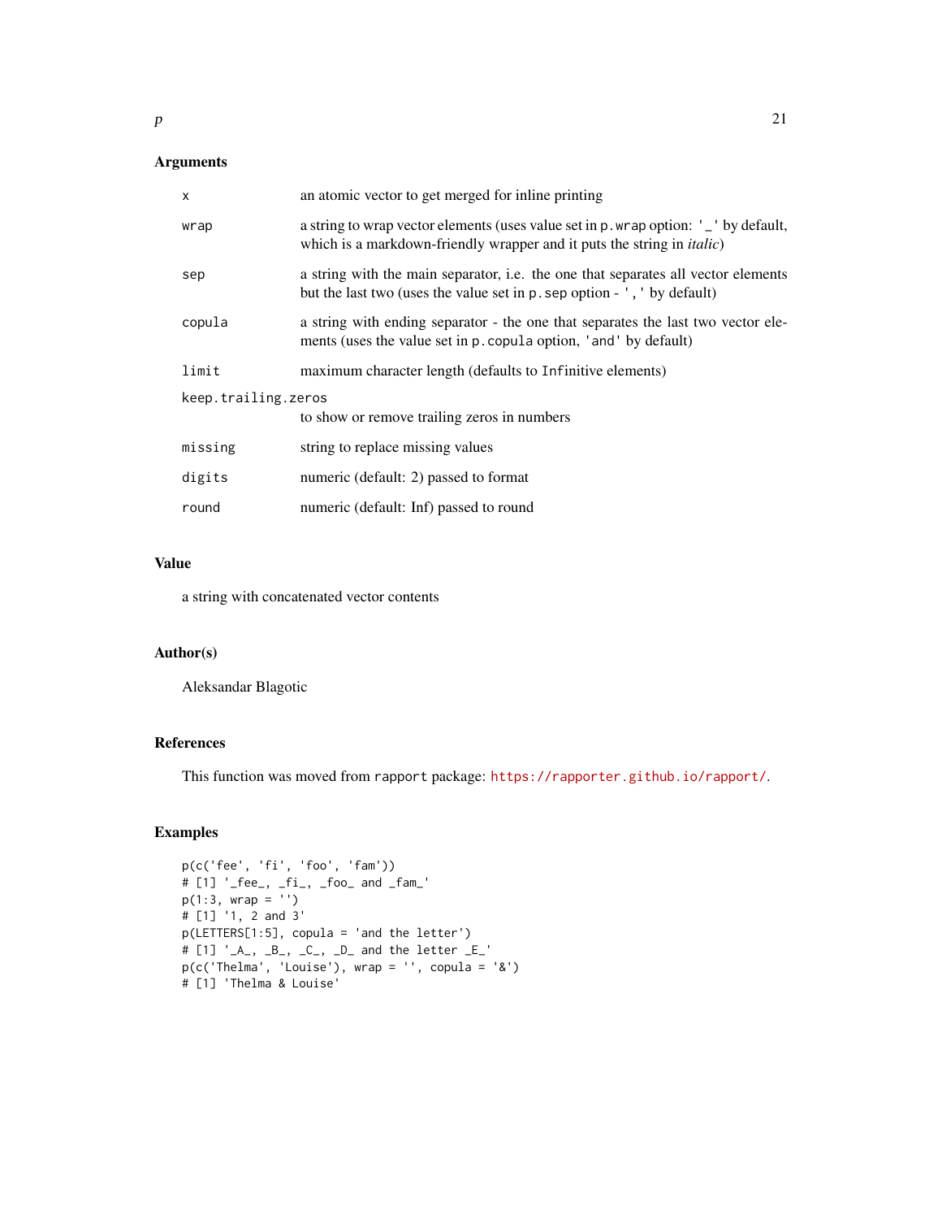## Arguments

| | |
|---|---|
| `x` | an atomic vector to get merged for inline printing |
| `wrap` | a string to wrap vector elements (uses value set in `p.wrap` option: `'_'` by default, which is a markdown-friendly wrapper and it puts the string in *italic*) |
| `sep` | a string with the main separator, i.e. the one that separates all vector elements but the last two (uses the value set in `p.sep` option - `','` by default) |
| `copula` | a string with ending separator - the one that separates the last two vector elements (uses the value set in `p.copula` option, `'and'` by default) |
| `limit` | maximum character length (defaults to `Infinitive` elements) |
| `keep.trailing.zeros` | to show or remove trailing zeros in numbers |
| `missing` | string to replace missing values |
| `digits` | numeric (default: 2) passed to format |
| `round` | numeric (default: Inf) passed to round |

## Value

a string with concatenated vector contents

## Author(s)

Aleksandar Blagotic

## References

This function was moved from `rapport` package: https://rapporter.github.io/rapport/.

## Examples

```
p(c('fee', 'fi', 'foo', 'fam'))
# [1] '_fee_, _fi_, _foo_ and _fam_'
p(1:3, wrap = '')
# [1] '1, 2 and 3'
p(LETTERS[1:5], copula = 'and the letter')
# [1] '_A_, _B_, _C_, _D_ and the letter _E_'
p(c('Thelma', 'Louise'), wrap = '', copula = '&')
# [1] 'Thelma & Louise'
```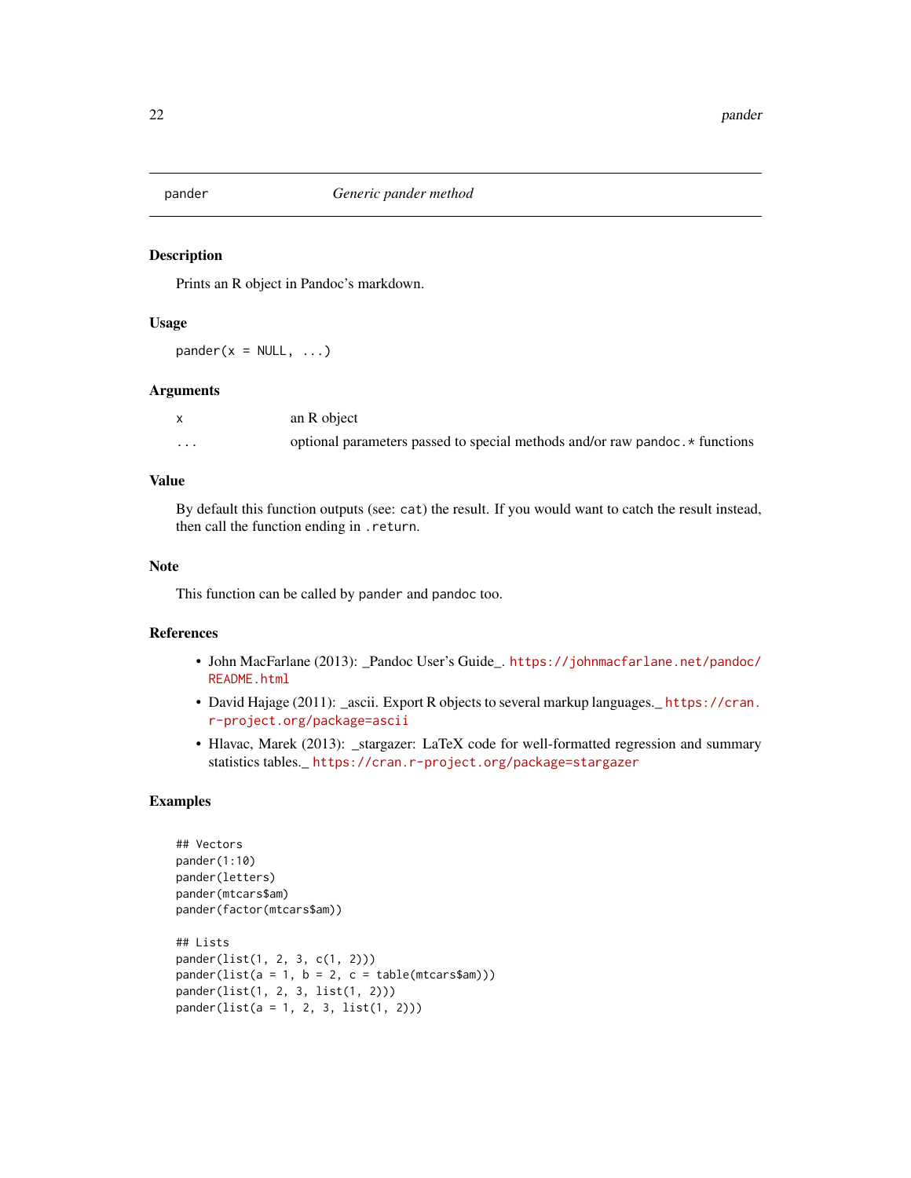## pander — *Generic pander method*

### Description

Prints an R object in Pandoc's markdown.

### Usage

```
pander(x = NULL, ...)
```

### Arguments

| | |
|---|---|
| x | an R object |
| ... | optional parameters passed to special methods and/or raw `pandoc.*` functions |

### Value

By default this function outputs (see: `cat`) the result. If you would want to catch the result instead, then call the function ending in `.return`.

### Note

This function can be called by `pander` and `pandoc` too.

### References

- John MacFarlane (2013): _Pandoc User's Guide_. https://johnmacfarlane.net/pandoc/README.html
- David Hajage (2011): _ascii. Export R objects to several markup languages._ https://cran.r-project.org/package=ascii
- Hlavac, Marek (2013): _stargazer: LaTeX code for well-formatted regression and summary statistics tables._ https://cran.r-project.org/package=stargazer

### Examples

```
## Vectors
pander(1:10)
pander(letters)
pander(mtcars$am)
pander(factor(mtcars$am))

## Lists
pander(list(1, 2, 3, c(1, 2)))
pander(list(a = 1, b = 2, c = table(mtcars$am)))
pander(list(1, 2, 3, list(1, 2)))
pander(list(a = 1, 2, 3, list(1, 2)))
```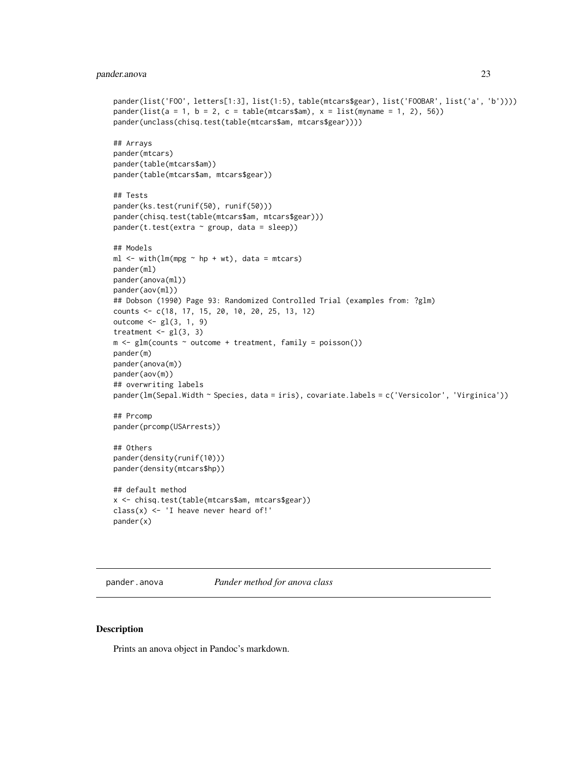```
pander(list('FOO', letters[1:3], list(1:5), table(mtcars$gear), list('FOOBAR', list('a', 'b'))))
pander(list(a = 1, b = 2, c = table(mtcars$am), x = list(myname = 1, 2), 56))
pander(unclass(chisq.test(table(mtcars$am, mtcars$gear))))

## Arrays
pander(mtcars)
pander(table(mtcars$am))
pander(table(mtcars$am, mtcars$gear))

## Tests
pander(ks.test(runif(50), runif(50)))
pander(chisq.test(table(mtcars$am, mtcars$gear)))
pander(t.test(extra ~ group, data = sleep))

## Models
ml <- with(lm(mpg ~ hp + wt), data = mtcars)
pander(ml)
pander(anova(ml))
pander(aov(ml))
## Dobson (1990) Page 93: Randomized Controlled Trial (examples from: ?glm)
counts <- c(18, 17, 15, 20, 10, 20, 25, 13, 12)
outcome <- gl(3, 1, 9)
treatment <- gl(3, 3)
m <- glm(counts ~ outcome + treatment, family = poisson())
pander(m)
pander(anova(m))
pander(aov(m))
## overwriting labels
pander(lm(Sepal.Width ~ Species, data = iris), covariate.labels = c('Versicolor', 'Virginica'))

## Prcomp
pander(prcomp(USArrests))

## Others
pander(density(runif(10)))
pander(density(mtcars$hp))

## default method
x <- chisq.test(table(mtcars$am, mtcars$gear))
class(x) <- 'I heave never heard of!'
pander(x)
```

---

## pander.anova *Pander method for anova class*

### Description

Prints an anova object in Pandoc's markdown.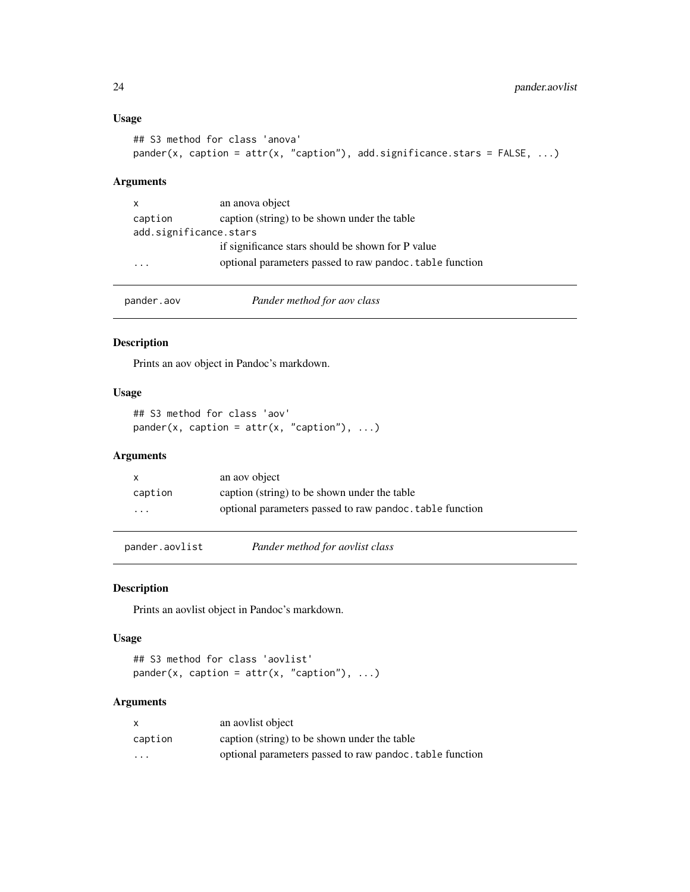### Usage

```
## S3 method for class 'anova'
pander(x, caption = attr(x, "caption"), add.significance.stars = FALSE, ...)
```

### Arguments

| | |
|---|---|
| x | an anova object |
| caption | caption (string) to be shown under the table |
| add.significance.stars | if significance stars should be shown for P value |
| ... | optional parameters passed to raw pandoc.table function |

## pander.aov — *Pander method for aov class*

### Description

Prints an aov object in Pandoc's markdown.

### Usage

```
## S3 method for class 'aov'
pander(x, caption = attr(x, "caption"), ...)
```

### Arguments

| | |
|---|---|
| x | an aov object |
| caption | caption (string) to be shown under the table |
| ... | optional parameters passed to raw pandoc.table function |

## pander.aovlist — *Pander method for aovlist class*

### Description

Prints an aovlist object in Pandoc's markdown.

### Usage

```
## S3 method for class 'aovlist'
pander(x, caption = attr(x, "caption"), ...)
```

### Arguments

| | |
|---|---|
| x | an aovlist object |
| caption | caption (string) to be shown under the table |
| ... | optional parameters passed to raw pandoc.table function |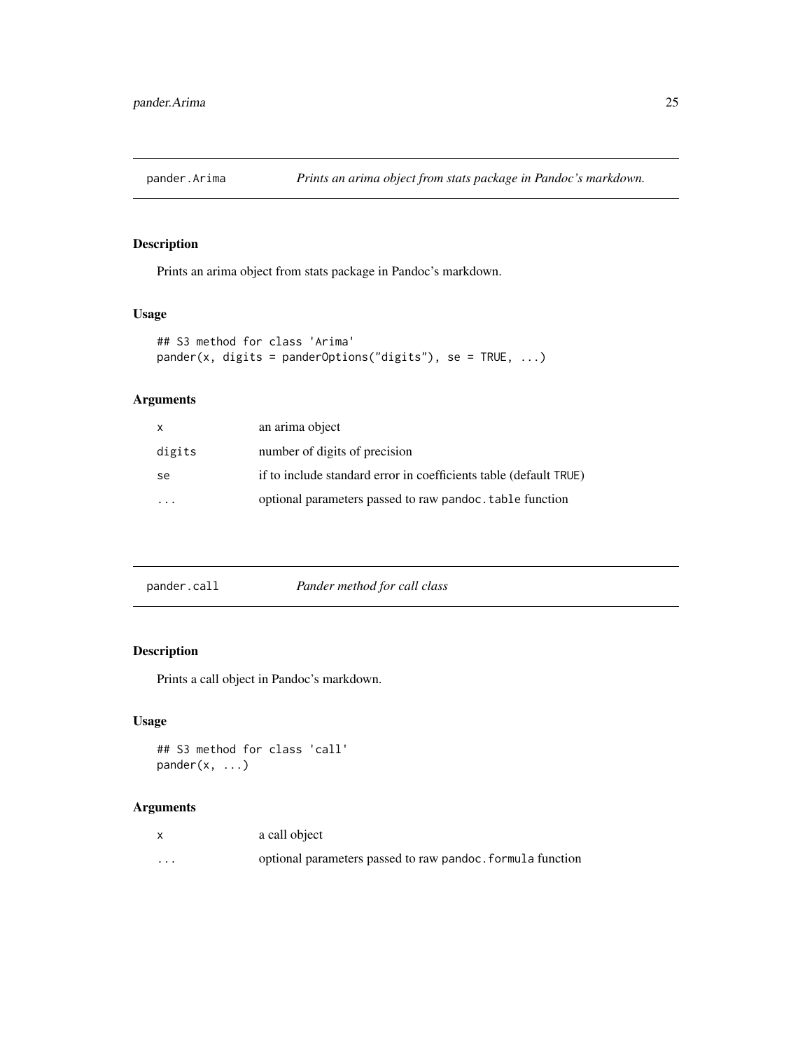## pander.Arima — *Prints an arima object from stats package in Pandoc's markdown.*

### Description

Prints an arima object from stats package in Pandoc's markdown.

### Usage

```
## S3 method for class 'Arima'
pander(x, digits = panderOptions("digits"), se = TRUE, ...)
```

### Arguments

| | |
|---|---|
| `x` | an arima object |
| `digits` | number of digits of precision |
| `se` | if to include standard error in coefficients table (default `TRUE`) |
| `...` | optional parameters passed to raw `pandoc.table` function |

## pander.call — *Pander method for call class*

### Description

Prints a call object in Pandoc's markdown.

### Usage

```
## S3 method for class 'call'
pander(x, ...)
```

### Arguments

| | |
|---|---|
| `x` | a call object |
| `...` | optional parameters passed to raw `pandoc.formula` function |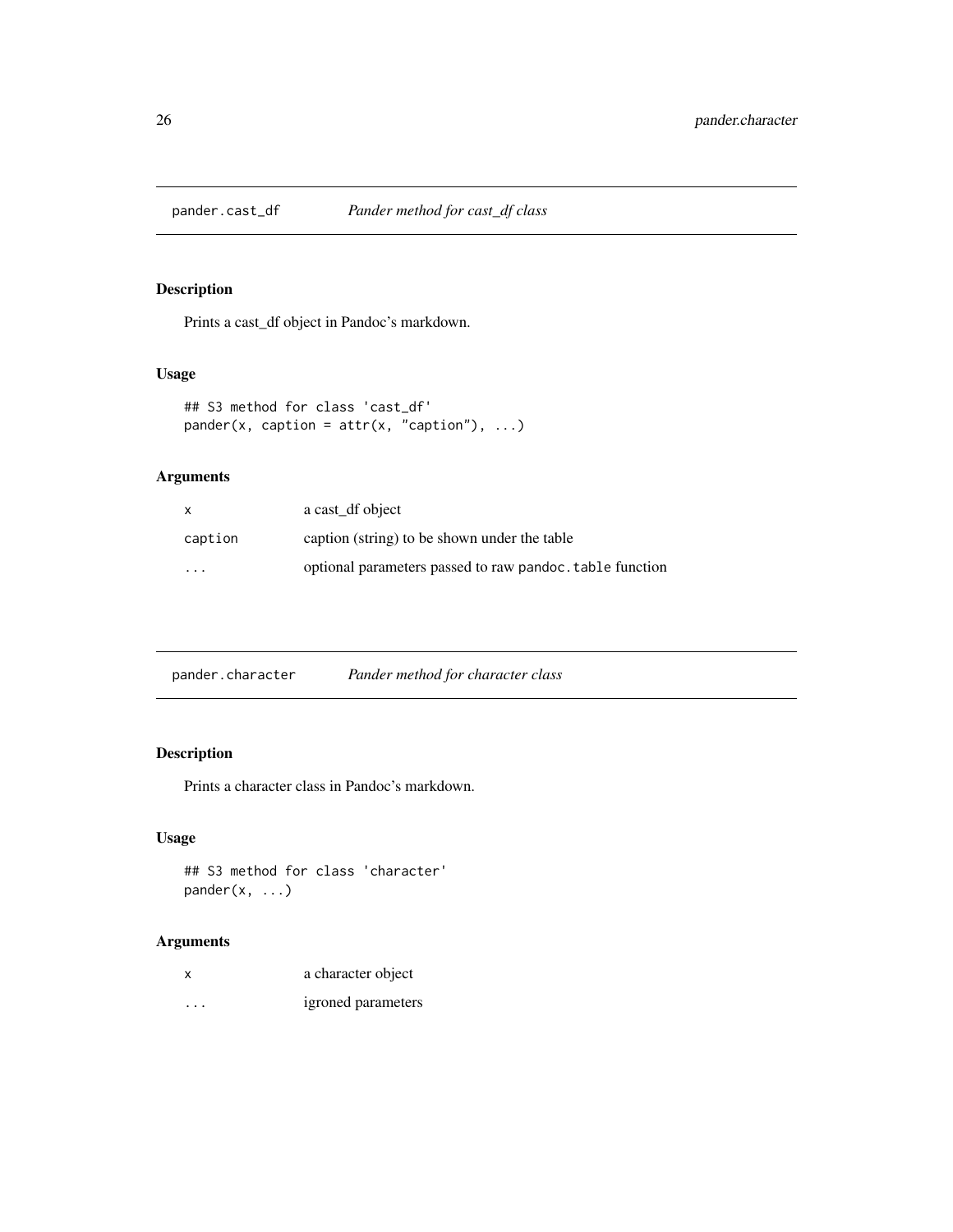## pander.cast_df — *Pander method for cast_df class*

### Description

Prints a cast_df object in Pandoc's markdown.

### Usage

```
## S3 method for class 'cast_df'
pander(x, caption = attr(x, "caption"), ...)
```

### Arguments

| | |
|---|---|
| `x` | a cast_df object |
| `caption` | caption (string) to be shown under the table |
| `...` | optional parameters passed to raw `pandoc.table` function |

## pander.character — *Pander method for character class*

### Description

Prints a character class in Pandoc's markdown.

### Usage

```
## S3 method for class 'character'
pander(x, ...)
```

### Arguments

| | |
|---|---|
| `x` | a character object |
| `...` | igroned parameters |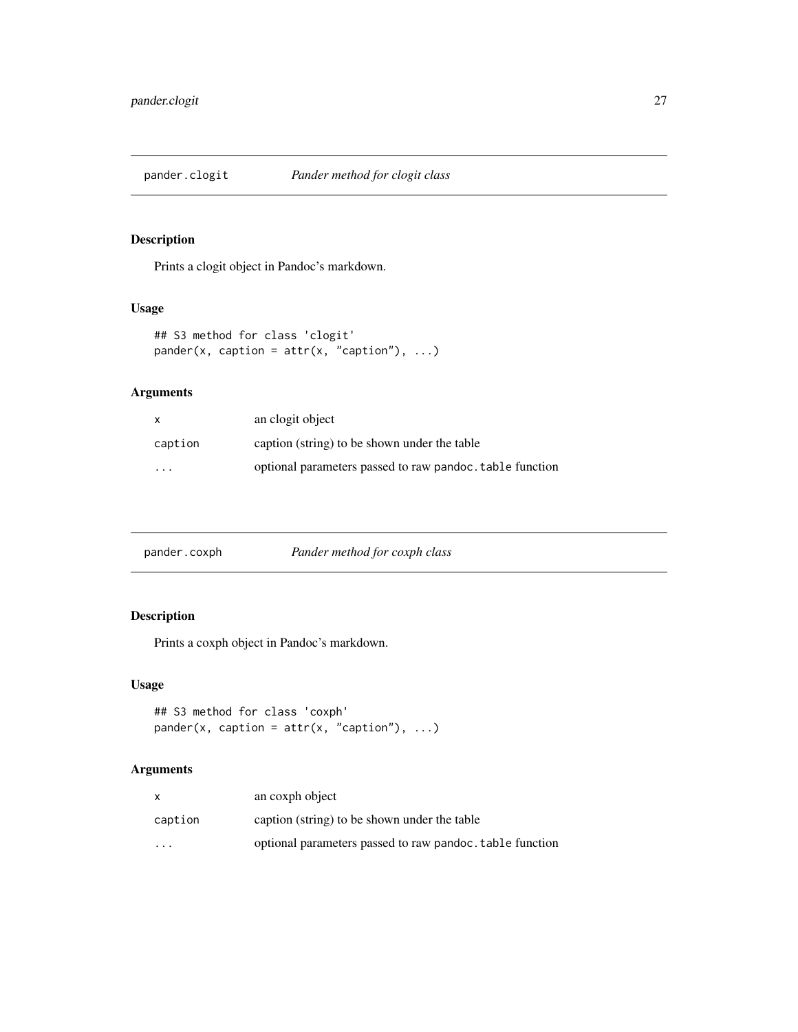## pander.clogit *Pander method for clogit class*

### Description

Prints a clogit object in Pandoc's markdown.

### Usage

```
## S3 method for class 'clogit'
pander(x, caption = attr(x, "caption"), ...)
```

### Arguments

| | |
|---|---|
| x | an clogit object |
| caption | caption (string) to be shown under the table |
| ... | optional parameters passed to raw `pandoc.table` function |

## pander.coxph *Pander method for coxph class*

### Description

Prints a coxph object in Pandoc's markdown.

### Usage

```
## S3 method for class 'coxph'
pander(x, caption = attr(x, "caption"), ...)
```

### Arguments

| | |
|---|---|
| x | an coxph object |
| caption | caption (string) to be shown under the table |
| ... | optional parameters passed to raw `pandoc.table` function |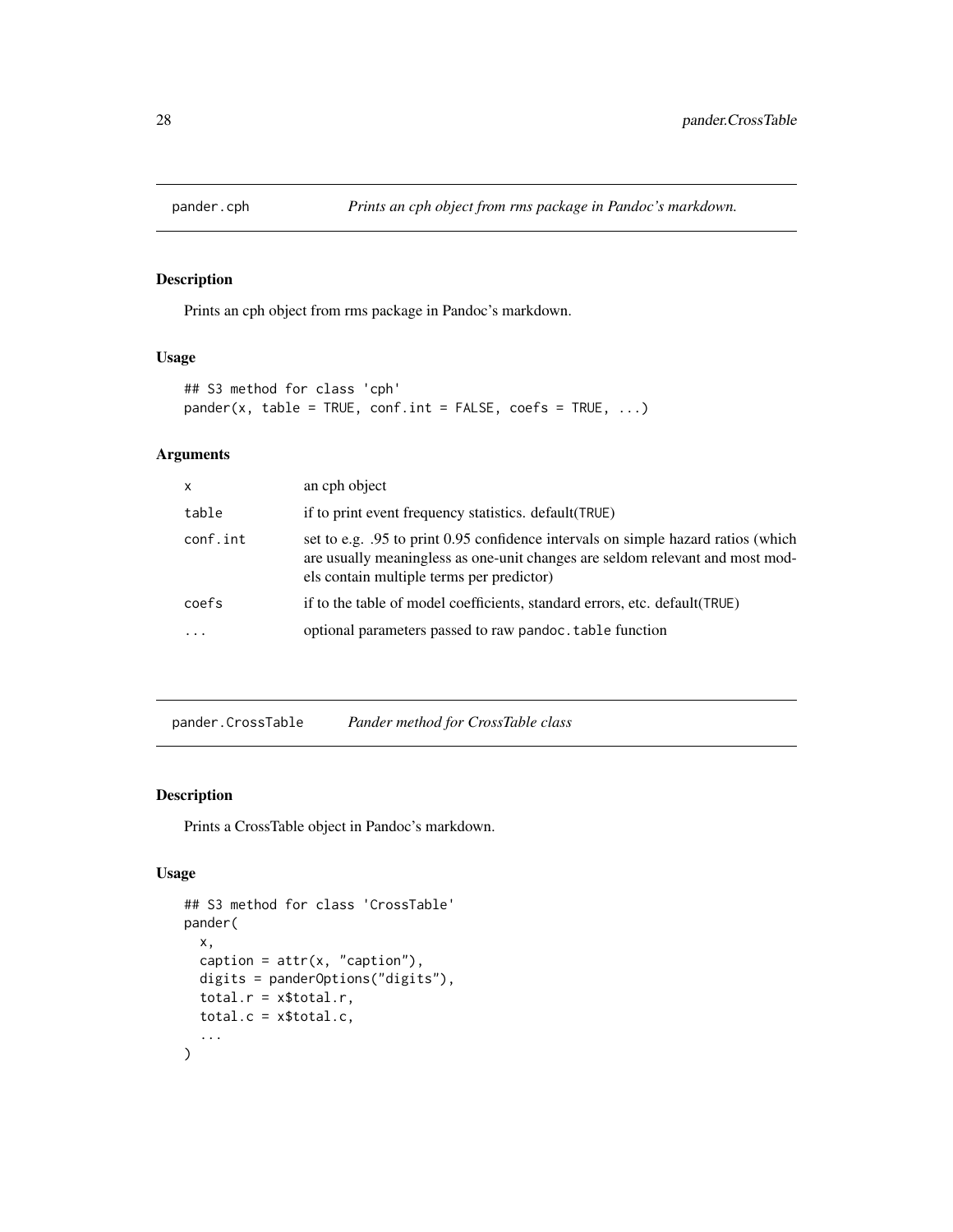## pander.cph — *Prints an cph object from rms package in Pandoc's markdown.*

### Description

Prints an cph object from rms package in Pandoc's markdown.

### Usage

```
## S3 method for class 'cph'
pander(x, table = TRUE, conf.int = FALSE, coefs = TRUE, ...)
```

### Arguments

| | |
|---|---|
| `x` | an cph object |
| `table` | if to print event frequency statistics. default(`TRUE`) |
| `conf.int` | set to e.g. .95 to print 0.95 confidence intervals on simple hazard ratios (which are usually meaningless as one-unit changes are seldom relevant and most models contain multiple terms per predictor) |
| `coefs` | if to the table of model coefficients, standard errors, etc. default(`TRUE`) |
| `...` | optional parameters passed to raw `pandoc.table` function |

## pander.CrossTable — *Pander method for CrossTable class*

### Description

Prints a CrossTable object in Pandoc's markdown.

### Usage

```
## S3 method for class 'CrossTable'
pander(
  x,
  caption = attr(x, "caption"),
  digits = panderOptions("digits"),
  total.r = x$total.r,
  total.c = x$total.c,
  ...
)
```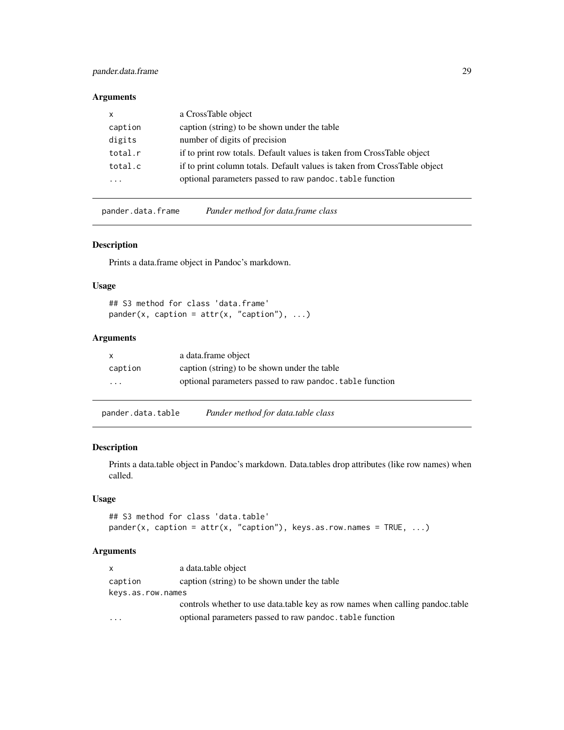### Arguments

| | |
|---|---|
| `x` | a CrossTable object |
| `caption` | caption (string) to be shown under the table |
| `digits` | number of digits of precision |
| `total.r` | if to print row totals. Default values is taken from CrossTable object |
| `total.c` | if to print column totals. Default values is taken from CrossTable object |
| `...` | optional parameters passed to raw `pandoc.table` function |

---

## `pander.data.frame` *Pander method for data.frame class*

### Description

Prints a data.frame object in Pandoc's markdown.

### Usage

```
## S3 method for class 'data.frame'
pander(x, caption = attr(x, "caption"), ...)
```

### Arguments

| | |
|---|---|
| `x` | a data.frame object |
| `caption` | caption (string) to be shown under the table |
| `...` | optional parameters passed to raw `pandoc.table` function |

---

## `pander.data.table` *Pander method for data.table class*

### Description

Prints a data.table object in Pandoc's markdown. Data.tables drop attributes (like row names) when called.

### Usage

```
## S3 method for class 'data.table'
pander(x, caption = attr(x, "caption"), keys.as.row.names = TRUE, ...)
```

### Arguments

| | |
|---|---|
| `x` | a data.table object |
| `caption` | caption (string) to be shown under the table |
| `keys.as.row.names` | controls whether to use data.table key as row names when calling pandoc.table |
| `...` | optional parameters passed to raw `pandoc.table` function |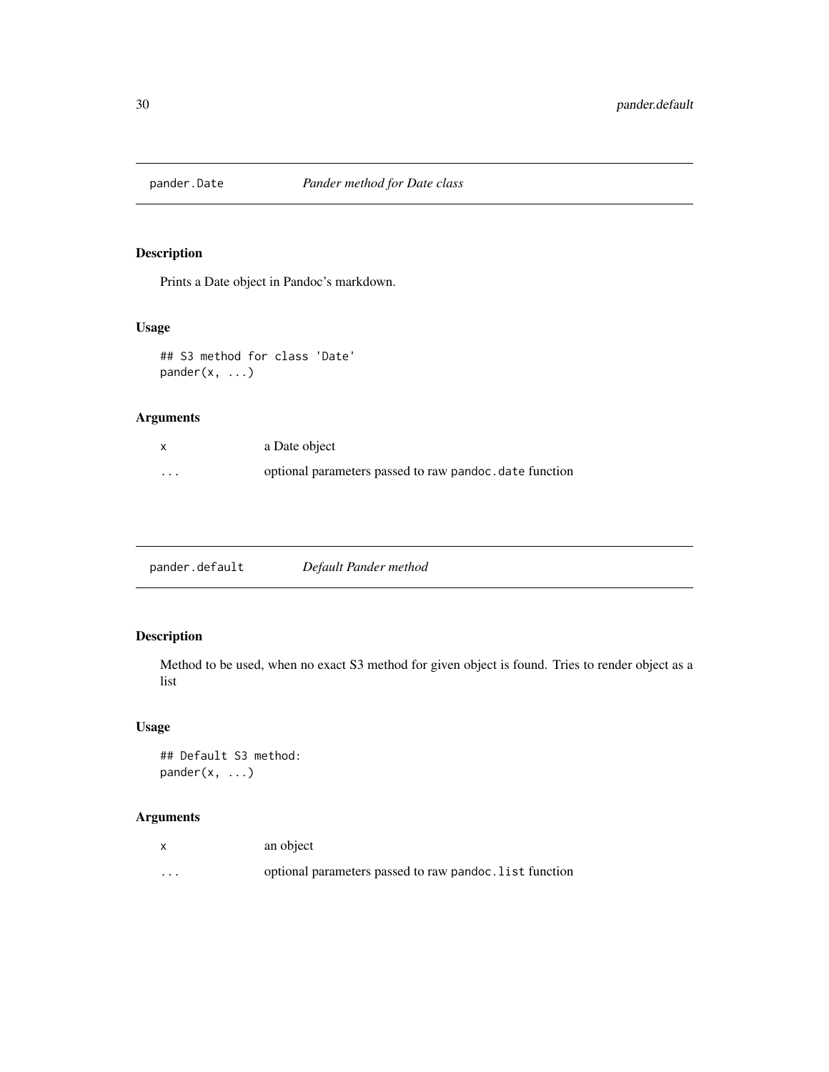## pander.Date — *Pander method for Date class*

### Description

Prints a Date object in Pandoc's markdown.

### Usage

```
## S3 method for class 'Date'
pander(x, ...)
```

### Arguments

| | |
|---|---|
| `x` | a Date object |
| `...` | optional parameters passed to raw `pandoc.date` function |

## pander.default — *Default Pander method*

### Description

Method to be used, when no exact S3 method for given object is found. Tries to render object as a list

### Usage

```
## Default S3 method:
pander(x, ...)
```

### Arguments

| | |
|---|---|
| `x` | an object |
| `...` | optional parameters passed to raw `pandoc.list` function |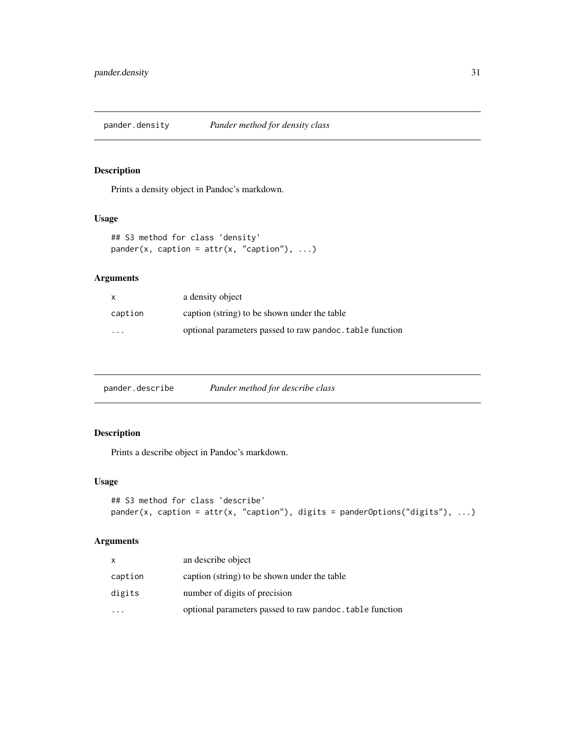## pander.density *Pander method for density class*

### Description

Prints a density object in Pandoc's markdown.

### Usage

```
## S3 method for class 'density'
pander(x, caption = attr(x, "caption"), ...)
```

### Arguments

| | |
|---|---|
| x | a density object |
| caption | caption (string) to be shown under the table |
| ... | optional parameters passed to raw `pandoc.table` function |

## pander.describe *Pander method for describe class*

### Description

Prints a describe object in Pandoc's markdown.

### Usage

```
## S3 method for class 'describe'
pander(x, caption = attr(x, "caption"), digits = panderOptions("digits"), ...)
```

### Arguments

| | |
|---|---|
| x | an describe object |
| caption | caption (string) to be shown under the table |
| digits | number of digits of precision |
| ... | optional parameters passed to raw `pandoc.table` function |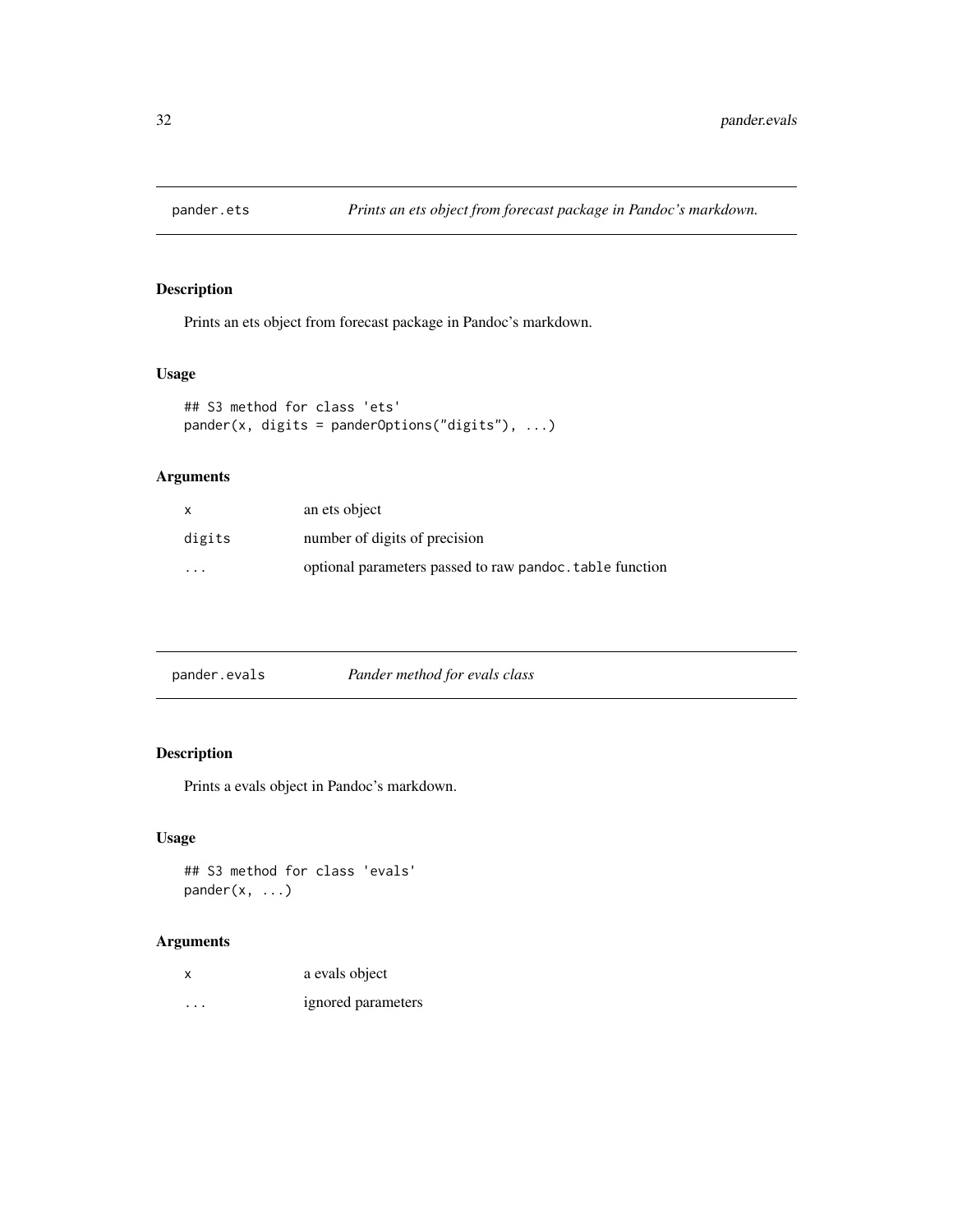## pander.ets

*Prints an ets object from forecast package in Pandoc's markdown.*

### Description

Prints an ets object from forecast package in Pandoc's markdown.

### Usage

```
## S3 method for class 'ets'
pander(x, digits = panderOptions("digits"), ...)
```

### Arguments

| | |
|---|---|
| x | an ets object |
| digits | number of digits of precision |
| ... | optional parameters passed to raw `pandoc.table` function |

## pander.evals

*Pander method for evals class*

### Description

Prints a evals object in Pandoc's markdown.

### Usage

```
## S3 method for class 'evals'
pander(x, ...)
```

### Arguments

| | |
|---|---|
| x | a evals object |
| ... | ignored parameters |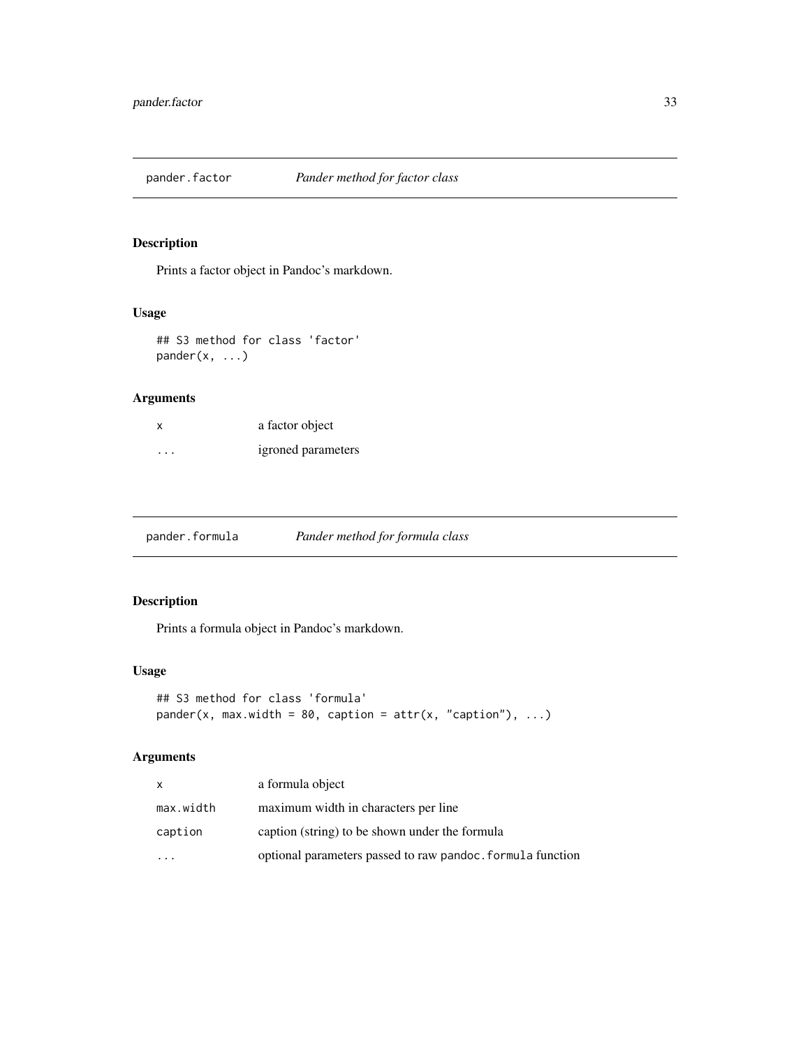## pander.factor *Pander method for factor class*

### Description

Prints a factor object in Pandoc's markdown.

### Usage

```
## S3 method for class 'factor'
pander(x, ...)
```

### Arguments

| | |
|---|---|
| x | a factor object |
| ... | igroned parameters |

## pander.formula *Pander method for formula class*

### Description

Prints a formula object in Pandoc's markdown.

### Usage

```
## S3 method for class 'formula'
pander(x, max.width = 80, caption = attr(x, "caption"), ...)
```

### Arguments

| | |
|---|---|
| x | a formula object |
| max.width | maximum width in characters per line |
| caption | caption (string) to be shown under the formula |
| ... | optional parameters passed to raw `pandoc.formula` function |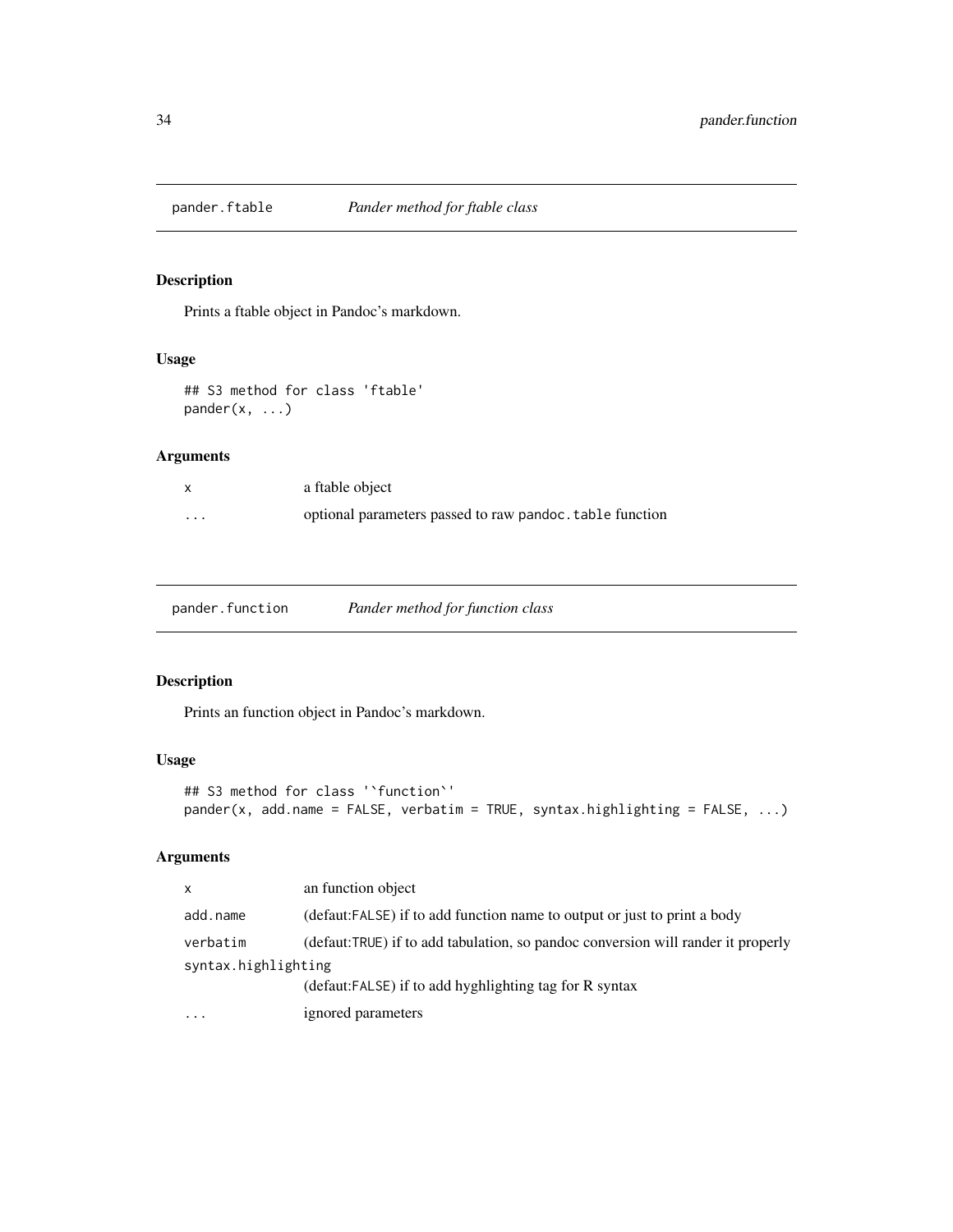## pander.ftable *Pander method for ftable class*

### Description

Prints a ftable object in Pandoc's markdown.

### Usage

```
## S3 method for class 'ftable'
pander(x, ...)
```

### Arguments

| | |
|---|---|
| x | a ftable object |
| ... | optional parameters passed to raw `pandoc.table` function |

## pander.function *Pander method for function class*

### Description

Prints an function object in Pandoc's markdown.

### Usage

```
## S3 method for class '`function`'
pander(x, add.name = FALSE, verbatim = TRUE, syntax.highlighting = FALSE, ...)
```

### Arguments

| | |
|---|---|
| x | an function object |
| add.name | (defaut:`FALSE`) if to add function name to output or just to print a body |
| verbatim | (defaut:`TRUE`) if to add tabulation, so pandoc conversion will rander it properly |
| syntax.highlighting | (defaut:`FALSE`) if to add hyghlighting tag for R syntax |
| ... | ignored parameters |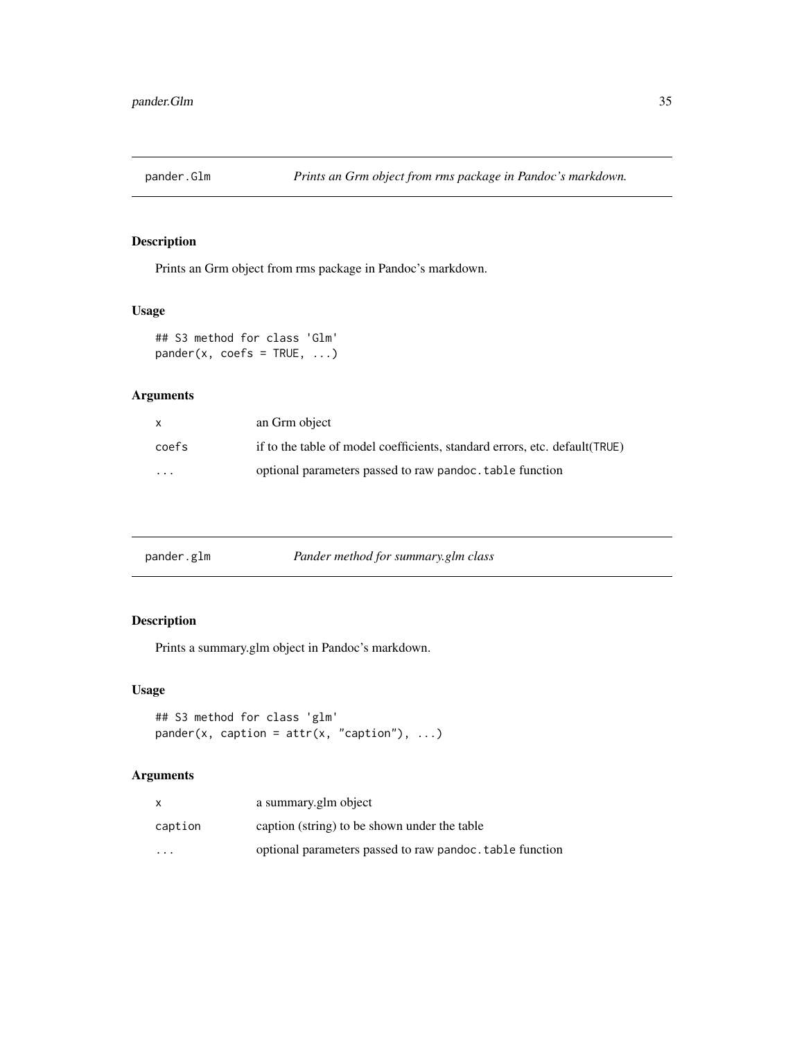## pander.Glm — *Prints an Grm object from rms package in Pandoc's markdown.*

### Description

Prints an Grm object from rms package in Pandoc's markdown.

### Usage

```
## S3 method for class 'Glm'
pander(x, coefs = TRUE, ...)
```

### Arguments

| | |
|---|---|
| `x` | an Grm object |
| `coefs` | if to the table of model coefficients, standard errors, etc. default(`TRUE`) |
| `...` | optional parameters passed to raw `pandoc.table` function |

## pander.glm — *Pander method for summary.glm class*

### Description

Prints a summary.glm object in Pandoc's markdown.

### Usage

```
## S3 method for class 'glm'
pander(x, caption = attr(x, "caption"), ...)
```

### Arguments

| | |
|---|---|
| `x` | a summary.glm object |
| `caption` | caption (string) to be shown under the table |
| `...` | optional parameters passed to raw `pandoc.table` function |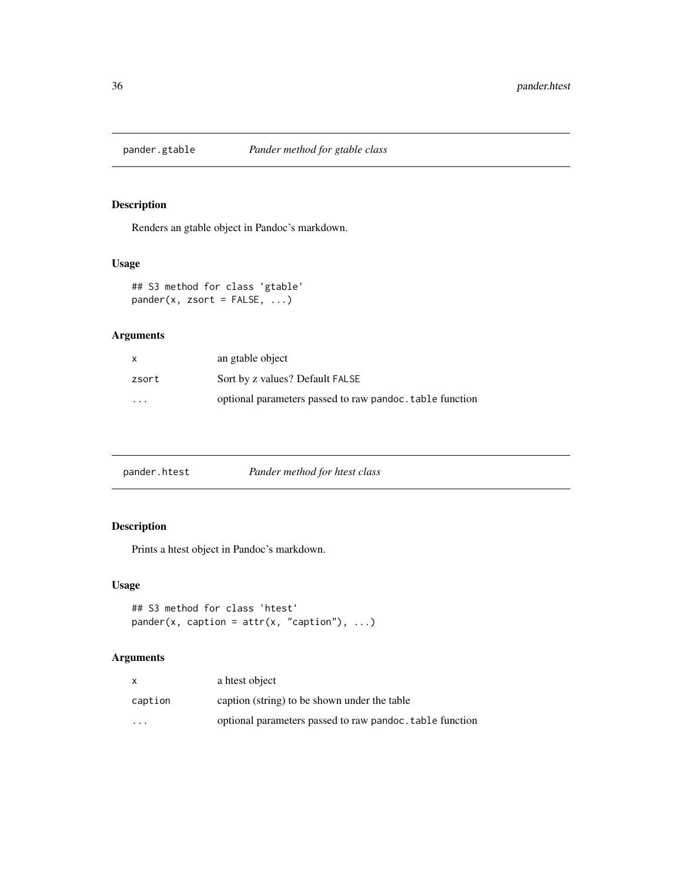## pander.gtable *Pander method for gtable class*

### Description

Renders an gtable object in Pandoc's markdown.

### Usage

```
## S3 method for class 'gtable'
pander(x, zsort = FALSE, ...)
```

### Arguments

| | |
|---|---|
| x | an gtable object |
| zsort | Sort by z values? Default FALSE |
| ... | optional parameters passed to raw pandoc.table function |

## pander.htest *Pander method for htest class*

### Description

Prints a htest object in Pandoc's markdown.

### Usage

```
## S3 method for class 'htest'
pander(x, caption = attr(x, "caption"), ...)
```

### Arguments

| | |
|---|---|
| x | a htest object |
| caption | caption (string) to be shown under the table |
| ... | optional parameters passed to raw pandoc.table function |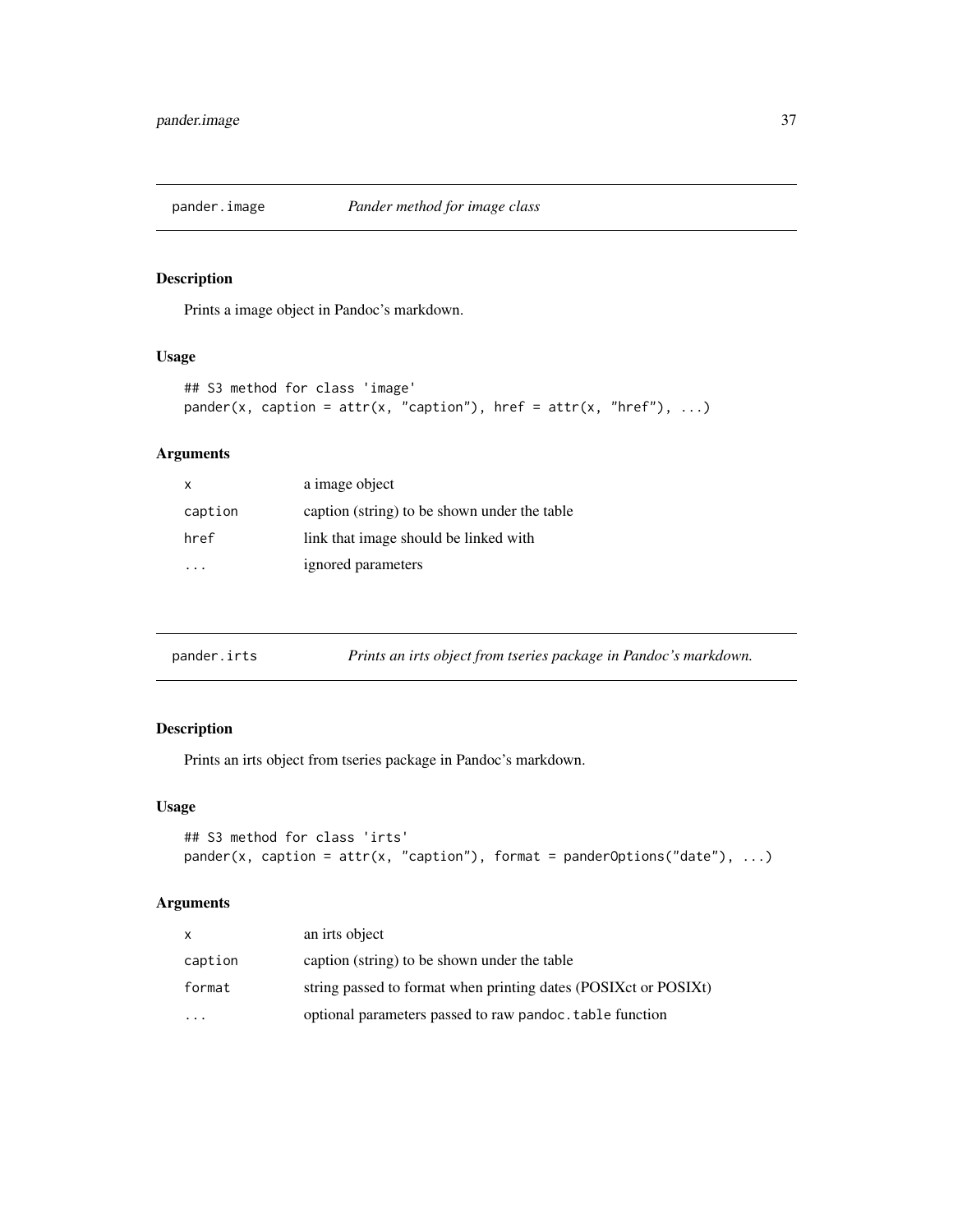## pander.image — *Pander method for image class*

### Description

Prints a image object in Pandoc's markdown.

### Usage

```
## S3 method for class 'image'
pander(x, caption = attr(x, "caption"), href = attr(x, "href"), ...)
```

### Arguments

| | |
|---|---|
| x | a image object |
| caption | caption (string) to be shown under the table |
| href | link that image should be linked with |
| ... | ignored parameters |

## pander.irts — *Prints an irts object from tseries package in Pandoc's markdown.*

### Description

Prints an irts object from tseries package in Pandoc's markdown.

### Usage

```
## S3 method for class 'irts'
pander(x, caption = attr(x, "caption"), format = panderOptions("date"), ...)
```

### Arguments

| | |
|---|---|
| x | an irts object |
| caption | caption (string) to be shown under the table |
| format | string passed to format when printing dates (POSIXct or POSIXt) |
| ... | optional parameters passed to raw `pandoc.table` function |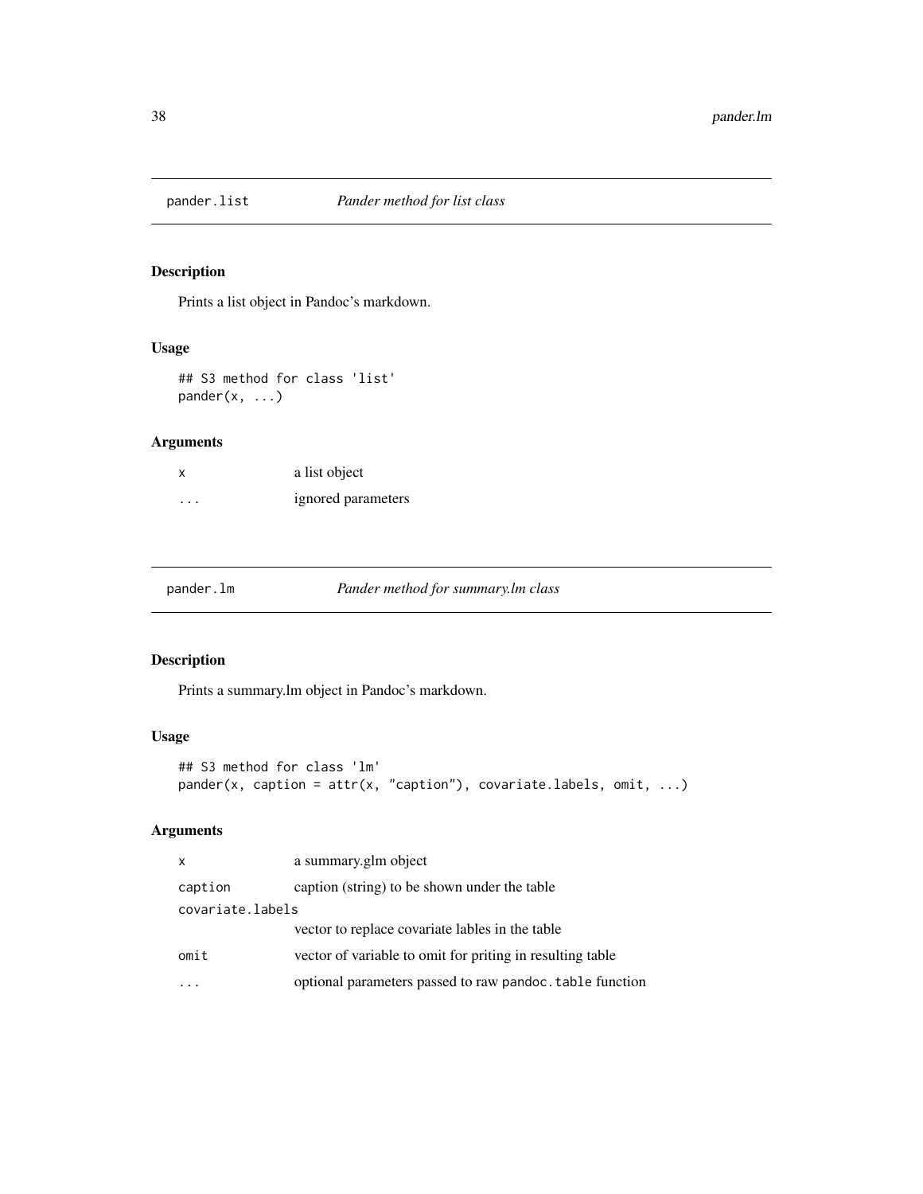## pander.list — *Pander method for list class*

### Description

Prints a list object in Pandoc's markdown.

### Usage

```
## S3 method for class 'list'
pander(x, ...)
```

### Arguments

| | |
|---|---|
| x | a list object |
| ... | ignored parameters |

## pander.lm — *Pander method for summary.lm class*

### Description

Prints a summary.lm object in Pandoc's markdown.

### Usage

```
## S3 method for class 'lm'
pander(x, caption = attr(x, "caption"), covariate.labels, omit, ...)
```

### Arguments

| | |
|---|---|
| x | a summary.glm object |
| caption | caption (string) to be shown under the table |
| covariate.labels | vector to replace covariate lables in the table |
| omit | vector of variable to omit for priting in resulting table |
| ... | optional parameters passed to raw `pandoc.table` function |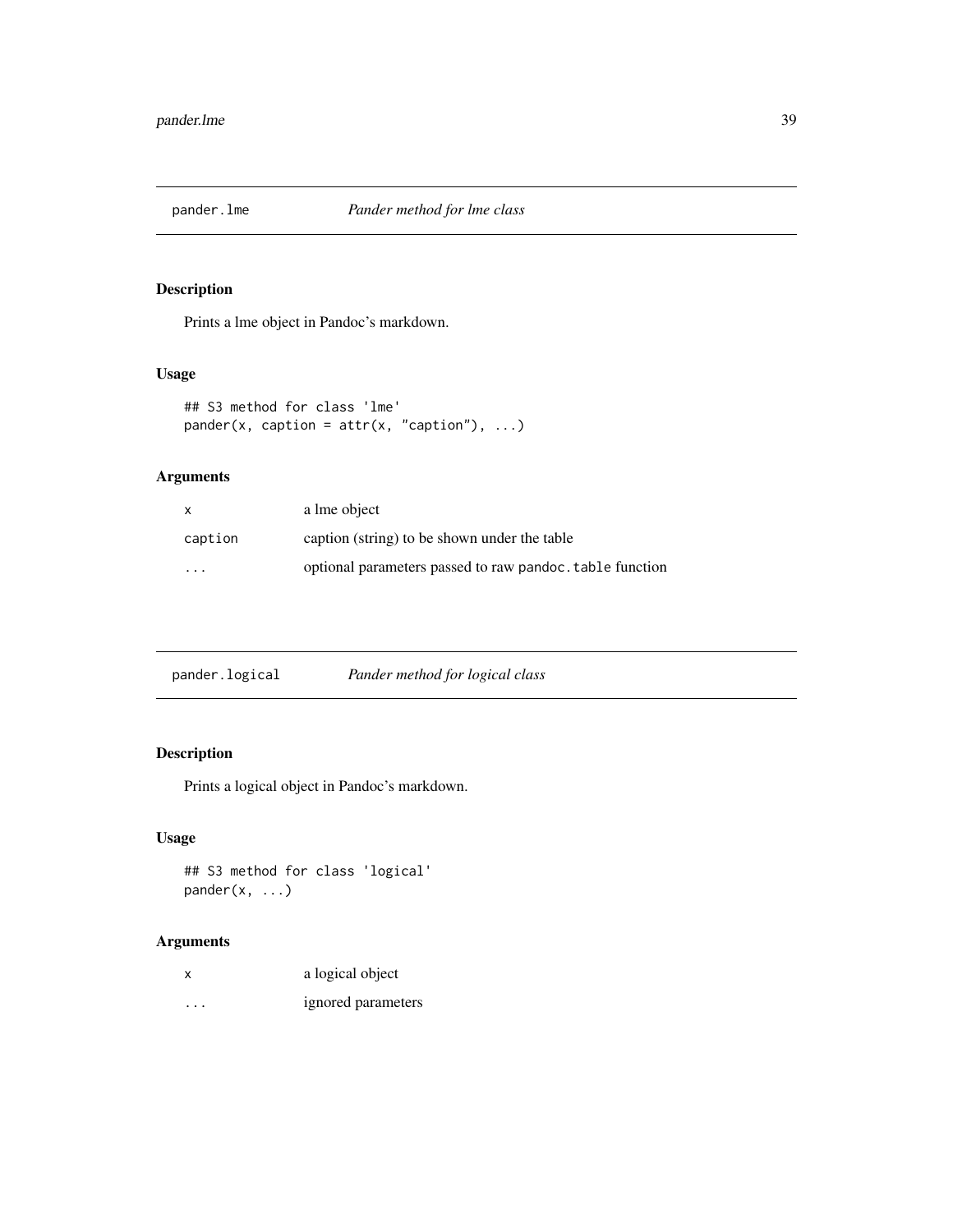## pander.lme — *Pander method for lme class*

### Description

Prints a lme object in Pandoc's markdown.

### Usage

```
## S3 method for class 'lme'
pander(x, caption = attr(x, "caption"), ...)
```

### Arguments

| | |
|---|---|
| `x` | a lme object |
| `caption` | caption (string) to be shown under the table |
| `...` | optional parameters passed to raw `pandoc.table` function |

## pander.logical — *Pander method for logical class*

### Description

Prints a logical object in Pandoc's markdown.

### Usage

```
## S3 method for class 'logical'
pander(x, ...)
```

### Arguments

| | |
|---|---|
| `x` | a logical object |
| `...` | ignored parameters |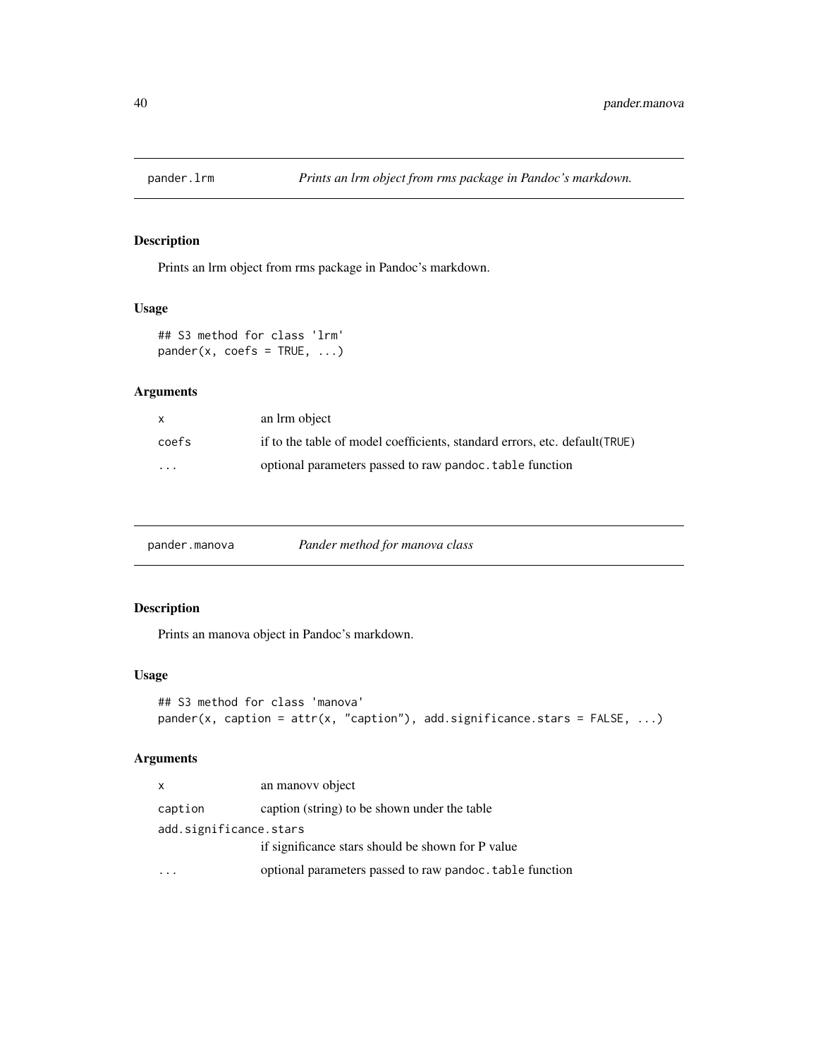## pander.lrm *Prints an lrm object from rms package in Pandoc's markdown.*

### Description

Prints an lrm object from rms package in Pandoc's markdown.

### Usage

```
## S3 method for class 'lrm'
pander(x, coefs = TRUE, ...)
```

### Arguments

| | |
|---|---|
| `x` | an lrm object |
| `coefs` | if to the table of model coefficients, standard errors, etc. default(`TRUE`) |
| `...` | optional parameters passed to raw `pandoc.table` function |

## pander.manova *Pander method for manova class*

### Description

Prints an manova object in Pandoc's markdown.

### Usage

```
## S3 method for class 'manova'
pander(x, caption = attr(x, "caption"), add.significance.stars = FALSE, ...)
```

### Arguments

| | |
|---|---|
| `x` | an manovv object |
| `caption` | caption (string) to be shown under the table |
| `add.significance.stars` | if significance stars should be shown for P value |
| `...` | optional parameters passed to raw `pandoc.table` function |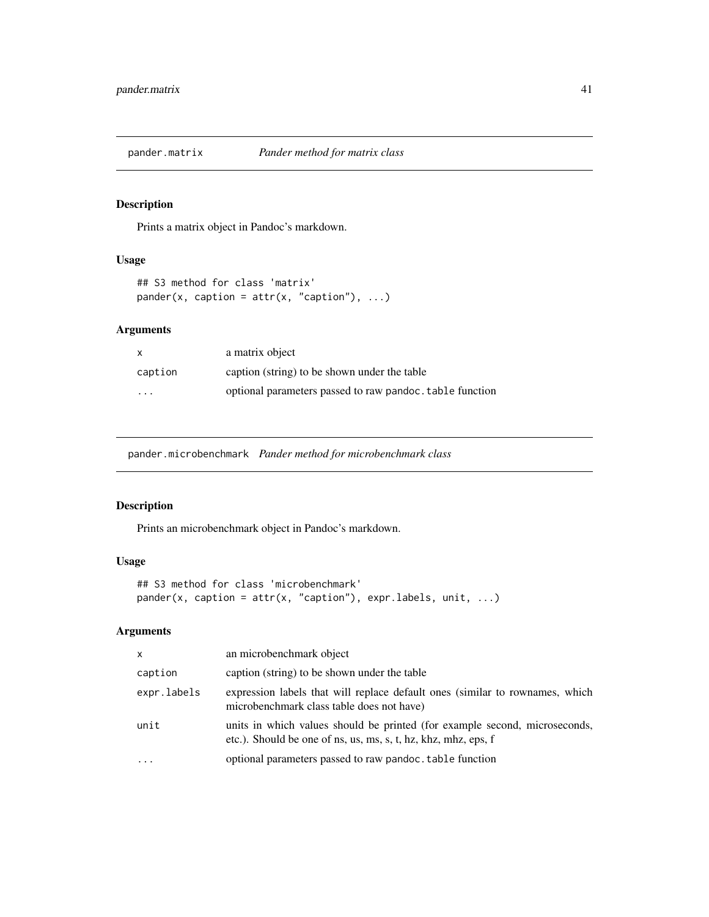## pander.matrix — *Pander method for matrix class*

### Description

Prints a matrix object in Pandoc's markdown.

### Usage

```
## S3 method for class 'matrix'
pander(x, caption = attr(x, "caption"), ...)
```

### Arguments

| | |
|---|---|
| `x` | a matrix object |
| `caption` | caption (string) to be shown under the table |
| `...` | optional parameters passed to raw `pandoc.table` function |

## pander.microbenchmark — *Pander method for microbenchmark class*

### Description

Prints an microbenchmark object in Pandoc's markdown.

### Usage

```
## S3 method for class 'microbenchmark'
pander(x, caption = attr(x, "caption"), expr.labels, unit, ...)
```

### Arguments

| | |
|---|---|
| `x` | an microbenchmark object |
| `caption` | caption (string) to be shown under the table |
| `expr.labels` | expression labels that will replace default ones (similar to rownames, which microbenchmark class table does not have) |
| `unit` | units in which values should be printed (for example second, microseconds, etc.). Should be one of ns, us, ms, s, t, hz, khz, mhz, eps, f |
| `...` | optional parameters passed to raw `pandoc.table` function |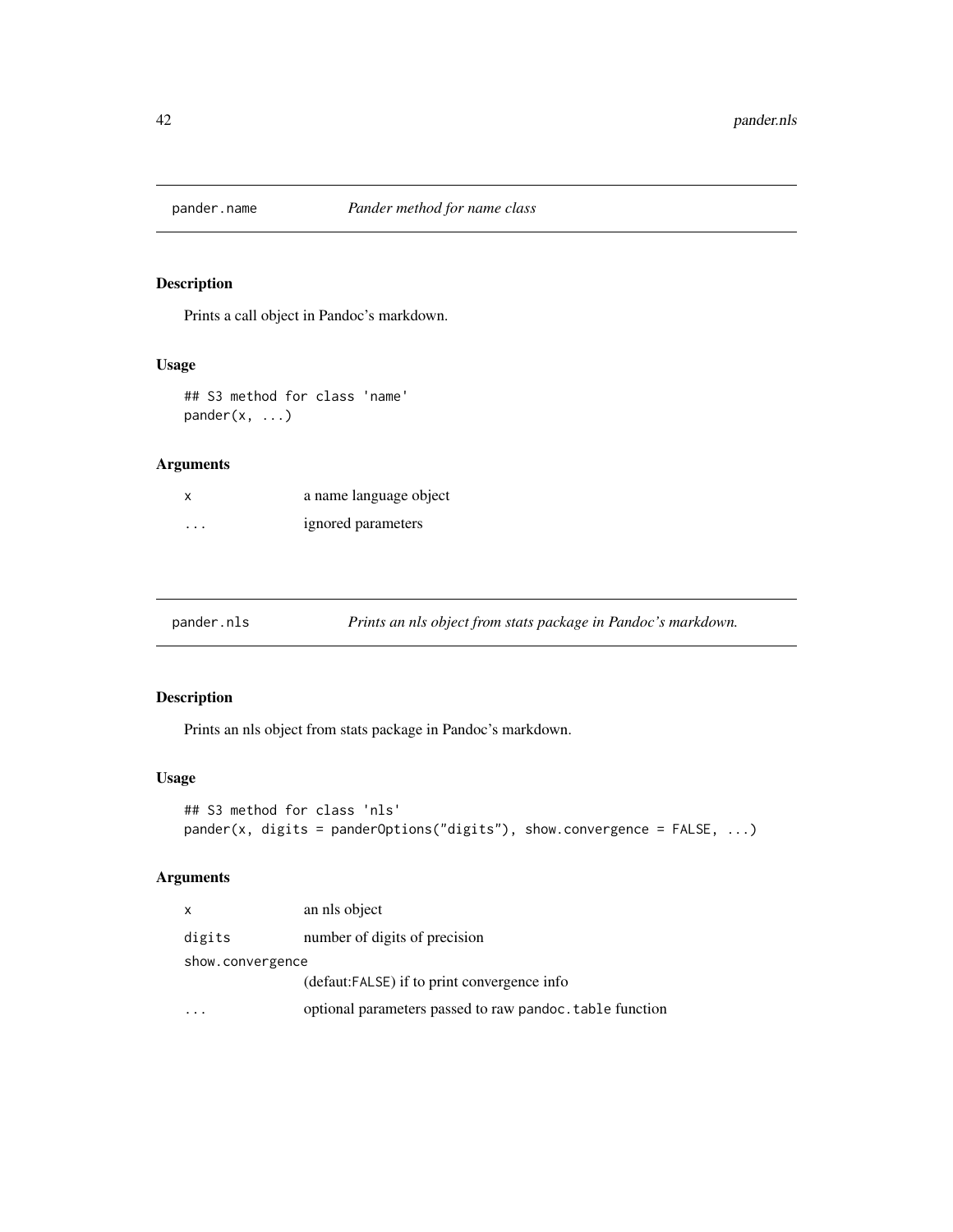## pander.name — *Pander method for name class*

### Description

Prints a call object in Pandoc's markdown.

### Usage

```
## S3 method for class 'name'
pander(x, ...)
```

### Arguments

| | |
|---|---|
| x | a name language object |
| ... | ignored parameters |

## pander.nls — *Prints an nls object from stats package in Pandoc's markdown.*

### Description

Prints an nls object from stats package in Pandoc's markdown.

### Usage

```
## S3 method for class 'nls'
pander(x, digits = panderOptions("digits"), show.convergence = FALSE, ...)
```

### Arguments

| | |
|---|---|
| x | an nls object |
| digits | number of digits of precision |
| show.convergence | (defaut:FALSE) if to print convergence info |
| ... | optional parameters passed to raw pandoc.table function |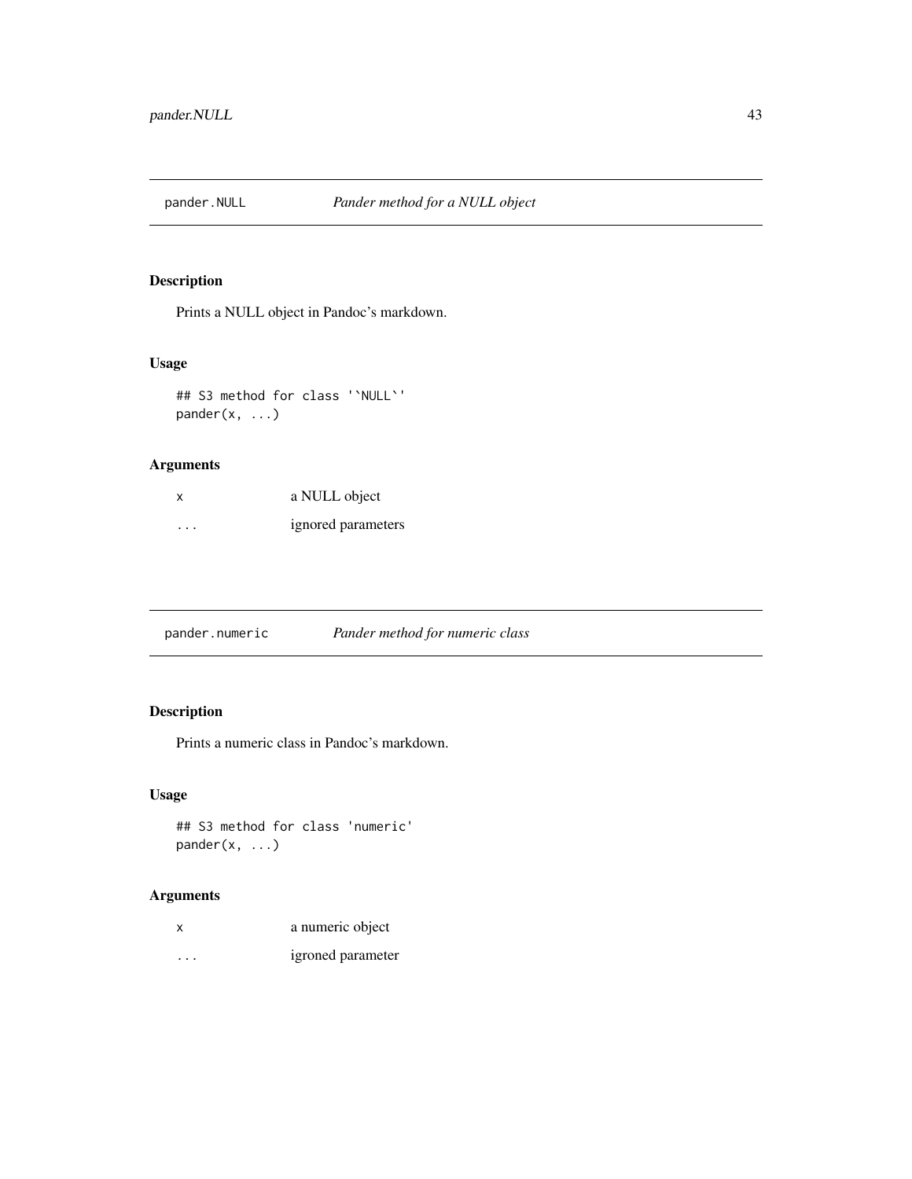## pander.NULL *Pander method for a NULL object*

### Description

Prints a NULL object in Pandoc's markdown.

### Usage

```
## S3 method for class '`NULL`'
pander(x, ...)
```

### Arguments

| | |
|---|---|
| x | a NULL object |
| ... | ignored parameters |

## pander.numeric *Pander method for numeric class*

### Description

Prints a numeric class in Pandoc's markdown.

### Usage

```
## S3 method for class 'numeric'
pander(x, ...)
```

### Arguments

| | |
|---|---|
| x | a numeric object |
| ... | igroned parameter |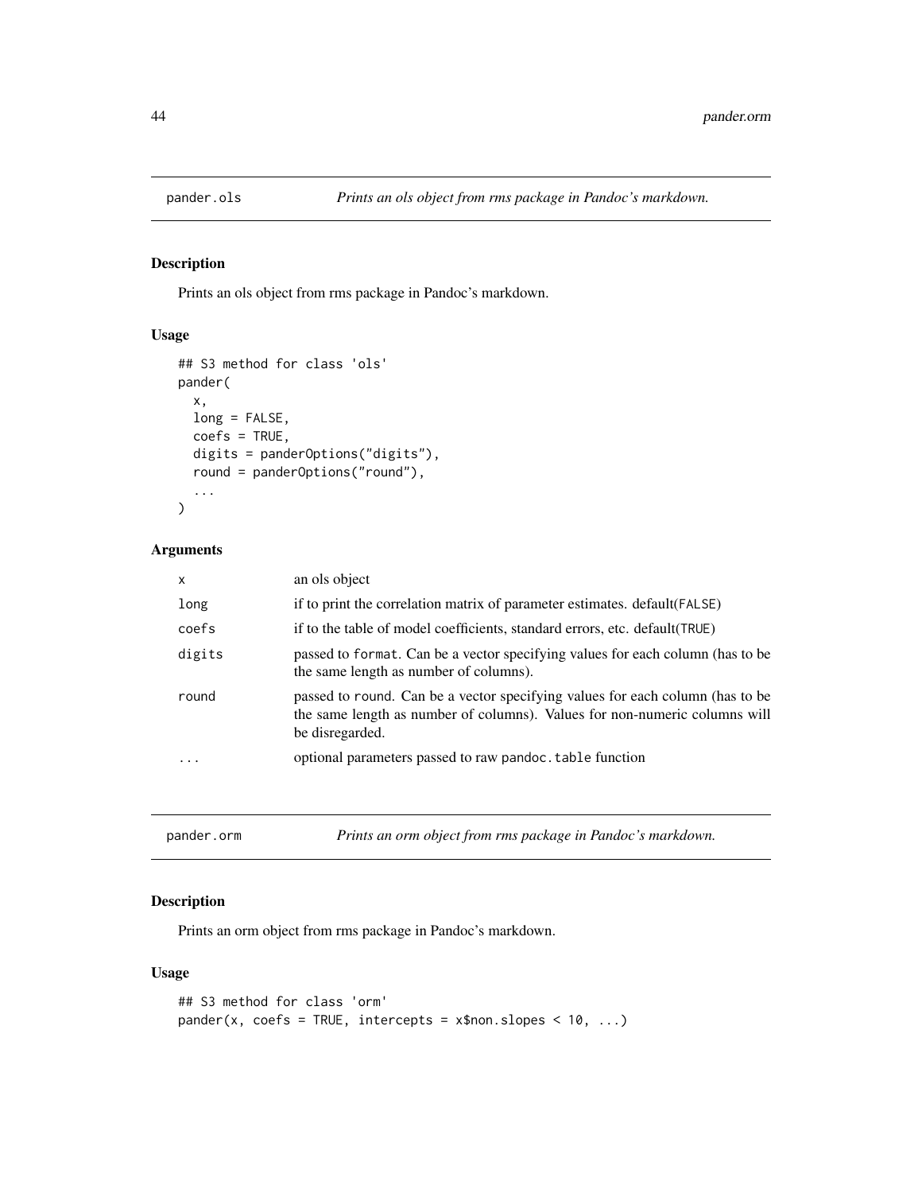## pander.ols *Prints an ols object from rms package in Pandoc's markdown.*

### Description

Prints an ols object from rms package in Pandoc's markdown.

### Usage

```
## S3 method for class 'ols'
pander(
  x,
  long = FALSE,
  coefs = TRUE,
  digits = panderOptions("digits"),
  round = panderOptions("round"),
  ...
)
```

### Arguments

| | |
|---|---|
| x | an ols object |
| long | if to print the correlation matrix of parameter estimates. default(FALSE) |
| coefs | if to the table of model coefficients, standard errors, etc. default(TRUE) |
| digits | passed to format. Can be a vector specifying values for each column (has to be the same length as number of columns). |
| round | passed to round. Can be a vector specifying values for each column (has to be the same length as number of columns). Values for non-numeric columns will be disregarded. |
| ... | optional parameters passed to raw pandoc.table function |

## pander.orm *Prints an orm object from rms package in Pandoc's markdown.*

### Description

Prints an orm object from rms package in Pandoc's markdown.

### Usage

```
## S3 method for class 'orm'
pander(x, coefs = TRUE, intercepts = x$non.slopes < 10, ...)
```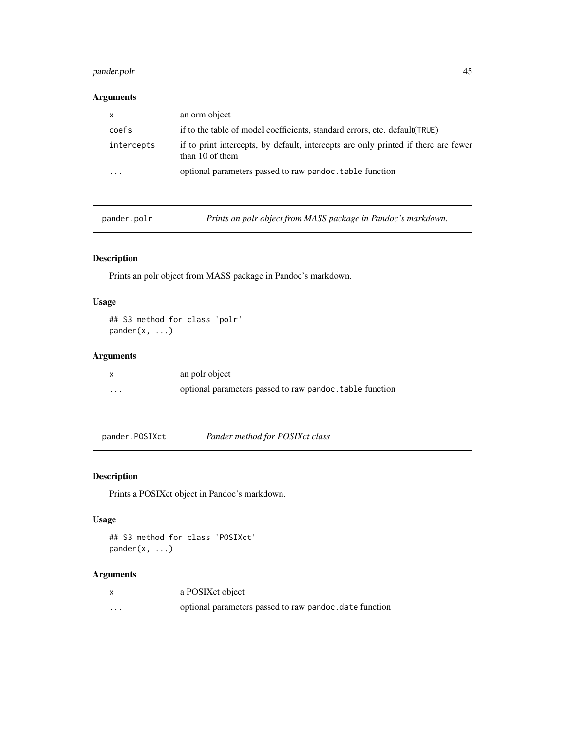### Arguments

| | |
|---|---|
| `x` | an orm object |
| `coefs` | if to the table of model coefficients, standard errors, etc. default(`TRUE`) |
| `intercepts` | if to print intercepts, by default, intercepts are only printed if there are fewer than 10 of them |
| `...` | optional parameters passed to raw `pandoc.table` function |

---

## `pander.polr` *Prints an polr object from MASS package in Pandoc's markdown.*

### Description

Prints an polr object from MASS package in Pandoc's markdown.

### Usage

```
## S3 method for class 'polr'
pander(x, ...)
```

### Arguments

| | |
|---|---|
| `x` | an polr object |
| `...` | optional parameters passed to raw `pandoc.table` function |

---

## `pander.POSIXct` *Pander method for POSIXct class*

### Description

Prints a POSIXct object in Pandoc's markdown.

### Usage

```
## S3 method for class 'POSIXct'
pander(x, ...)
```

### Arguments

| | |
|---|---|
| `x` | a POSIXct object |
| `...` | optional parameters passed to raw `pandoc.date` function |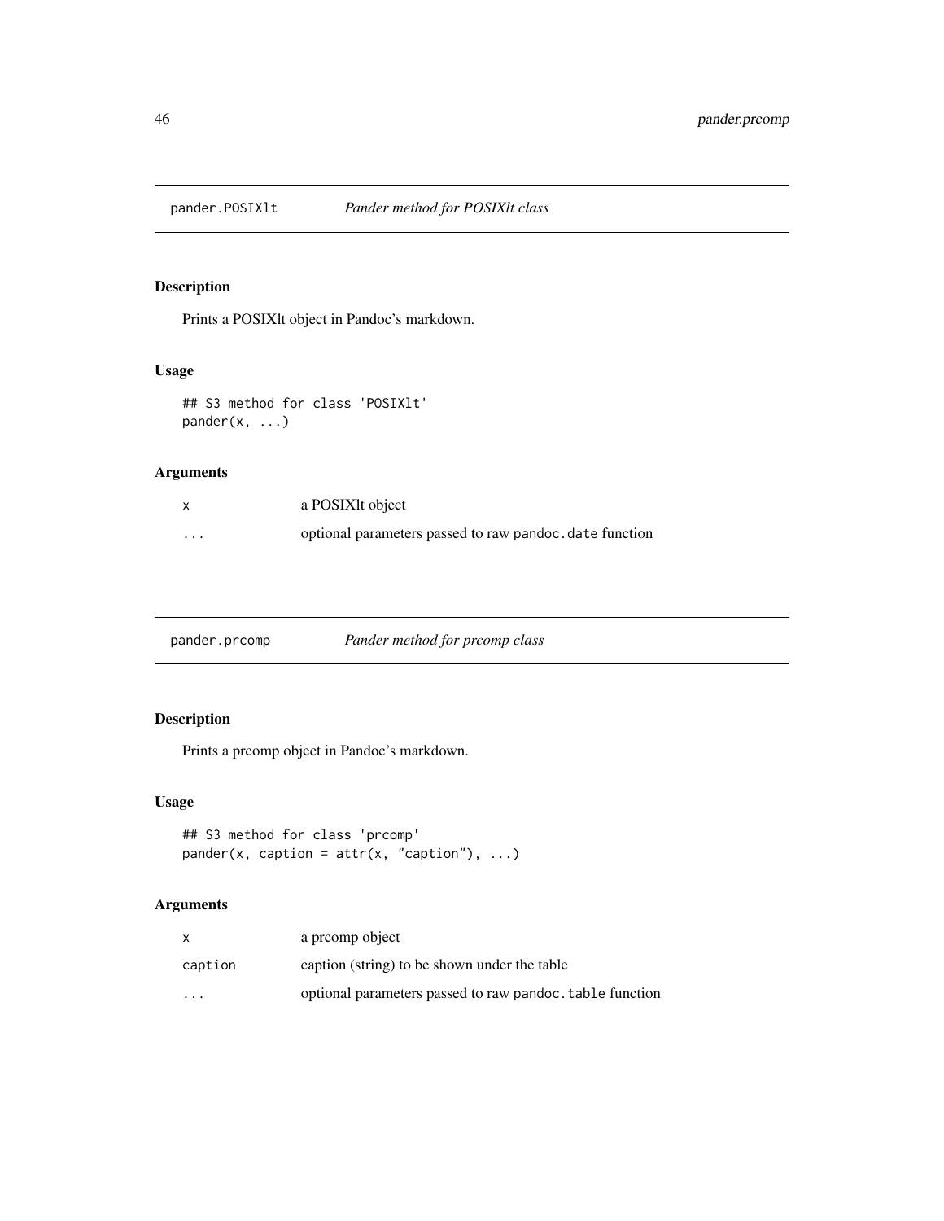## pander.POSIXlt *Pander method for POSIXlt class*

### Description

Prints a POSIXlt object in Pandoc's markdown.

### Usage

```
## S3 method for class 'POSIXlt'
pander(x, ...)
```

### Arguments

| | |
|---|---|
| x | a POSIXlt object |
| ... | optional parameters passed to raw `pandoc.date` function |

## pander.prcomp *Pander method for prcomp class*

### Description

Prints a prcomp object in Pandoc's markdown.

### Usage

```
## S3 method for class 'prcomp'
pander(x, caption = attr(x, "caption"), ...)
```

### Arguments

| | |
|---|---|
| x | a prcomp object |
| caption | caption (string) to be shown under the table |
| ... | optional parameters passed to raw `pandoc.table` function |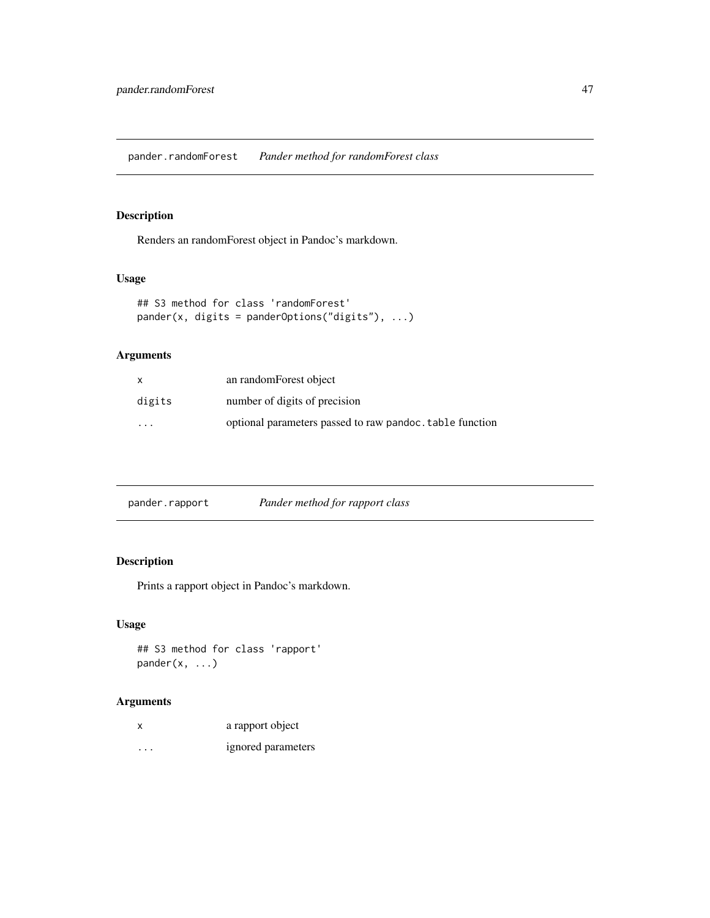## pander.randomForest *Pander method for randomForest class*

### Description

Renders an randomForest object in Pandoc's markdown.

### Usage

```
## S3 method for class 'randomForest'
pander(x, digits = panderOptions("digits"), ...)
```

### Arguments

| | |
|---|---|
| x | an randomForest object |
| digits | number of digits of precision |
| ... | optional parameters passed to raw pandoc.table function |

## pander.rapport *Pander method for rapport class*

### Description

Prints a rapport object in Pandoc's markdown.

### Usage

```
## S3 method for class 'rapport'
pander(x, ...)
```

### Arguments

| | |
|---|---|
| x | a rapport object |
| ... | ignored parameters |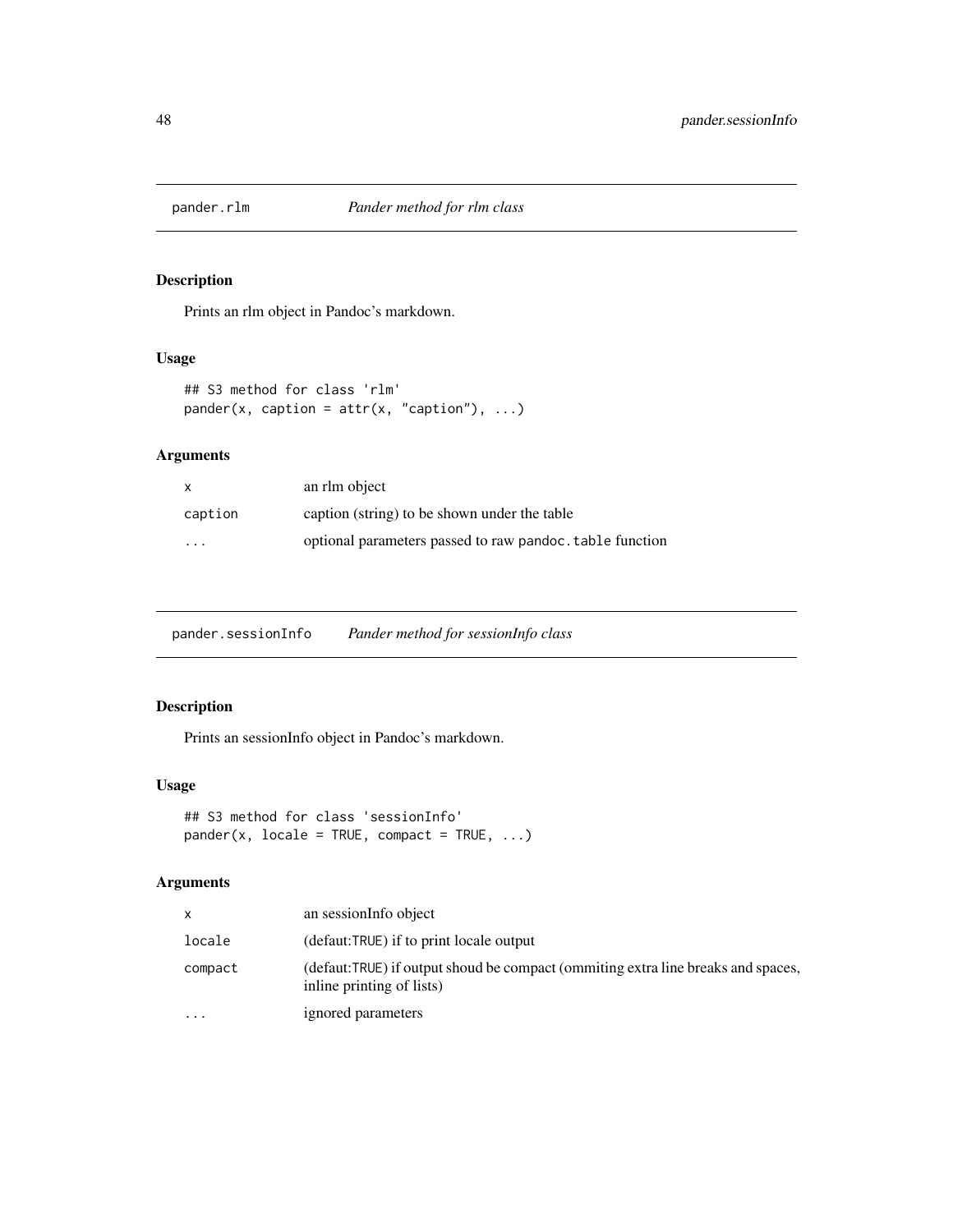## pander.rlm *Pander method for rlm class*

### Description

Prints an rlm object in Pandoc's markdown.

### Usage

```
## S3 method for class 'rlm'
pander(x, caption = attr(x, "caption"), ...)
```

### Arguments

| | |
|---|---|
| x | an rlm object |
| caption | caption (string) to be shown under the table |
| ... | optional parameters passed to raw `pandoc.table` function |

## pander.sessionInfo *Pander method for sessionInfo class*

### Description

Prints an sessionInfo object in Pandoc's markdown.

### Usage

```
## S3 method for class 'sessionInfo'
pander(x, locale = TRUE, compact = TRUE, ...)
```

### Arguments

| | |
|---|---|
| x | an sessionInfo object |
| locale | (defaut:`TRUE`) if to print locale output |
| compact | (defaut:`TRUE`) if output shoud be compact (ommiting extra line breaks and spaces, inline printing of lists) |
| ... | ignored parameters |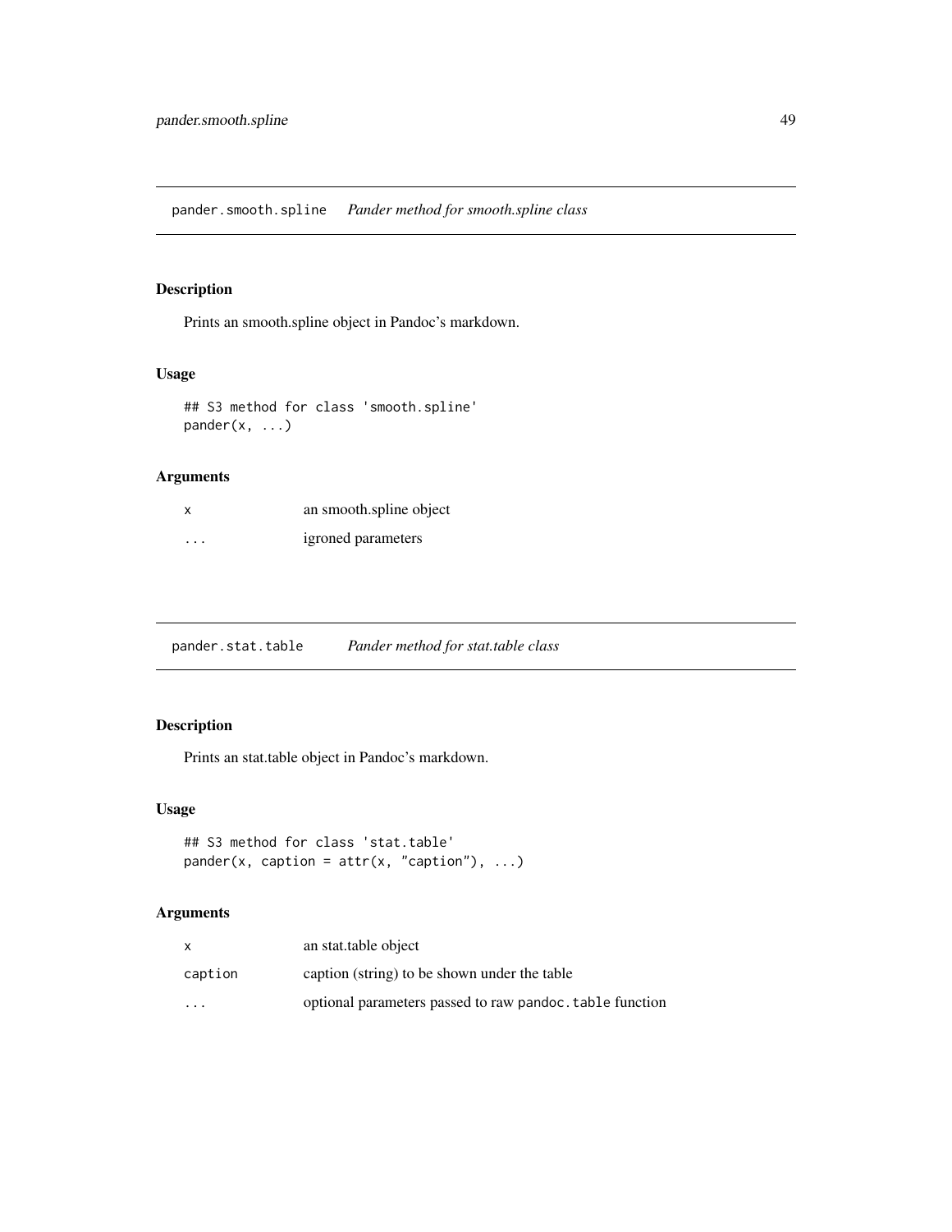## pander.smooth.spline — *Pander method for smooth.spline class*

### Description

Prints an smooth.spline object in Pandoc's markdown.

### Usage

```
## S3 method for class 'smooth.spline'
pander(x, ...)
```

### Arguments

| | |
|---|---|
| x | an smooth.spline object |
| ... | igroned parameters |

## pander.stat.table — *Pander method for stat.table class*

### Description

Prints an stat.table object in Pandoc's markdown.

### Usage

```
## S3 method for class 'stat.table'
pander(x, caption = attr(x, "caption"), ...)
```

### Arguments

| | |
|---|---|
| x | an stat.table object |
| caption | caption (string) to be shown under the table |
| ... | optional parameters passed to raw `pandoc.table` function |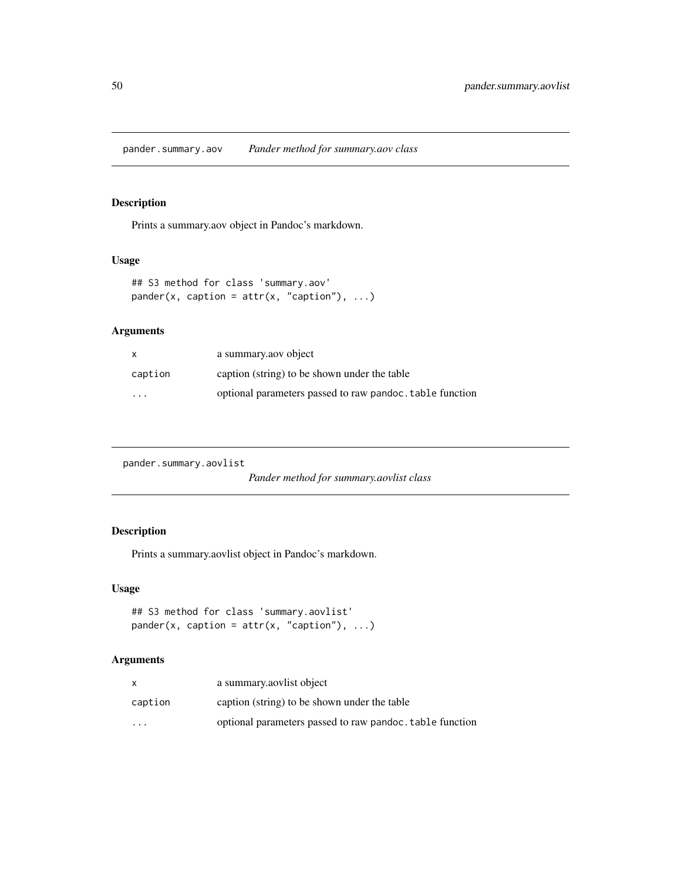## pander.summary.aov — *Pander method for summary.aov class*

### Description

Prints a summary.aov object in Pandoc's markdown.

### Usage

```
## S3 method for class 'summary.aov'
pander(x, caption = attr(x, "caption"), ...)
```

### Arguments

| | |
|---|---|
| x | a summary.aov object |
| caption | caption (string) to be shown under the table |
| ... | optional parameters passed to raw `pandoc.table` function |

## pander.summary.aovlist — *Pander method for summary.aovlist class*

### Description

Prints a summary.aovlist object in Pandoc's markdown.

### Usage

```
## S3 method for class 'summary.aovlist'
pander(x, caption = attr(x, "caption"), ...)
```

### Arguments

| | |
|---|---|
| x | a summary.aovlist object |
| caption | caption (string) to be shown under the table |
| ... | optional parameters passed to raw `pandoc.table` function |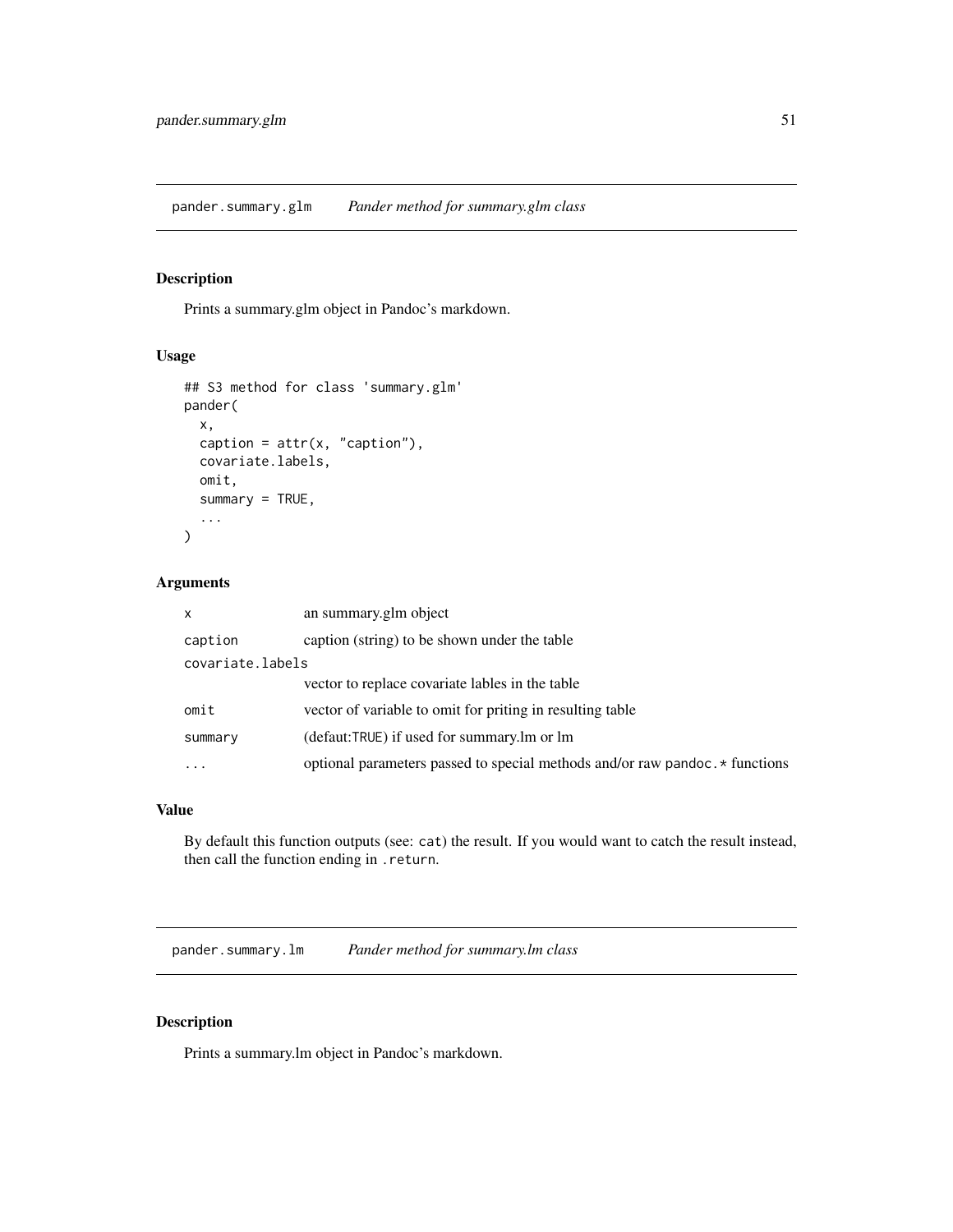## pander.summary.glm *Pander method for summary.glm class*

### Description

Prints a summary.glm object in Pandoc's markdown.

### Usage

```
## S3 method for class 'summary.glm'
pander(
  x,
  caption = attr(x, "caption"),
  covariate.labels,
  omit,
  summary = TRUE,
  ...
)
```

### Arguments

| | |
|---|---|
| x | an summary.glm object |
| caption | caption (string) to be shown under the table |
| covariate.labels | vector to replace covariate lables in the table |
| omit | vector of variable to omit for priting in resulting table |
| summary | (defaut:`TRUE`) if used for summary.lm or lm |
| ... | optional parameters passed to special methods and/or raw `pandoc.*` functions |

### Value

By default this function outputs (see: `cat`) the result. If you would want to catch the result instead, then call the function ending in `.return`.

## pander.summary.lm *Pander method for summary.lm class*

### Description

Prints a summary.lm object in Pandoc's markdown.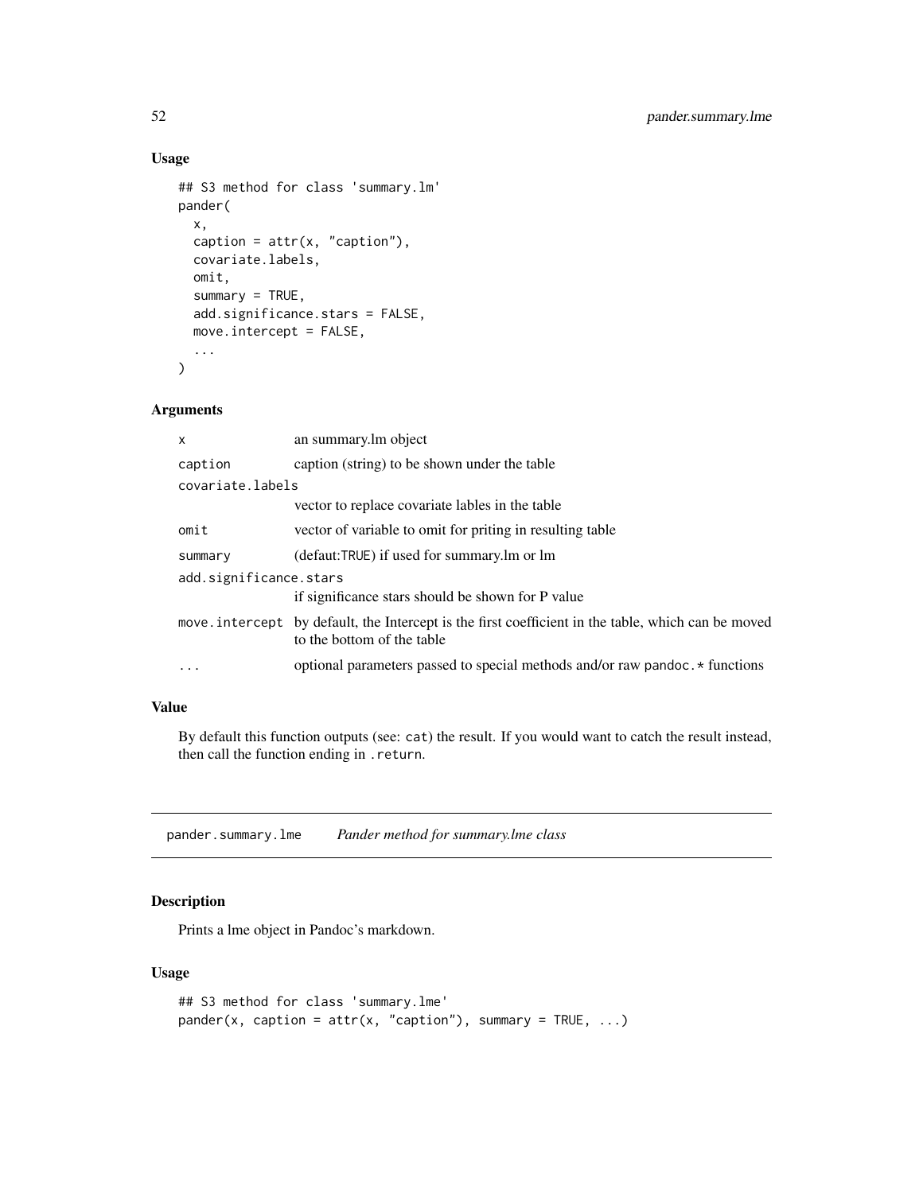### Usage

```
## S3 method for class 'summary.lm'
pander(
  x,
  caption = attr(x, "caption"),
  covariate.labels,
  omit,
  summary = TRUE,
  add.significance.stars = FALSE,
  move.intercept = FALSE,
  ...
)
```

### Arguments

| | |
|---|---|
| `x` | an summary.lm object |
| `caption` | caption (string) to be shown under the table |
| `covariate.labels` | vector to replace covariate lables in the table |
| `omit` | vector of variable to omit for priting in resulting table |
| `summary` | (defaut:`TRUE`) if used for summary.lm or lm |
| `add.significance.stars` | if significance stars should be shown for P value |
| `move.intercept` | by default, the Intercept is the first coefficient in the table, which can be moved to the bottom of the table |
| `...` | optional parameters passed to special methods and/or raw `pandoc.*` functions |

### Value

By default this function outputs (see: `cat`) the result. If you would want to catch the result instead, then call the function ending in `.return`.

## pander.summary.lme    *Pander method for summary.lme class*

### Description

Prints a lme object in Pandoc's markdown.

### Usage

```
## S3 method for class 'summary.lme'
pander(x, caption = attr(x, "caption"), summary = TRUE, ...)
```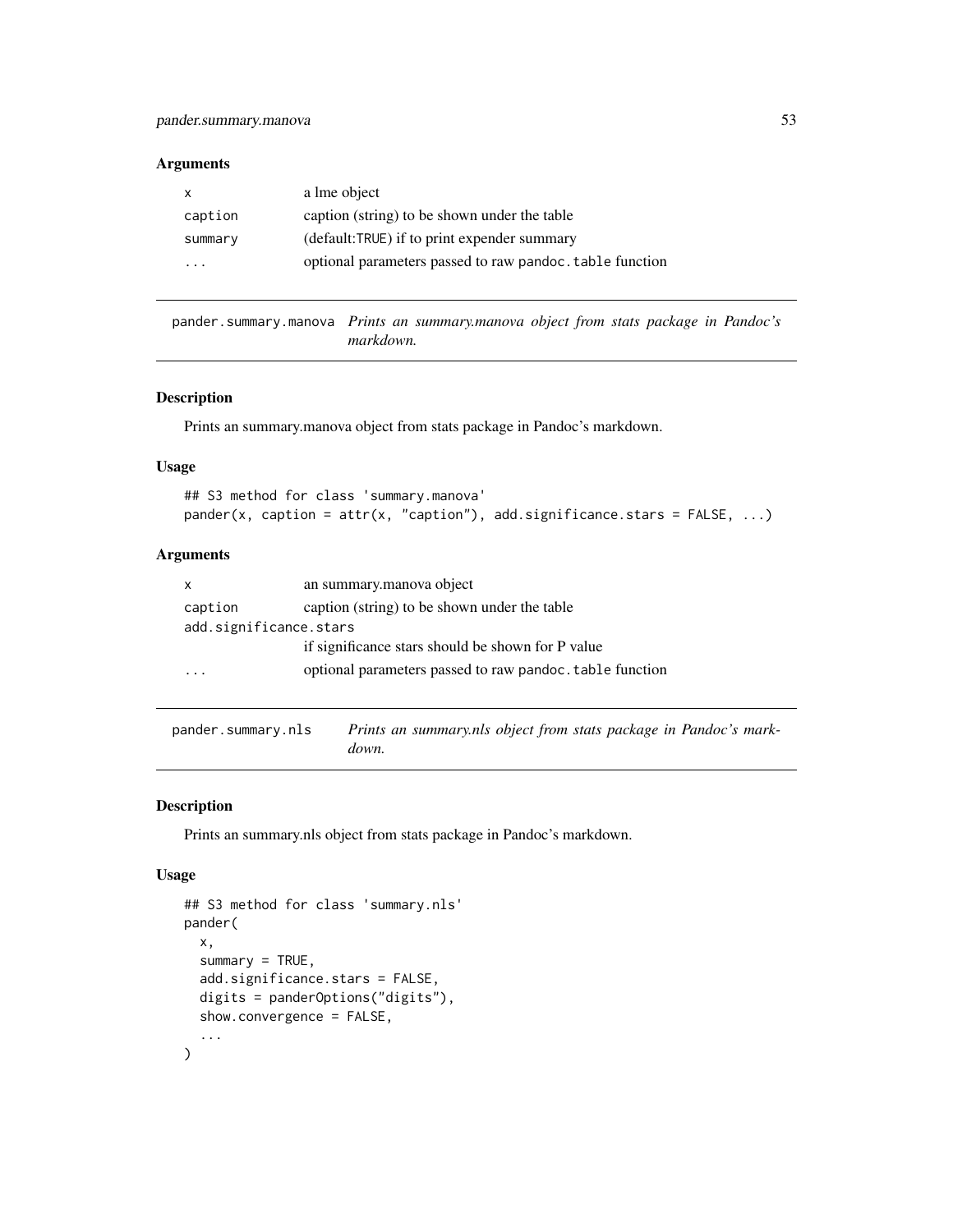### Arguments

| | |
|---|---|
| `x` | a lme object |
| `caption` | caption (string) to be shown under the table |
| `summary` | (default:`TRUE`) if to print expender summary |
| `...` | optional parameters passed to raw `pandoc.table` function |

---

## pander.summary.manova

*Prints an summary.manova object from stats package in Pandoc's markdown.*

### Description

Prints an summary.manova object from stats package in Pandoc's markdown.

### Usage

```
## S3 method for class 'summary.manova'
pander(x, caption = attr(x, "caption"), add.significance.stars = FALSE, ...)
```

### Arguments

| | |
|---|---|
| `x` | an summary.manova object |
| `caption` | caption (string) to be shown under the table |
| `add.significance.stars` | if significance stars should be shown for P value |
| `...` | optional parameters passed to raw `pandoc.table` function |

---

## pander.summary.nls

*Prints an summary.nls object from stats package in Pandoc's markdown.*

### Description

Prints an summary.nls object from stats package in Pandoc's markdown.

### Usage

```
## S3 method for class 'summary.nls'
pander(
  x,
  summary = TRUE,
  add.significance.stars = FALSE,
  digits = panderOptions("digits"),
  show.convergence = FALSE,
  ...
)
```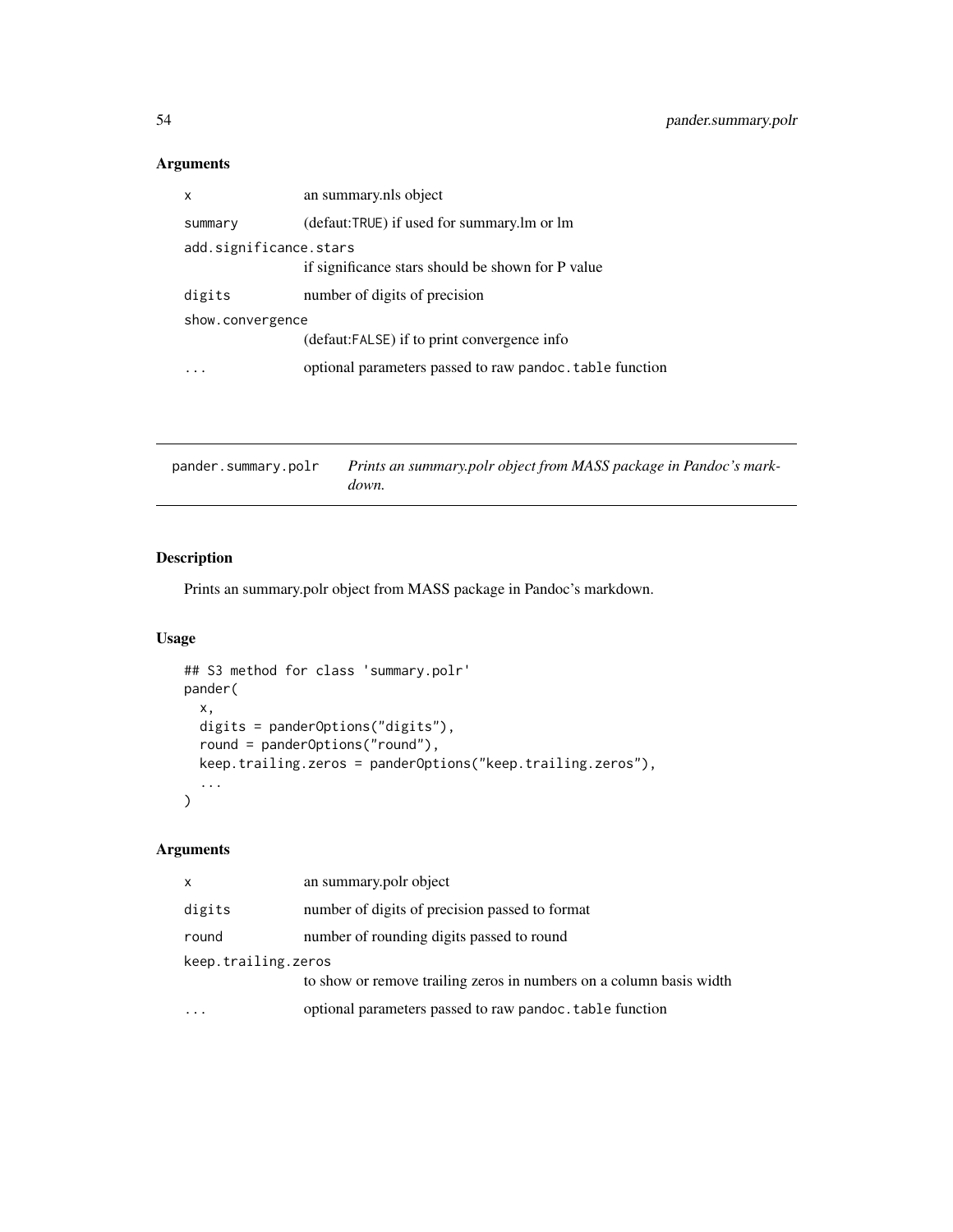## Arguments

| | |
|---|---|
| `x` | an summary.nls object |
| `summary` | (defaut:`TRUE`) if used for summary.lm or lm |
| `add.significance.stars` | if significance stars should be shown for P value |
| `digits` | number of digits of precision |
| `show.convergence` | (defaut:`FALSE`) if to print convergence info |
| `...` | optional parameters passed to raw `pandoc.table` function |

---

`pander.summary.polr` *Prints an summary.polr object from MASS package in Pandoc's markdown.*

---

## Description

Prints an summary.polr object from MASS package in Pandoc's markdown.

## Usage

```
## S3 method for class 'summary.polr'
pander(
  x,
  digits = panderOptions("digits"),
  round = panderOptions("round"),
  keep.trailing.zeros = panderOptions("keep.trailing.zeros"),
  ...
)
```

## Arguments

| | |
|---|---|
| `x` | an summary.polr object |
| `digits` | number of digits of precision passed to format |
| `round` | number of rounding digits passed to round |
| `keep.trailing.zeros` | to show or remove trailing zeros in numbers on a column basis width |
| `...` | optional parameters passed to raw `pandoc.table` function |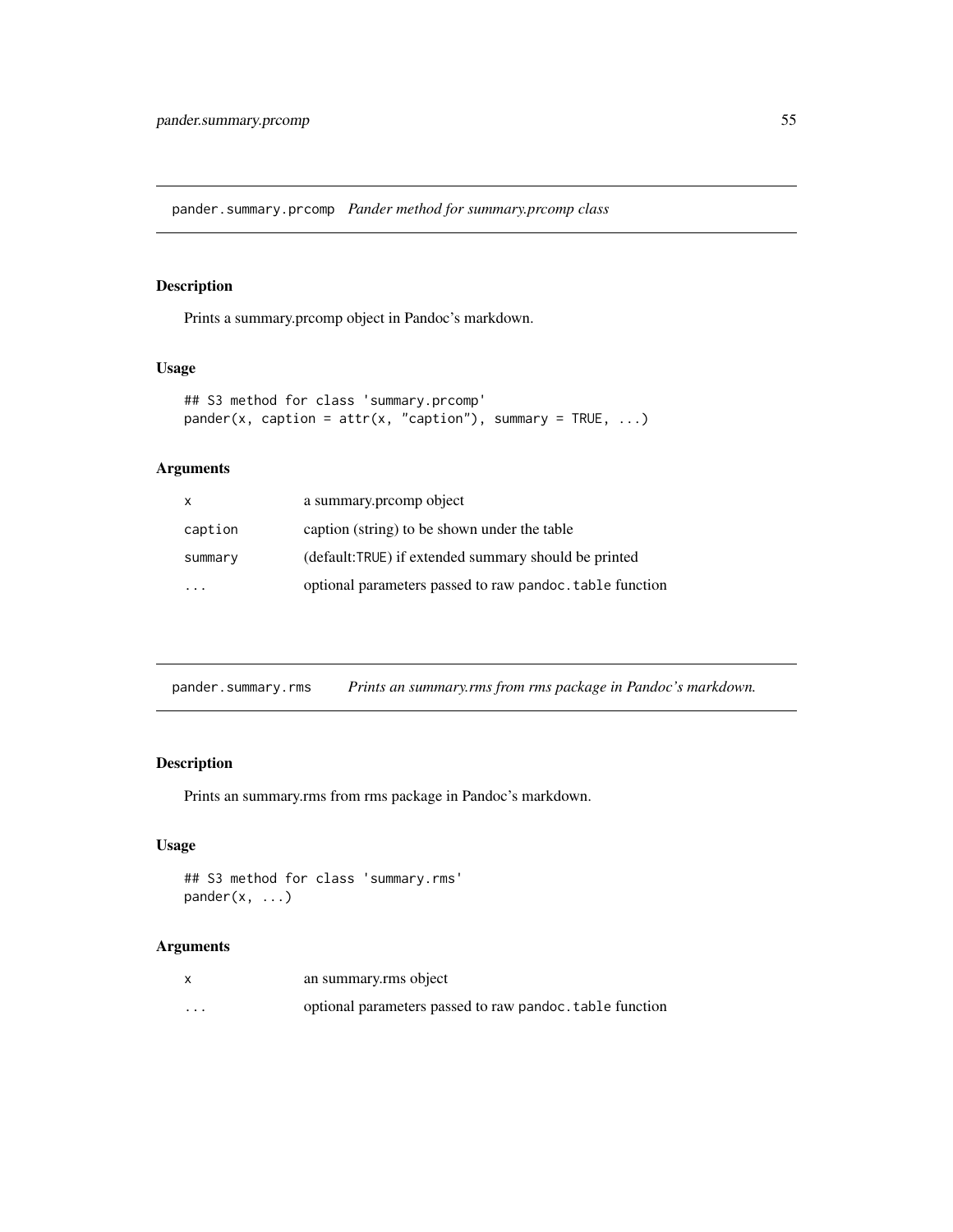## pander.summary.prcomp *Pander method for summary.prcomp class*

### Description

Prints a summary.prcomp object in Pandoc's markdown.

### Usage

```
## S3 method for class 'summary.prcomp'
pander(x, caption = attr(x, "caption"), summary = TRUE, ...)
```

### Arguments

| | |
|---|---|
| x | a summary.prcomp object |
| caption | caption (string) to be shown under the table |
| summary | (default:TRUE) if extended summary should be printed |
| ... | optional parameters passed to raw pandoc.table function |

## pander.summary.rms *Prints an summary.rms from rms package in Pandoc's markdown.*

### Description

Prints an summary.rms from rms package in Pandoc's markdown.

### Usage

```
## S3 method for class 'summary.rms'
pander(x, ...)
```

### Arguments

| | |
|---|---|
| x | an summary.rms object |
| ... | optional parameters passed to raw pandoc.table function |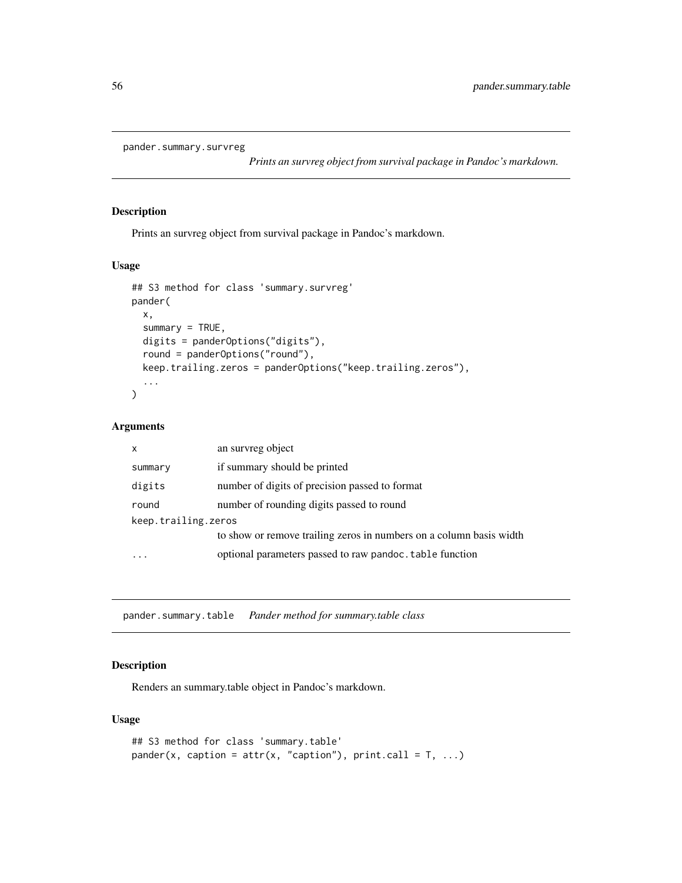## pander.summary.survreg

*Prints an survreg object from survival package in Pandoc's markdown.*

### Description

Prints an survreg object from survival package in Pandoc's markdown.

### Usage

```
## S3 method for class 'summary.survreg'
pander(
  x,
  summary = TRUE,
  digits = panderOptions("digits"),
  round = panderOptions("round"),
  keep.trailing.zeros = panderOptions("keep.trailing.zeros"),
  ...
)
```

### Arguments

| | |
|---|---|
| `x` | an survreg object |
| `summary` | if summary should be printed |
| `digits` | number of digits of precision passed to format |
| `round` | number of rounding digits passed to round |
| `keep.trailing.zeros` | to show or remove trailing zeros in numbers on a column basis width |
| `...` | optional parameters passed to raw `pandoc.table` function |

## pander.summary.table

*Pander method for summary.table class*

### Description

Renders an summary.table object in Pandoc's markdown.

### Usage

```
## S3 method for class 'summary.table'
pander(x, caption = attr(x, "caption"), print.call = T, ...)
```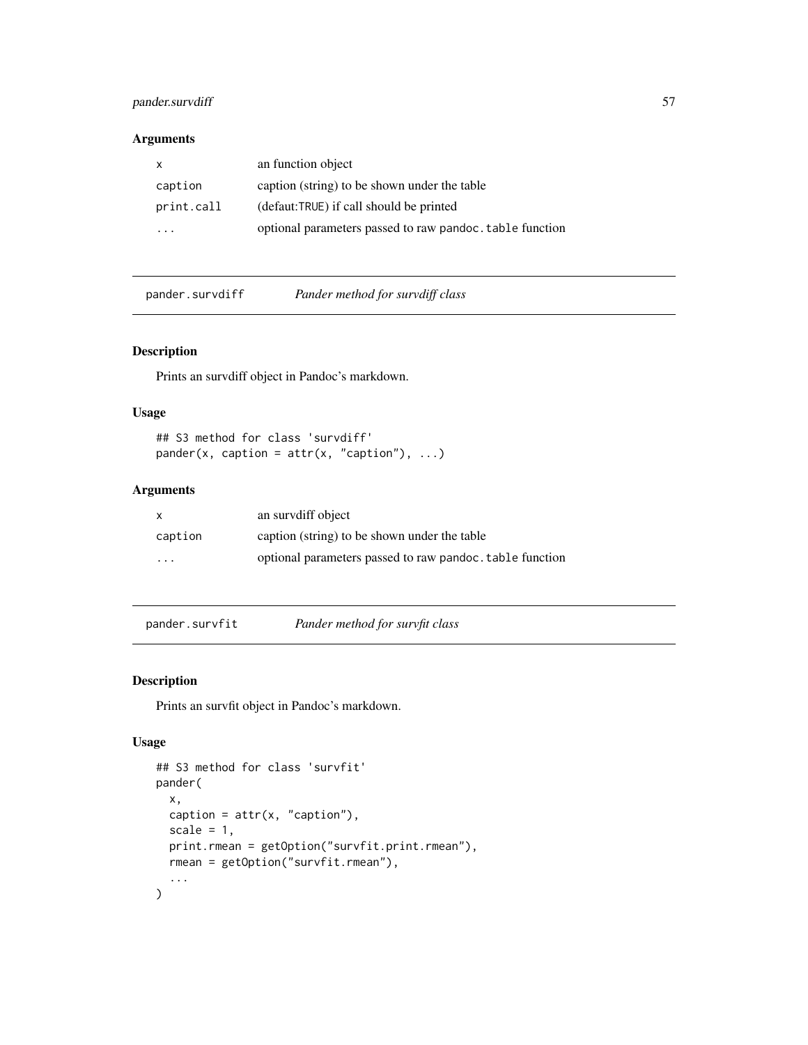### Arguments

| | |
|---|---|
| x | an function object |
| caption | caption (string) to be shown under the table |
| print.call | (defaut:TRUE) if call should be printed |
| ... | optional parameters passed to raw pandoc.table function |

---

## pander.survdiff — *Pander method for survdiff class*

### Description

Prints an survdiff object in Pandoc's markdown.

### Usage

```
## S3 method for class 'survdiff'
pander(x, caption = attr(x, "caption"), ...)
```

### Arguments

| | |
|---|---|
| x | an survdiff object |
| caption | caption (string) to be shown under the table |
| ... | optional parameters passed to raw pandoc.table function |

---

## pander.survfit — *Pander method for survfit class*

### Description

Prints an survfit object in Pandoc's markdown.

### Usage

```
## S3 method for class 'survfit'
pander(
  x,
  caption = attr(x, "caption"),
  scale = 1,
  print.rmean = getOption("survfit.print.rmean"),
  rmean = getOption("survfit.rmean"),
  ...
)
```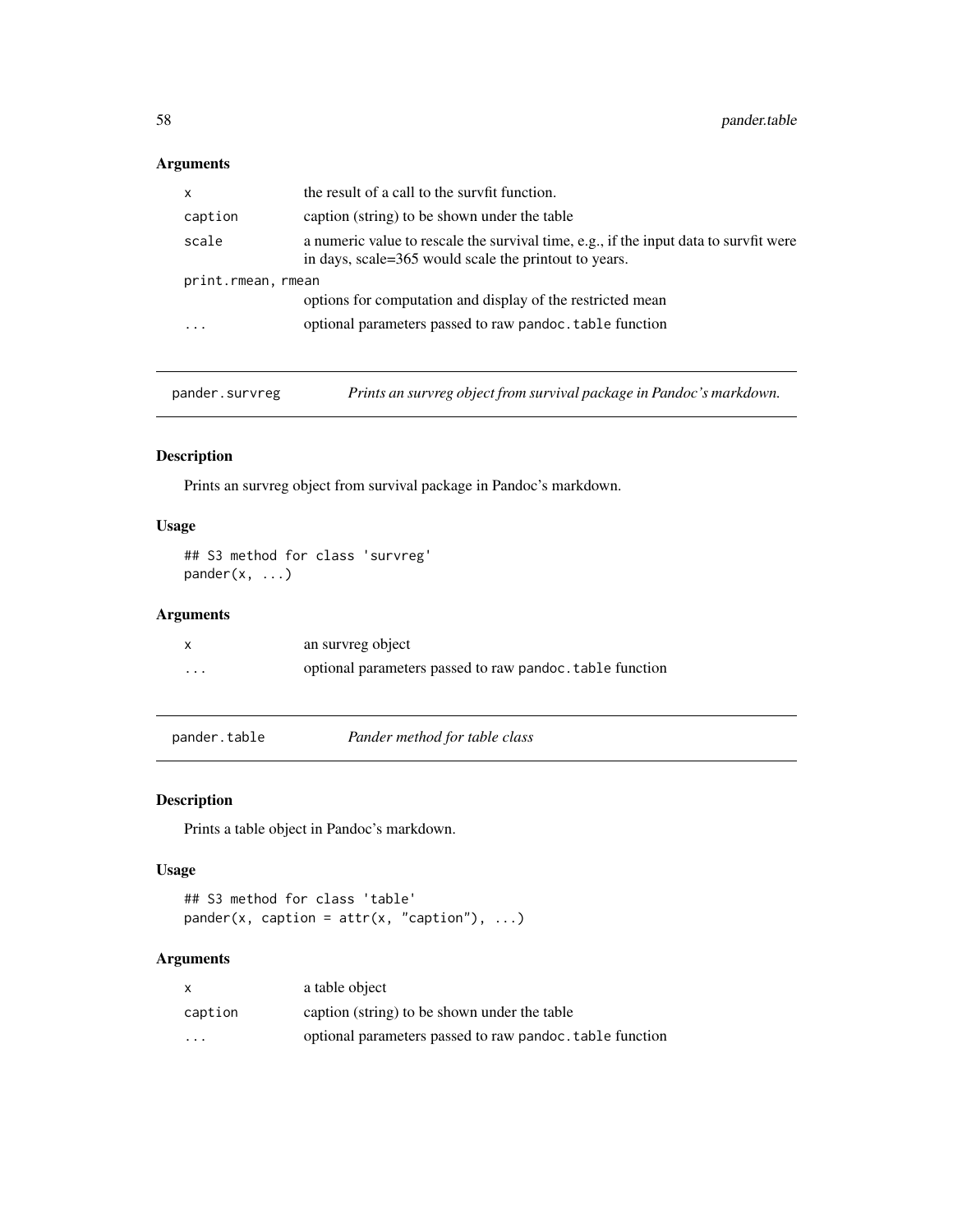## Arguments

| | |
|---|---|
| `x` | the result of a call to the survfit function. |
| `caption` | caption (string) to be shown under the table |
| `scale` | a numeric value to rescale the survival time, e.g., if the input data to survfit were in days, scale=365 would scale the printout to years. |
| `print.rmean, rmean` | options for computation and display of the restricted mean |
| `...` | optional parameters passed to raw `pandoc.table` function |

---

`pander.survreg` *Prints an survreg object from survival package in Pandoc's markdown.*

---

## Description

Prints an survreg object from survival package in Pandoc's markdown.

## Usage

```
## S3 method for class 'survreg'
pander(x, ...)
```

## Arguments

| | |
|---|---|
| `x` | an survreg object |
| `...` | optional parameters passed to raw `pandoc.table` function |

---

`pander.table` *Pander method for table class*

---

## Description

Prints a table object in Pandoc's markdown.

## Usage

```
## S3 method for class 'table'
pander(x, caption = attr(x, "caption"), ...)
```

## Arguments

| | |
|---|---|
| `x` | a table object |
| `caption` | caption (string) to be shown under the table |
| `...` | optional parameters passed to raw `pandoc.table` function |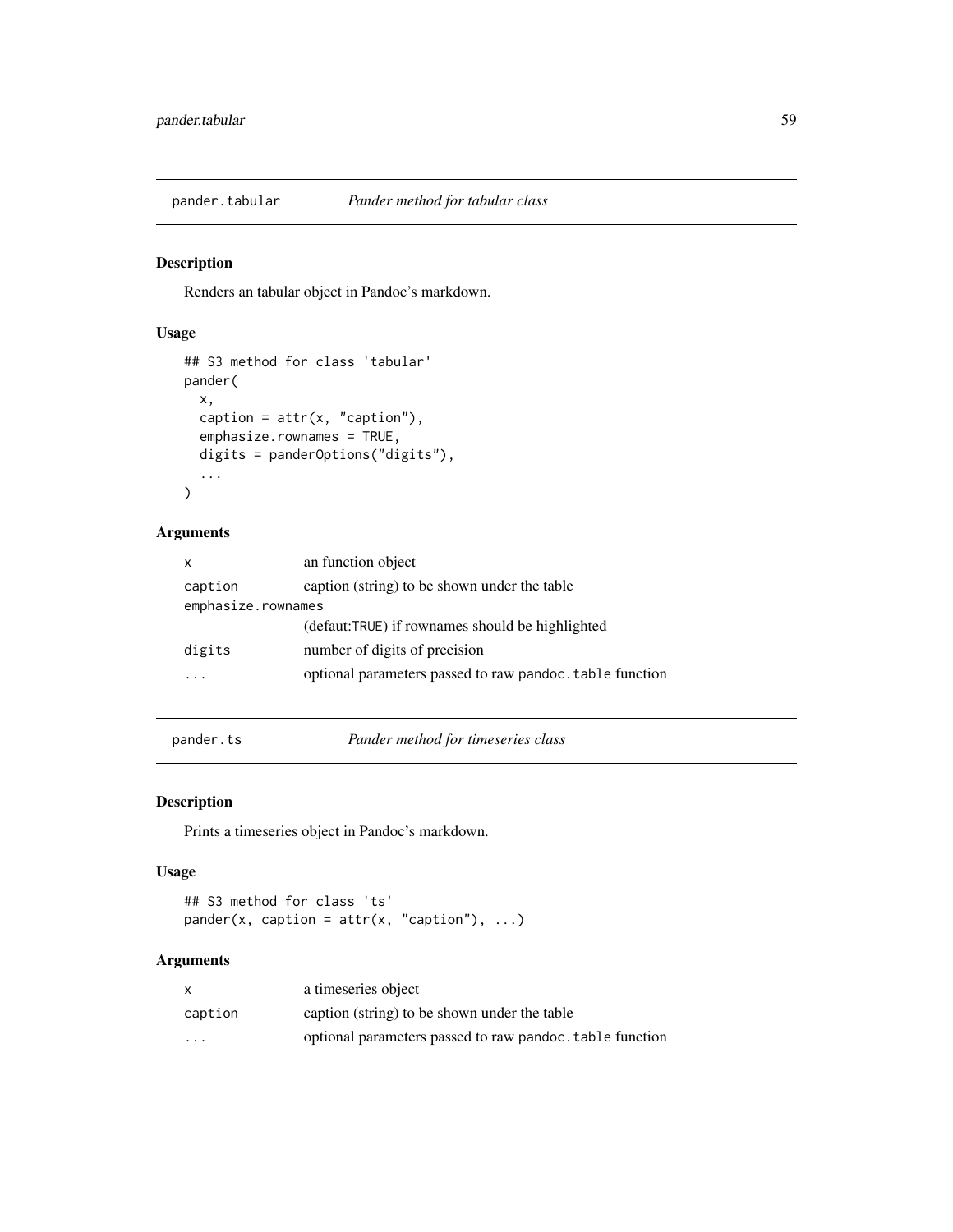## pander.tabular — *Pander method for tabular class*

### Description

Renders an tabular object in Pandoc's markdown.

### Usage

```
## S3 method for class 'tabular'
pander(
  x,
  caption = attr(x, "caption"),
  emphasize.rownames = TRUE,
  digits = panderOptions("digits"),
  ...
)
```

### Arguments

| | |
|---|---|
| `x` | an function object |
| `caption` | caption (string) to be shown under the table |
| `emphasize.rownames` | (defaut:`TRUE`) if rownames should be highlighted |
| `digits` | number of digits of precision |
| `...` | optional parameters passed to raw `pandoc.table` function |

## pander.ts — *Pander method for timeseries class*

### Description

Prints a timeseries object in Pandoc's markdown.

### Usage

```
## S3 method for class 'ts'
pander(x, caption = attr(x, "caption"), ...)
```

### Arguments

| | |
|---|---|
| `x` | a timeseries object |
| `caption` | caption (string) to be shown under the table |
| `...` | optional parameters passed to raw `pandoc.table` function |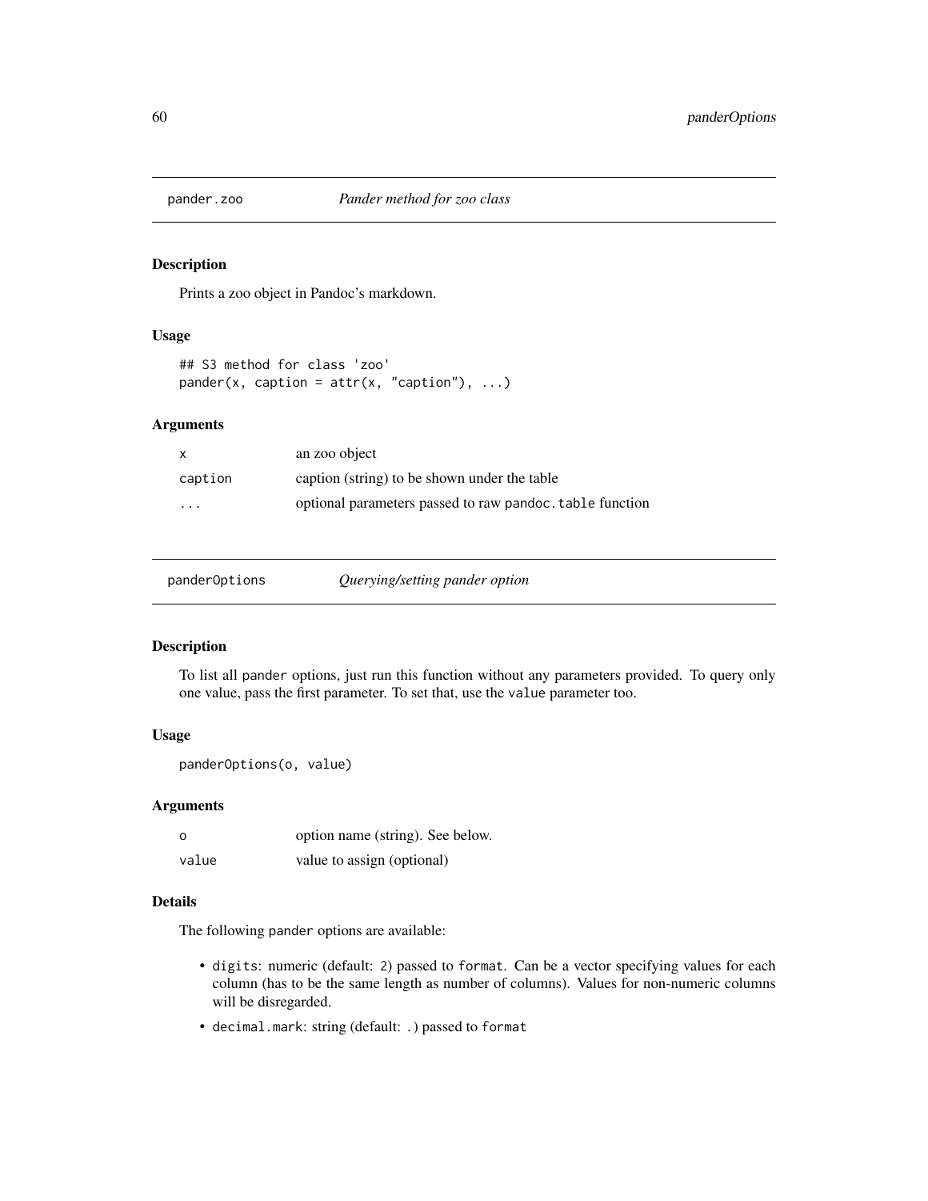## pander.zoo — *Pander method for zoo class*

### Description

Prints a zoo object in Pandoc's markdown.

### Usage

```
## S3 method for class 'zoo'
pander(x, caption = attr(x, "caption"), ...)
```

### Arguments

| | |
|---|---|
| x | an zoo object |
| caption | caption (string) to be shown under the table |
| ... | optional parameters passed to raw pandoc.table function |

## panderOptions — *Querying/setting pander option*

### Description

To list all pander options, just run this function without any parameters provided. To query only one value, pass the first parameter. To set that, use the value parameter too.

### Usage

```
panderOptions(o, value)
```

### Arguments

| | |
|---|---|
| o | option name (string). See below. |
| value | value to assign (optional) |

### Details

The following pander options are available:

- digits: numeric (default: 2) passed to format. Can be a vector specifying values for each column (has to be the same length as number of columns). Values for non-numeric columns will be disregarded.
- decimal.mark: string (default: .) passed to format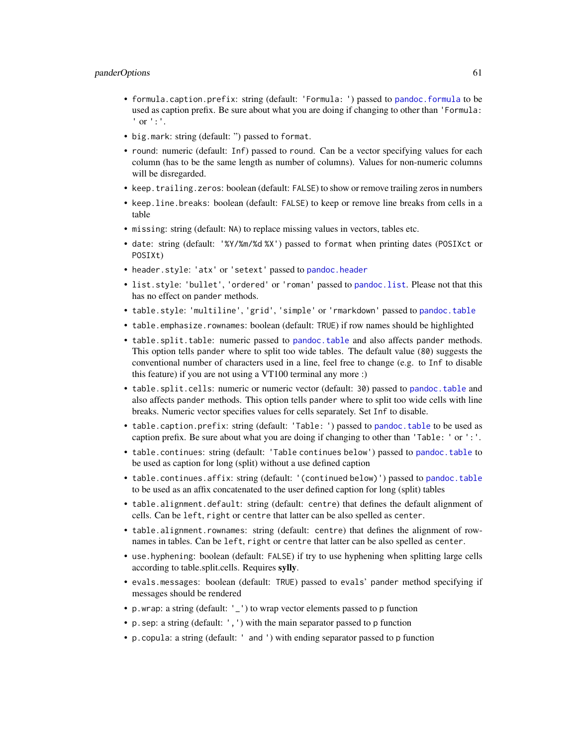- `formula.caption.prefix`: string (default: `'Formula: '`) passed to `pandoc.formula` to be used as caption prefix. Be sure about what you are doing if changing to other than `'Formula: '` or `':'`.
- `big.mark`: string (default: '') passed to `format`.
- `round`: numeric (default: `Inf`) passed to `round`. Can be a vector specifying values for each column (has to be the same length as number of columns). Values for non-numeric columns will be disregarded.
- `keep.trailing.zeros`: boolean (default: `FALSE`) to show or remove trailing zeros in numbers
- `keep.line.breaks`: boolean (default: `FALSE`) to keep or remove line breaks from cells in a table
- `missing`: string (default: `NA`) to replace missing values in vectors, tables etc.
- `date`: string (default: `'%Y/%m/%d %X'`) passed to `format` when printing dates (`POSIXct` or `POSIXt`)
- `header.style`: `'atx'` or `'setext'` passed to `pandoc.header`
- `list.style`: `'bullet'`, `'ordered'` or `'roman'` passed to `pandoc.list`. Please not that this has no effect on `pander` methods.
- `table.style`: `'multiline'`, `'grid'`, `'simple'` or `'rmarkdown'` passed to `pandoc.table`
- `table.emphasize.rownames`: boolean (default: `TRUE`) if row names should be highlighted
- `table.split.table`: numeric passed to `pandoc.table` and also affects `pander` methods. This option tells `pander` where to split too wide tables. The default value (`80`) suggests the conventional number of characters used in a line, feel free to change (e.g. to `Inf` to disable this feature) if you are not using a VT100 terminal any more :)
- `table.split.cells`: numeric or numeric vector (default: `30`) passed to `pandoc.table` and also affects `pander` methods. This option tells `pander` where to split too wide cells with line breaks. Numeric vector specifies values for cells separately. Set `Inf` to disable.
- `table.caption.prefix`: string (default: `'Table: '`) passed to `pandoc.table` to be used as caption prefix. Be sure about what you are doing if changing to other than `'Table: '` or `':'`.
- `table.continues`: string (default: `'Table continues below'`) passed to `pandoc.table` to be used as caption for long (split) without a use defined caption
- `table.continues.affix`: string (default: `'(continued below)'`) passed to `pandoc.table` to be used as an affix concatenated to the user defined caption for long (split) tables
- `table.alignment.default`: string (default: `centre`) that defines the default alignment of cells. Can be `left`, `right` or `centre` that latter can be also spelled as `center`.
- `table.alignment.rownames`: string (default: `centre`) that defines the alignment of rownames in tables. Can be `left`, `right` or `centre` that latter can be also spelled as `center`.
- `use.hyphening`: boolean (default: `FALSE`) if try to use hyphening when splitting large cells according to table.split.cells. Requires **sylly**.
- `evals.messages`: boolean (default: `TRUE`) passed to `evals`' `pander` method specifying if messages should be rendered
- `p.wrap`: a string (default: `'_'`) to wrap vector elements passed to `p` function
- `p.sep`: a string (default: `', '`) with the main separator passed to `p` function
- `p.copula`: a string (default: `' and '`) with ending separator passed to `p` function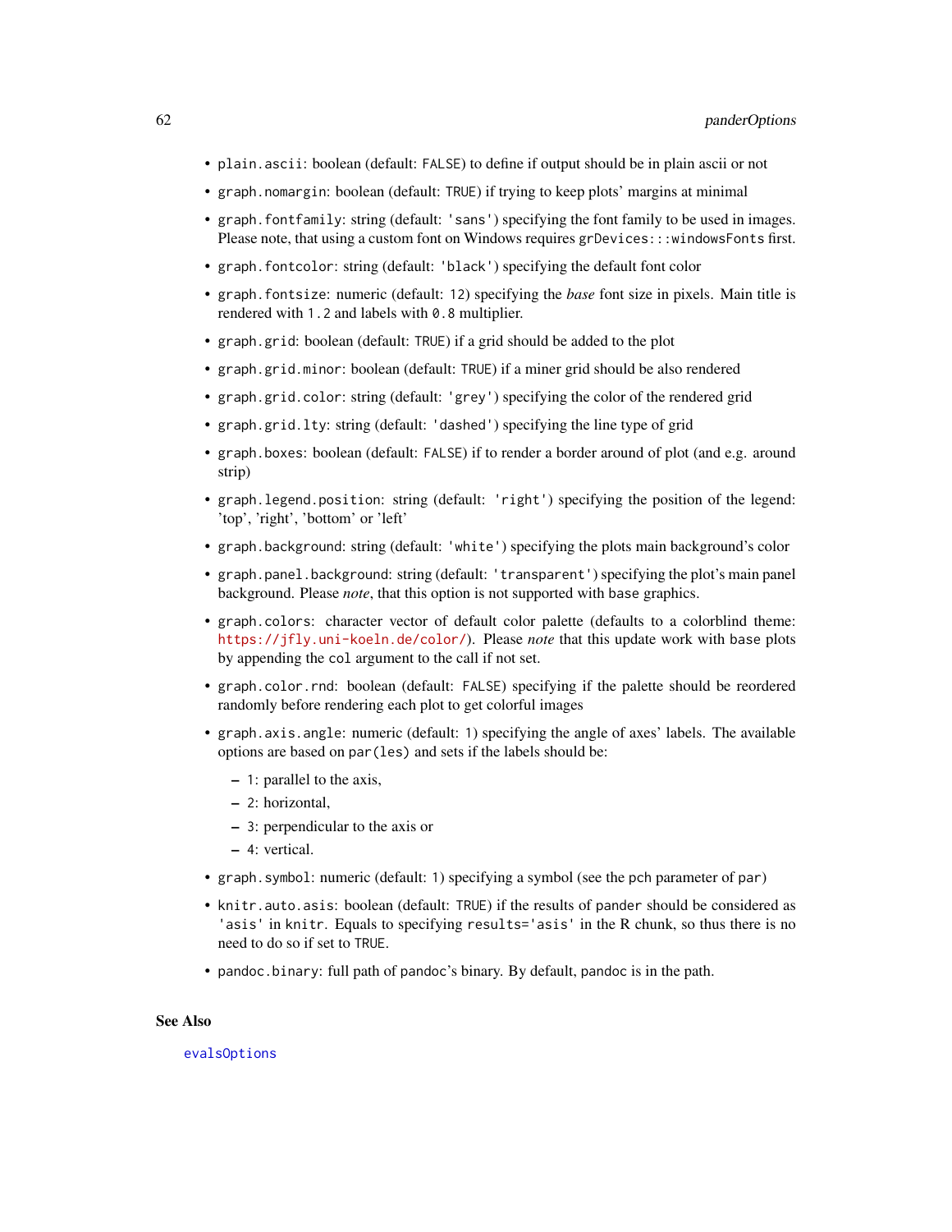- `plain.ascii`: boolean (default: `FALSE`) to define if output should be in plain ascii or not
- `graph.nomargin`: boolean (default: `TRUE`) if trying to keep plots' margins at minimal
- `graph.fontfamily`: string (default: `'sans'`) specifying the font family to be used in images. Please note, that using a custom font on Windows requires `grDevices:::windowsFonts` first.
- `graph.fontcolor`: string (default: `'black'`) specifying the default font color
- `graph.fontsize`: numeric (default: `12`) specifying the *base* font size in pixels. Main title is rendered with `1.2` and labels with `0.8` multiplier.
- `graph.grid`: boolean (default: `TRUE`) if a grid should be added to the plot
- `graph.grid.minor`: boolean (default: `TRUE`) if a miner grid should be also rendered
- `graph.grid.color`: string (default: `'grey'`) specifying the color of the rendered grid
- `graph.grid.lty`: string (default: `'dashed'`) specifying the line type of grid
- `graph.boxes`: boolean (default: `FALSE`) if to render a border around of plot (and e.g. around strip)
- `graph.legend.position`: string (default: `'right'`) specifying the position of the legend: 'top', 'right', 'bottom' or 'left'
- `graph.background`: string (default: `'white'`) specifying the plots main background's color
- `graph.panel.background`: string (default: `'transparent'`) specifying the plot's main panel background. Please *note*, that this option is not supported with `base` graphics.
- `graph.colors`: character vector of default color palette (defaults to a colorblind theme: https://jfly.uni-koeln.de/color/). Please *note* that this update work with `base` plots by appending the `col` argument to the call if not set.
- `graph.color.rnd`: boolean (default: `FALSE`) specifying if the palette should be reordered randomly before rendering each plot to get colorful images
- `graph.axis.angle`: numeric (default: `1`) specifying the angle of axes' labels. The available options are based on `par(les)` and sets if the labels should be:
  - `1`: parallel to the axis,
  - `2`: horizontal,
  - `3`: perpendicular to the axis or
  - `4`: vertical.
- `graph.symbol`: numeric (default: `1`) specifying a symbol (see the `pch` parameter of `par`)
- `knitr.auto.asis`: boolean (default: `TRUE`) if the results of `pander` should be considered as `'asis'` in `knitr`. Equals to specifying `results='asis'` in the R chunk, so thus there is no need to do so if set to `TRUE`.
- `pandoc.binary`: full path of `pandoc`'s binary. By default, `pandoc` is in the path.

## See Also

`evalsOptions`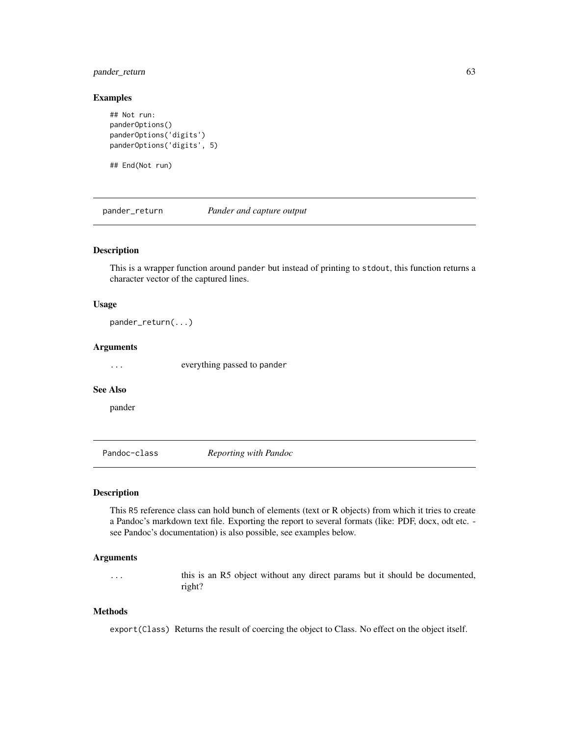### Examples

```
## Not run:
panderOptions()
panderOptions('digits')
panderOptions('digits', 5)

## End(Not run)
```

---

## pander_return *Pander and capture output*

---

### Description

This is a wrapper function around `pander` but instead of printing to `stdout`, this function returns a character vector of the captured lines.

### Usage

```
pander_return(...)
```

### Arguments

| | |
|---|---|
| ... | everything passed to `pander` |

### See Also

pander

---

## Pandoc-class *Reporting with Pandoc*

---

### Description

This R5 reference class can hold bunch of elements (text or R objects) from which it tries to create a Pandoc's markdown text file. Exporting the report to several formats (like: PDF, docx, odt etc. - see Pandoc's documentation) is also possible, see examples below.

### Arguments

| | |
|---|---|
| ... | this is an R5 object without any direct params but it should be documented, right? |

### Methods

`export(Class)` Returns the result of coercing the object to Class. No effect on the object itself.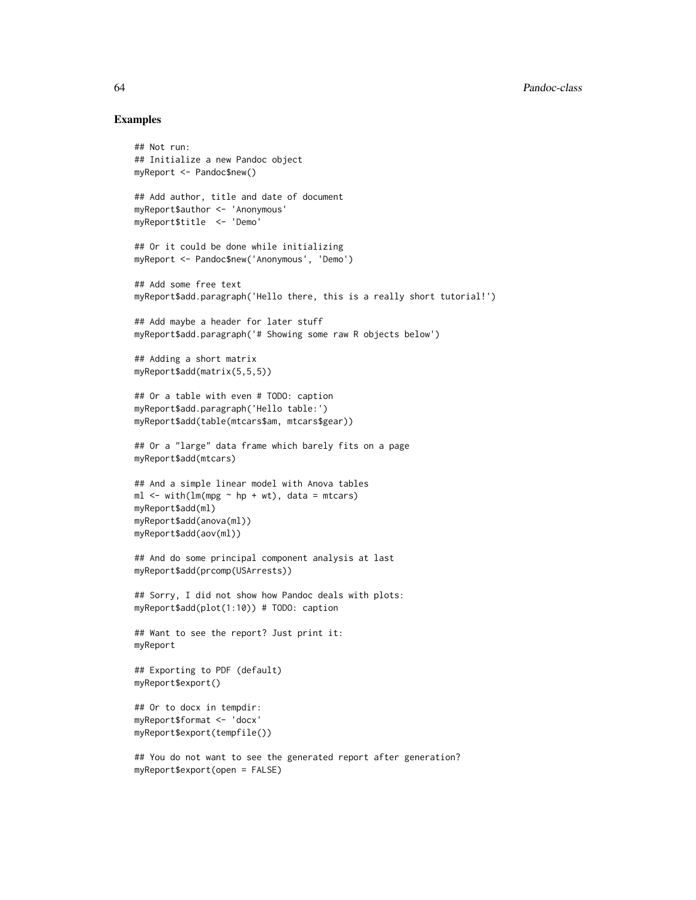## Examples

```
## Not run:
## Initialize a new Pandoc object
myReport <- Pandoc$new()

## Add author, title and date of document
myReport$author <- 'Anonymous'
myReport$title  <- 'Demo'

## Or it could be done while initializing
myReport <- Pandoc$new('Anonymous', 'Demo')

## Add some free text
myReport$add.paragraph('Hello there, this is a really short tutorial!')

## Add maybe a header for later stuff
myReport$add.paragraph('# Showing some raw R objects below')

## Adding a short matrix
myReport$add(matrix(5,5,5))

## Or a table with even # TODO: caption
myReport$add.paragraph('Hello table:')
myReport$add(table(mtcars$am, mtcars$gear))

## Or a "large" data frame which barely fits on a page
myReport$add(mtcars)

## And a simple linear model with Anova tables
ml <- with(lm(mpg ~ hp + wt), data = mtcars)
myReport$add(ml)
myReport$add(anova(ml))
myReport$add(aov(ml))

## And do some principal component analysis at last
myReport$add(prcomp(USArrests))

## Sorry, I did not show how Pandoc deals with plots:
myReport$add(plot(1:10)) # TODO: caption

## Want to see the report? Just print it:
myReport

## Exporting to PDF (default)
myReport$export()

## Or to docx in tempdir:
myReport$format <- 'docx'
myReport$export(tempfile())

## You do not want to see the generated report after generation?
myReport$export(open = FALSE)
```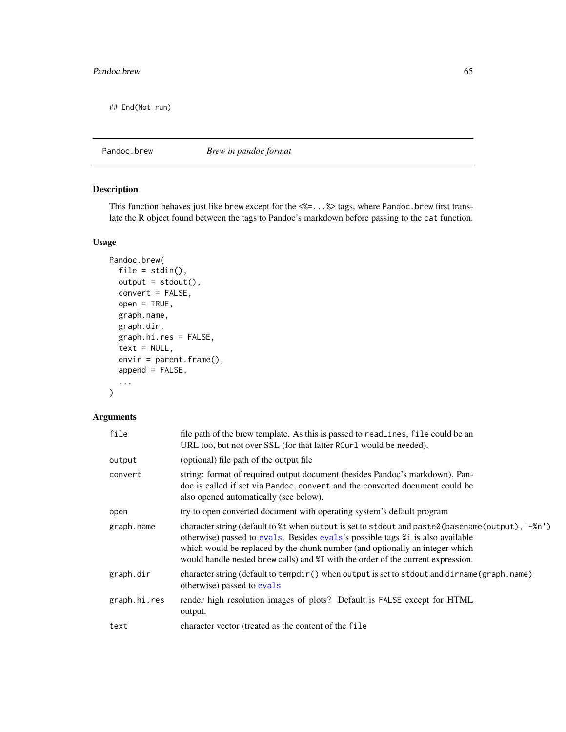```
## End(Not run)
```

## Pandoc.brew — *Brew in pandoc format*

### Description

This function behaves just like brew except for the <%=...%> tags, where Pandoc.brew first translate the R object found between the tags to Pandoc's markdown before passing to the cat function.

### Usage

```
Pandoc.brew(
  file = stdin(),
  output = stdout(),
  convert = FALSE,
  open = TRUE,
  graph.name,
  graph.dir,
  graph.hi.res = FALSE,
  text = NULL,
  envir = parent.frame(),
  append = FALSE,
  ...
)
```

### Arguments

| | |
|---|---|
| file | file path of the brew template. As this is passed to readLines, file could be an URL too, but not over SSL (for that latter RCurl would be needed). |
| output | (optional) file path of the output file |
| convert | string: format of required output document (besides Pandoc's markdown). Pandoc is called if set via Pandoc.convert and the converted document could be also opened automatically (see below). |
| open | try to open converted document with operating system's default program |
| graph.name | character string (default to %t when output is set to stdout and paste0(basename(output),'-%n') otherwise) passed to evals. Besides evals's possible tags %i is also available which would be replaced by the chunk number (and optionally an integer which would handle nested brew calls) and %I with the order of the current expression. |
| graph.dir | character string (default to tempdir() when output is set to stdout and dirname(graph.name) otherwise) passed to evals |
| graph.hi.res | render high resolution images of plots? Default is FALSE except for HTML output. |
| text | character vector (treated as the content of the file |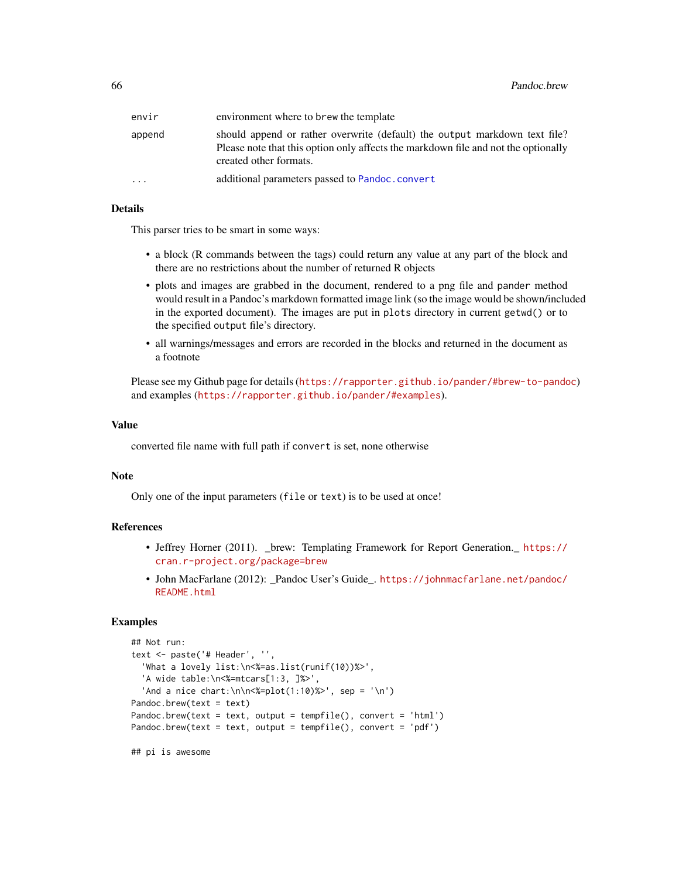| | |
|---|---|
| envir | environment where to brew the template |
| append | should append or rather overwrite (default) the output markdown text file? Please note that this option only affects the markdown file and not the optionally created other formats. |
| ... | additional parameters passed to Pandoc.convert |

### Details

This parser tries to be smart in some ways:

- a block (R commands between the tags) could return any value at any part of the block and there are no restrictions about the number of returned R objects
- plots and images are grabbed in the document, rendered to a png file and pander method would result in a Pandoc's markdown formatted image link (so the image would be shown/included in the exported document). The images are put in plots directory in current getwd() or to the specified output file's directory.
- all warnings/messages and errors are recorded in the blocks and returned in the document as a footnote

Please see my Github page for details (https://rapporter.github.io/pander/#brew-to-pandoc) and examples (https://rapporter.github.io/pander/#examples).

### Value

converted file name with full path if convert is set, none otherwise

### Note

Only one of the input parameters (file or text) is to be used at once!

### References

- Jeffrey Horner (2011). _brew: Templating Framework for Report Generation._ https://cran.r-project.org/package=brew
- John MacFarlane (2012): _Pandoc User's Guide_. https://johnmacfarlane.net/pandoc/README.html

### Examples

```
## Not run:
text <- paste('# Header', '',
  'What a lovely list:\n<%=as.list(runif(10))%>',
  'A wide table:\n<%=mtcars[1:3, ]%>',
  'And a nice chart:\n\n<%=plot(1:10)%>', sep = '\n')
Pandoc.brew(text = text)
Pandoc.brew(text = text, output = tempfile(), convert = 'html')
Pandoc.brew(text = text, output = tempfile(), convert = 'pdf')

## pi is awesome
```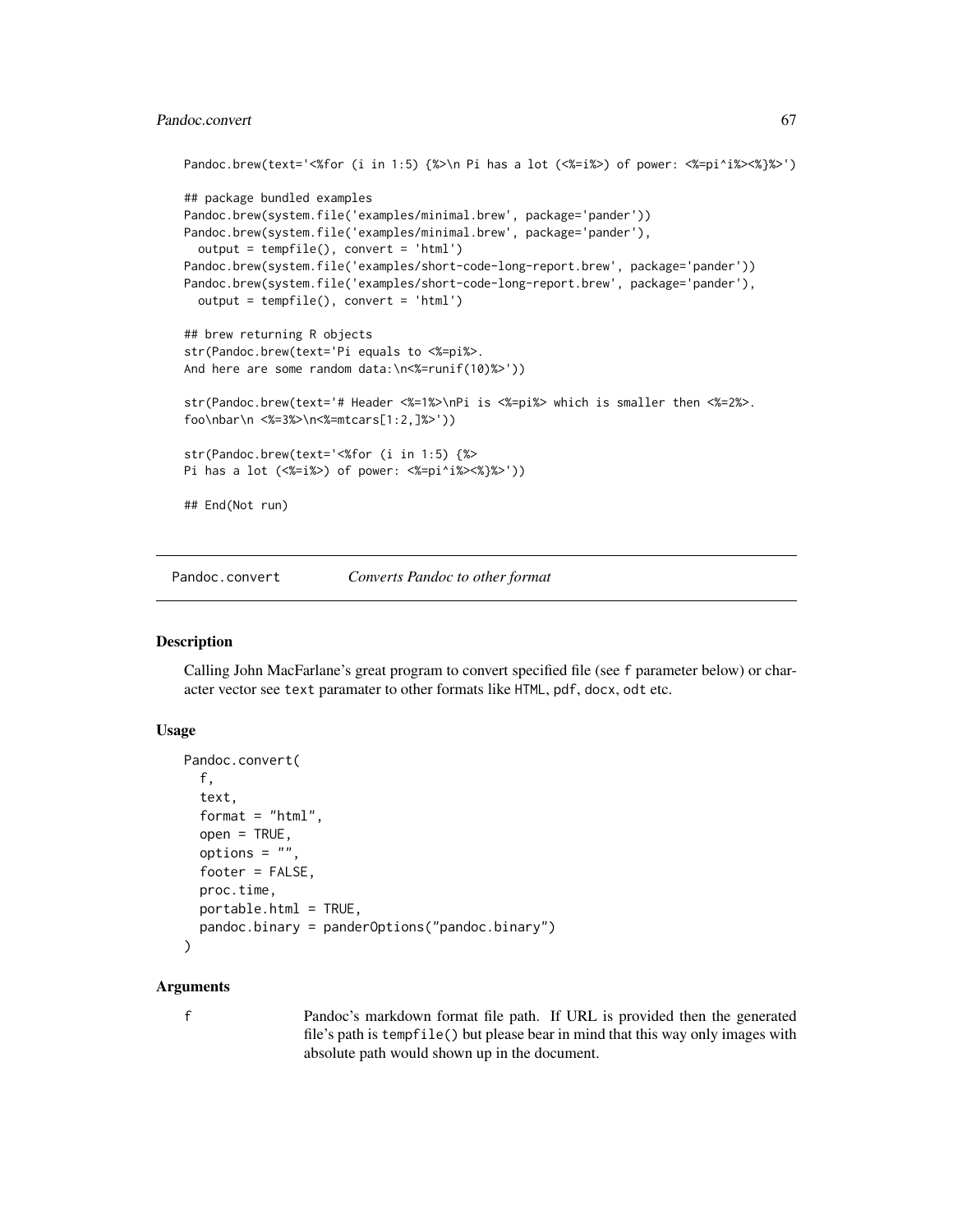```
Pandoc.brew(text='<%for (i in 1:5) {%>\n Pi has a lot (<%=i%>) of power: <%=pi^i%><%}%>')

## package bundled examples
Pandoc.brew(system.file('examples/minimal.brew', package='pander'))
Pandoc.brew(system.file('examples/minimal.brew', package='pander'),
  output = tempfile(), convert = 'html')
Pandoc.brew(system.file('examples/short-code-long-report.brew', package='pander'))
Pandoc.brew(system.file('examples/short-code-long-report.brew', package='pander'),
  output = tempfile(), convert = 'html')

## brew returning R objects
str(Pandoc.brew(text='Pi equals to <%=pi%>.
And here are some random data:\n<%=runif(10)%>'))

str(Pandoc.brew(text='# Header <%=1%>\nPi is <%=pi%> which is smaller then <%=2%>.
foo\nbar\n <%=3%>\n<%=mtcars[1:2,]%>'))

str(Pandoc.brew(text='<%for (i in 1:5) {%>
Pi has a lot (<%=i%>) of power: <%=pi^i%><%}%>'))

## End(Not run)
```

## Pandoc.convert — *Converts Pandoc to other format*

### Description

Calling John MacFarlane's great program to convert specified file (see f parameter below) or character vector see text paramater to other formats like HTML, pdf, docx, odt etc.

### Usage

```
Pandoc.convert(
  f,
  text,
  format = "html",
  open = TRUE,
  options = "",
  footer = FALSE,
  proc.time,
  portable.html = TRUE,
  pandoc.binary = panderOptions("pandoc.binary")
)
```

### Arguments

f
: Pandoc's markdown format file path. If URL is provided then the generated file's path is tempfile() but please bear in mind that this way only images with absolute path would shown up in the document.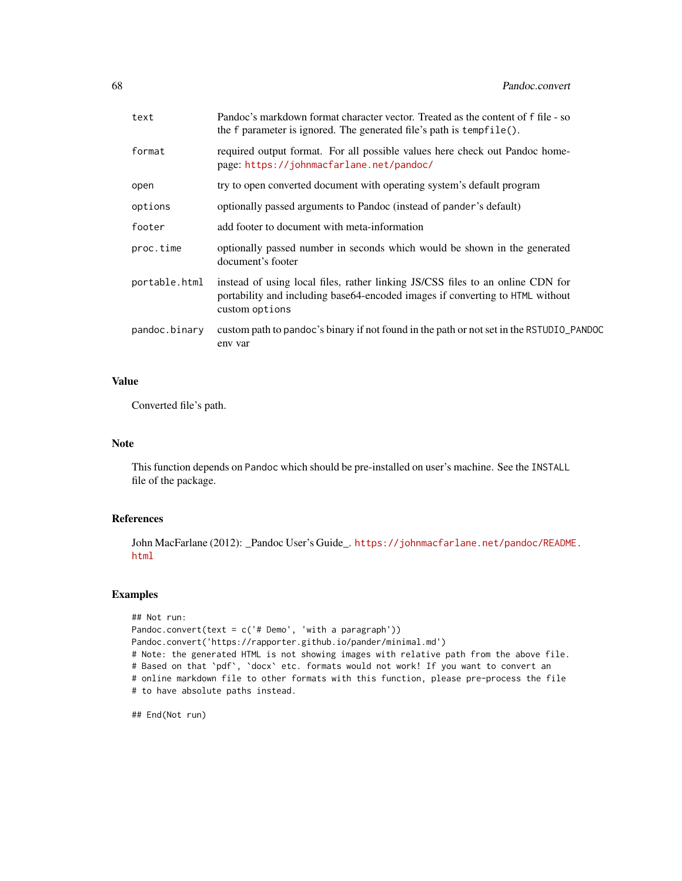| | |
|---|---|
| text | Pandoc's markdown format character vector. Treated as the content of f file - so the f parameter is ignored. The generated file's path is tempfile(). |
| format | required output format. For all possible values here check out Pandoc homepage: https://johnmacfarlane.net/pandoc/ |
| open | try to open converted document with operating system's default program |
| options | optionally passed arguments to Pandoc (instead of pander's default) |
| footer | add footer to document with meta-information |
| proc.time | optionally passed number in seconds which would be shown in the generated document's footer |
| portable.html | instead of using local files, rather linking JS/CSS files to an online CDN for portability and including base64-encoded images if converting to HTML without custom options |
| pandoc.binary | custom path to pandoc's binary if not found in the path or not set in the RSTUDIO_PANDOC env var |

## Value

Converted file's path.

## Note

This function depends on Pandoc which should be pre-installed on user's machine. See the INSTALL file of the package.

## References

John MacFarlane (2012): _Pandoc User's Guide_. https://johnmacfarlane.net/pandoc/README.html

## Examples

```
## Not run:
Pandoc.convert(text = c('# Demo', 'with a paragraph'))
Pandoc.convert('https://rapporter.github.io/pander/minimal.md')
# Note: the generated HTML is not showing images with relative path from the above file.
# Based on that `pdf`, `docx` etc. formats would not work! If you want to convert an
# online markdown file to other formats with this function, please pre-process the file
# to have absolute paths instead.

## End(Not run)
```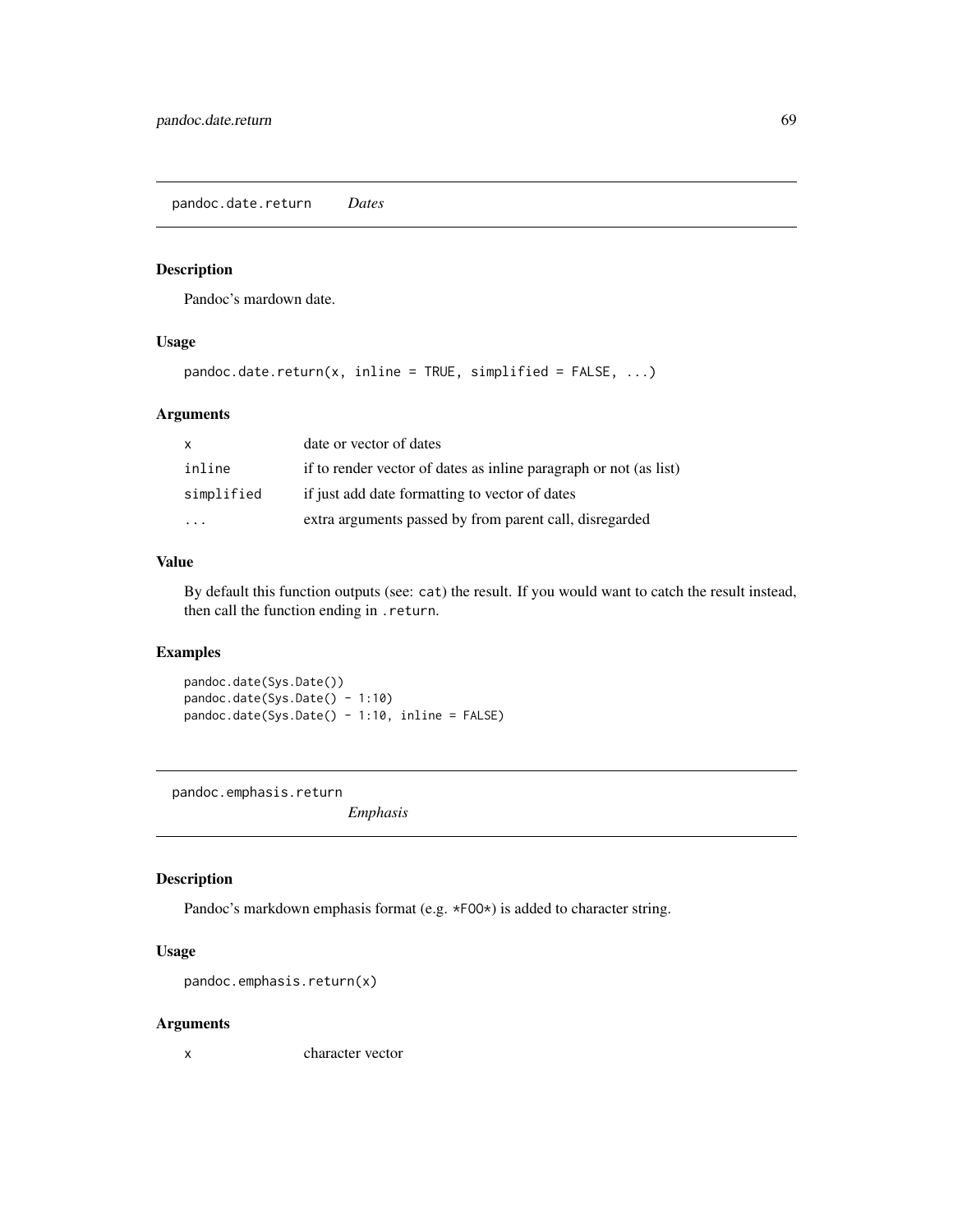## pandoc.date.return — *Dates*

### Description

Pandoc's mardown date.

### Usage

```
pandoc.date.return(x, inline = TRUE, simplified = FALSE, ...)
```

### Arguments

| | |
|---|---|
| x | date or vector of dates |
| inline | if to render vector of dates as inline paragraph or not (as list) |
| simplified | if just add date formatting to vector of dates |
| ... | extra arguments passed by from parent call, disregarded |

### Value

By default this function outputs (see: `cat`) the result. If you would want to catch the result instead, then call the function ending in `.return`.

### Examples

```
pandoc.date(Sys.Date())
pandoc.date(Sys.Date() - 1:10)
pandoc.date(Sys.Date() - 1:10, inline = FALSE)
```

## pandoc.emphasis.return — *Emphasis*

### Description

Pandoc's markdown emphasis format (e.g. `*FOO*`) is added to character string.

### Usage

```
pandoc.emphasis.return(x)
```

### Arguments

| | |
|---|---|
| x | character vector |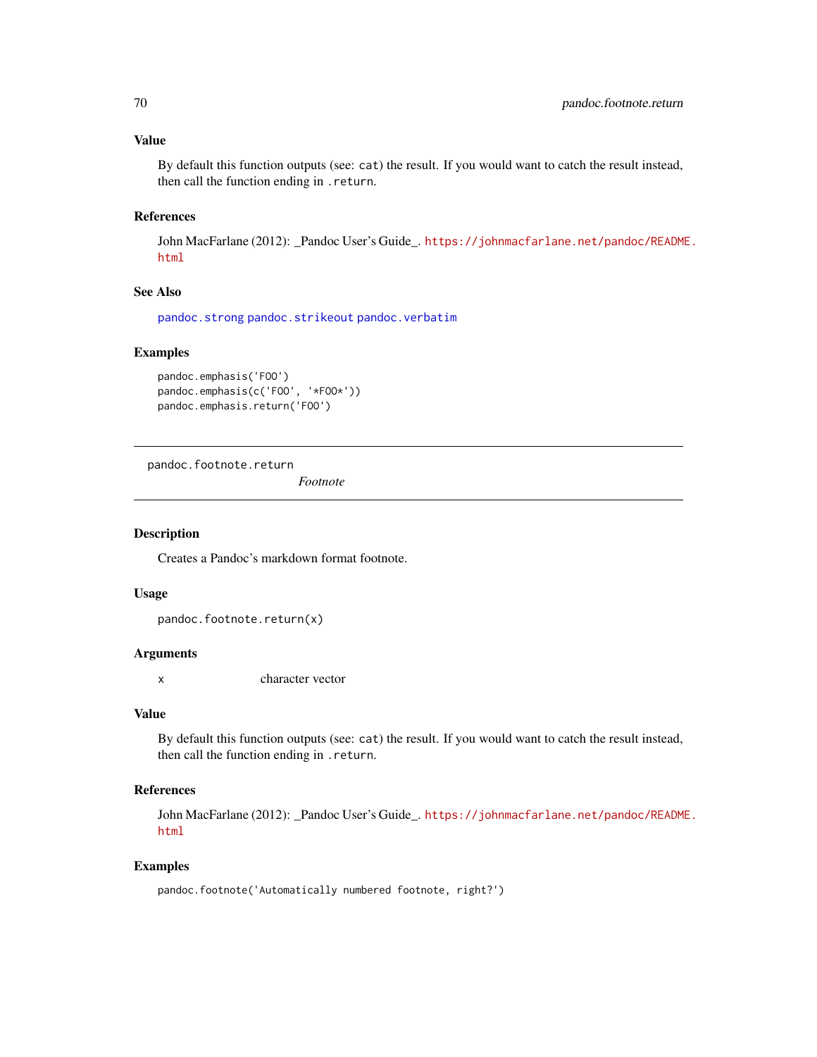### Value

By default this function outputs (see: `cat`) the result. If you would want to catch the result instead, then call the function ending in `.return`.

### References

John MacFarlane (2012): _Pandoc User's Guide_. https://johnmacfarlane.net/pandoc/README.html

### See Also

`pandoc.strong` `pandoc.strikeout` `pandoc.verbatim`

### Examples

```
pandoc.emphasis('FOO')
pandoc.emphasis(c('FOO', '*FOO*'))
pandoc.emphasis.return('FOO')
```

---

## pandoc.footnote.return    *Footnote*

---

### Description

Creates a Pandoc's markdown format footnote.

### Usage

```
pandoc.footnote.return(x)
```

### Arguments

| | |
|---|---|
| x | character vector |

### Value

By default this function outputs (see: `cat`) the result. If you would want to catch the result instead, then call the function ending in `.return`.

### References

John MacFarlane (2012): _Pandoc User's Guide_. https://johnmacfarlane.net/pandoc/README.html

### Examples

```
pandoc.footnote('Automatically numbered footnote, right?')
```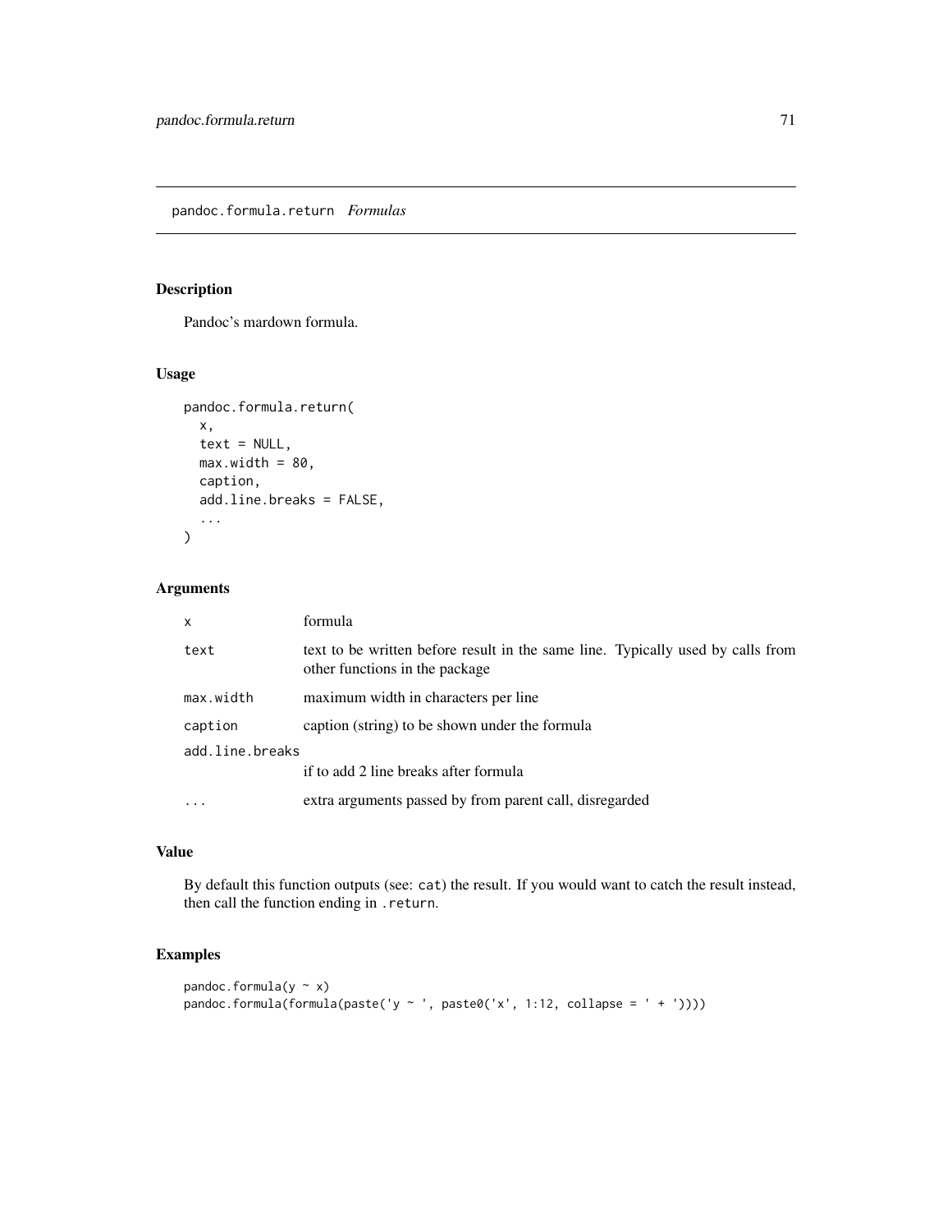## pandoc.formula.return *Formulas*

### Description

Pandoc's mardown formula.

### Usage

```
pandoc.formula.return(
  x,
  text = NULL,
  max.width = 80,
  caption,
  add.line.breaks = FALSE,
  ...
)
```

### Arguments

| | |
|---|---|
| `x` | formula |
| `text` | text to be written before result in the same line. Typically used by calls from other functions in the package |
| `max.width` | maximum width in characters per line |
| `caption` | caption (string) to be shown under the formula |
| `add.line.breaks` | if to add 2 line breaks after formula |
| `...` | extra arguments passed by from parent call, disregarded |

### Value

By default this function outputs (see: `cat`) the result. If you would want to catch the result instead, then call the function ending in `.return`.

### Examples

```
pandoc.formula(y ~ x)
pandoc.formula(formula(paste('y ~ ', paste0('x', 1:12, collapse = ' + '))))
```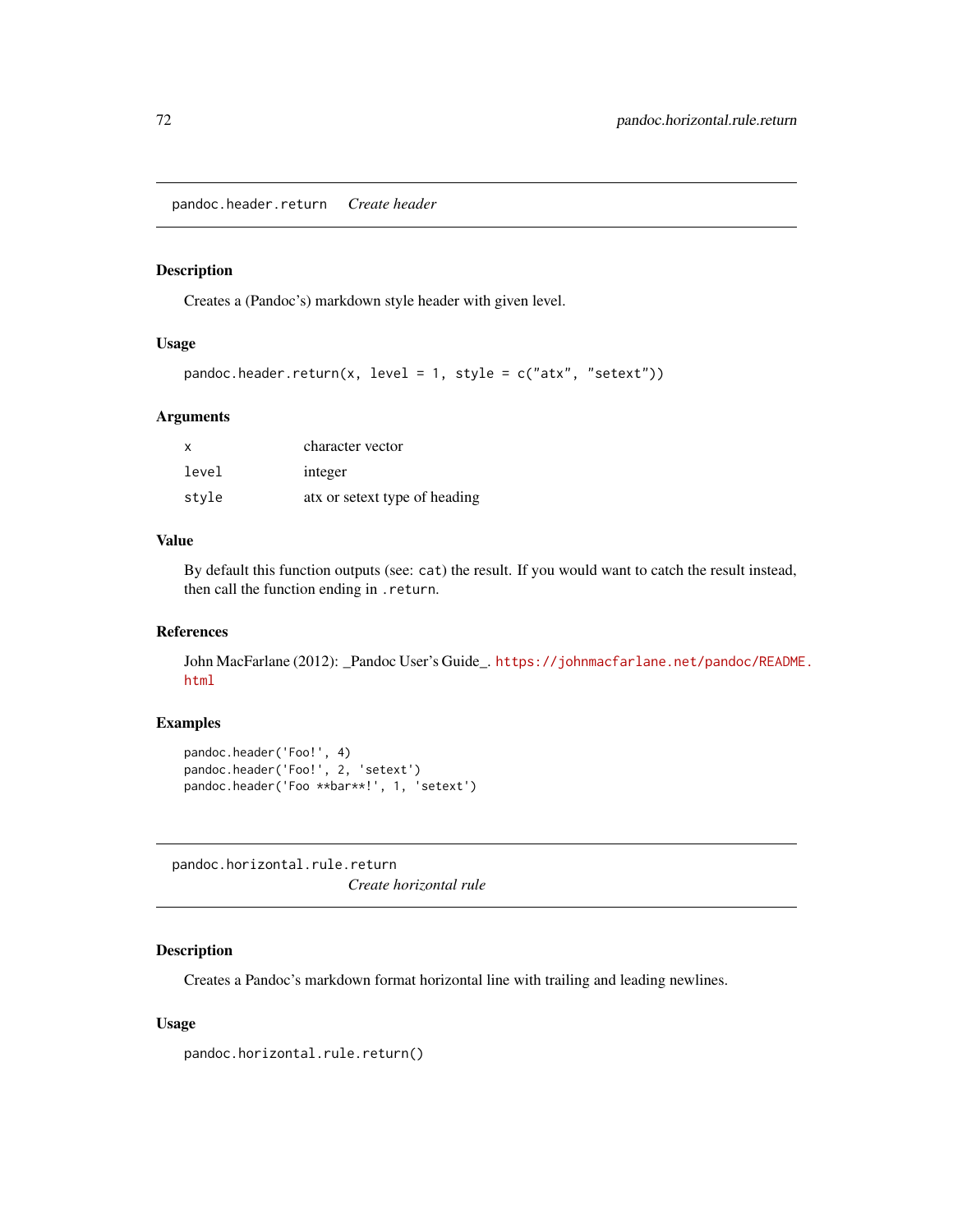## pandoc.header.return *Create header*

### Description

Creates a (Pandoc's) markdown style header with given level.

### Usage

```
pandoc.header.return(x, level = 1, style = c("atx", "setext"))
```

### Arguments

| | |
|---|---|
| x | character vector |
| level | integer |
| style | atx or setext type of heading |

### Value

By default this function outputs (see: `cat`) the result. If you would want to catch the result instead, then call the function ending in `.return`.

### References

John MacFarlane (2012): _Pandoc User's Guide_. https://johnmacfarlane.net/pandoc/README.html

### Examples

```
pandoc.header('Foo!', 4)
pandoc.header('Foo!', 2, 'setext')
pandoc.header('Foo **bar**!', 1, 'setext')
```

## pandoc.horizontal.rule.return *Create horizontal rule*

### Description

Creates a Pandoc's markdown format horizontal line with trailing and leading newlines.

### Usage

```
pandoc.horizontal.rule.return()
```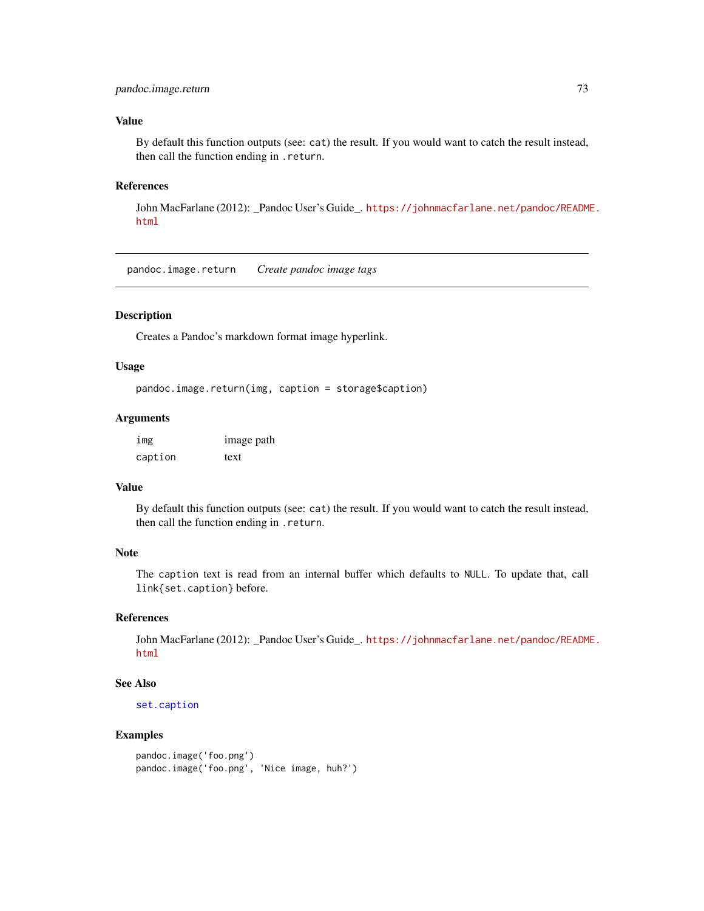### Value

By default this function outputs (see: `cat`) the result. If you would want to catch the result instead, then call the function ending in `.return`.

### References

John MacFarlane (2012): _Pandoc User's Guide_. https://johnmacfarlane.net/pandoc/README.html

---

## pandoc.image.return — *Create pandoc image tags*

### Description

Creates a Pandoc's markdown format image hyperlink.

### Usage

```
pandoc.image.return(img, caption = storage$caption)
```

### Arguments

| | |
|---|---|
| `img` | image path |
| `caption` | text |

### Value

By default this function outputs (see: `cat`) the result. If you would want to catch the result instead, then call the function ending in `.return`.

### Note

The `caption` text is read from an internal buffer which defaults to `NULL`. To update that, call `link{set.caption}` before.

### References

John MacFarlane (2012): _Pandoc User's Guide_. https://johnmacfarlane.net/pandoc/README.html

### See Also

`set.caption`

### Examples

```
pandoc.image('foo.png')
pandoc.image('foo.png', 'Nice image, huh?')
```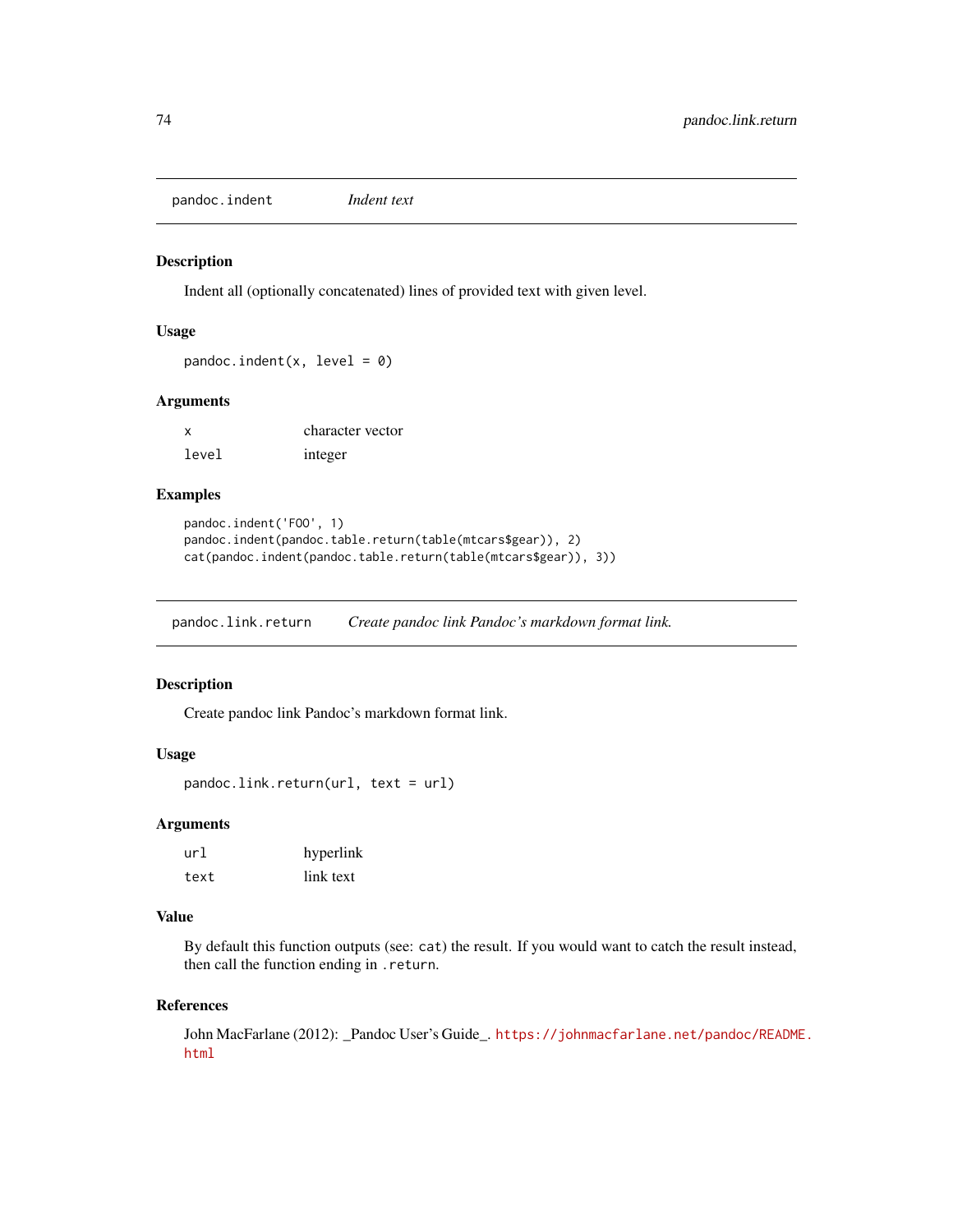## pandoc.indent *Indent text*

### Description

Indent all (optionally concatenated) lines of provided text with given level.

### Usage

```
pandoc.indent(x, level = 0)
```

### Arguments

| | |
|---|---|
| x | character vector |
| level | integer |

### Examples

```
pandoc.indent('FOO', 1)
pandoc.indent(pandoc.table.return(table(mtcars$gear)), 2)
cat(pandoc.indent(pandoc.table.return(table(mtcars$gear)), 3))
```

## pandoc.link.return *Create pandoc link Pandoc's markdown format link.*

### Description

Create pandoc link Pandoc's markdown format link.

### Usage

```
pandoc.link.return(url, text = url)
```

### Arguments

| | |
|---|---|
| url | hyperlink |
| text | link text |

### Value

By default this function outputs (see: `cat`) the result. If you would want to catch the result instead, then call the function ending in `.return`.

### References

John MacFarlane (2012): _Pandoc User's Guide_. https://johnmacfarlane.net/pandoc/README.html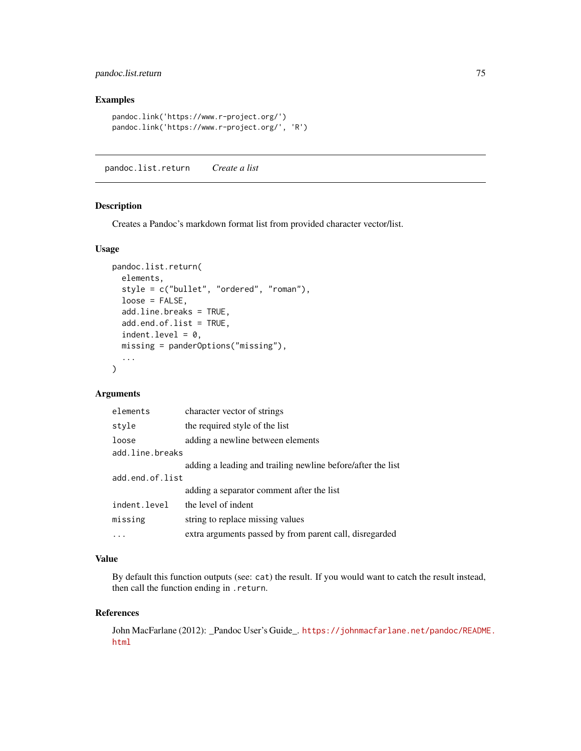## Examples

```
pandoc.link('https://www.r-project.org/')
pandoc.link('https://www.r-project.org/', 'R')
```

---

# pandoc.list.return *Create a list*

---

## Description

Creates a Pandoc's markdown format list from provided character vector/list.

## Usage

```
pandoc.list.return(
  elements,
  style = c("bullet", "ordered", "roman"),
  loose = FALSE,
  add.line.breaks = TRUE,
  add.end.of.list = TRUE,
  indent.level = 0,
  missing = panderOptions("missing"),
  ...
)
```

## Arguments

| | |
|---|---|
| `elements` | character vector of strings |
| `style` | the required style of the list |
| `loose` | adding a newline between elements |
| `add.line.breaks` | adding a leading and trailing newline before/after the list |
| `add.end.of.list` | adding a separator comment after the list |
| `indent.level` | the level of indent |
| `missing` | string to replace missing values |
| `...` | extra arguments passed by from parent call, disregarded |

## Value

By default this function outputs (see: `cat`) the result. If you would want to catch the result instead, then call the function ending in `.return`.

## References

John MacFarlane (2012): _Pandoc User's Guide_. https://johnmacfarlane.net/pandoc/README.html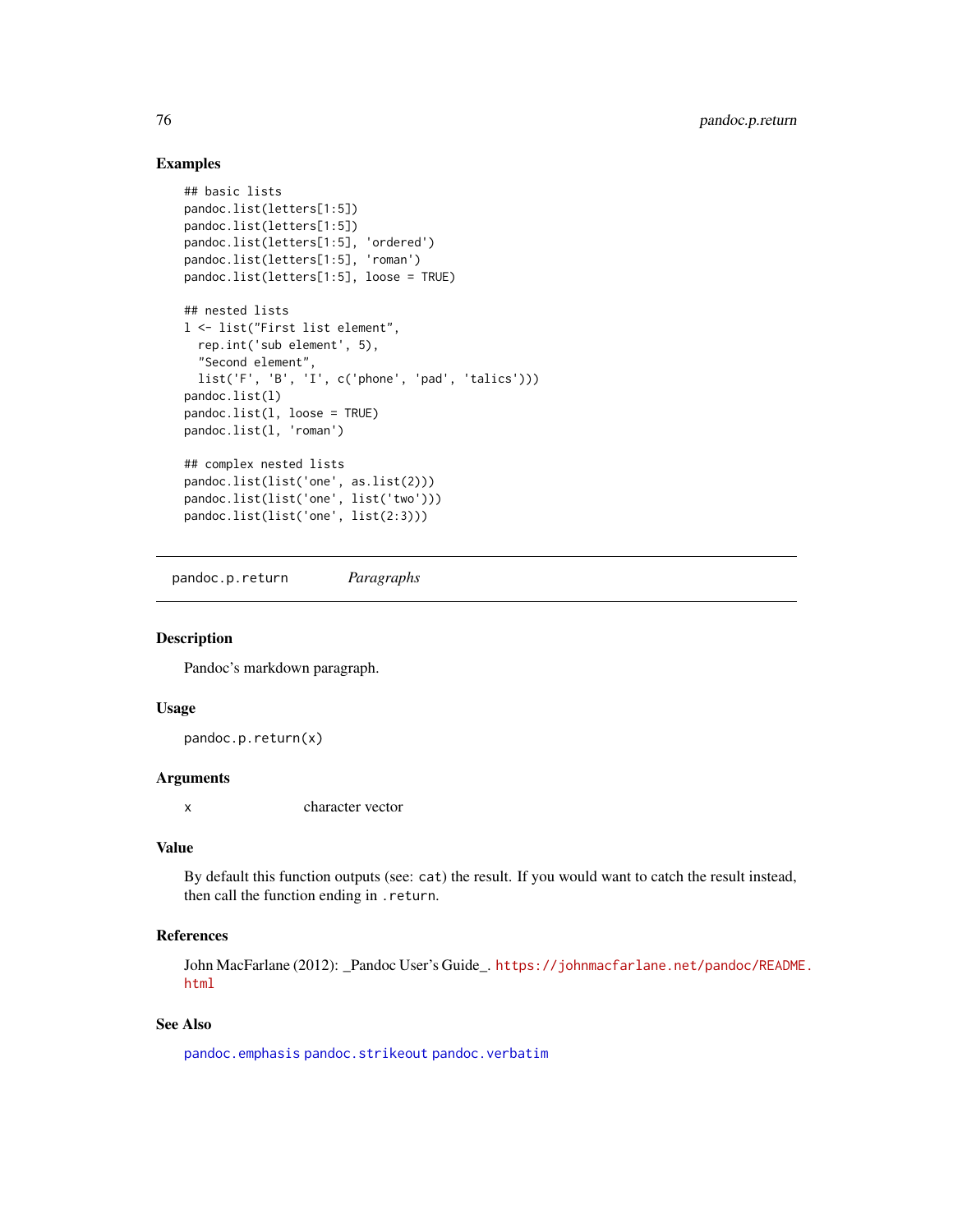## Examples

```
## basic lists
pandoc.list(letters[1:5])
pandoc.list(letters[1:5])
pandoc.list(letters[1:5], 'ordered')
pandoc.list(letters[1:5], 'roman')
pandoc.list(letters[1:5], loose = TRUE)

## nested lists
l <- list("First list element",
  rep.int('sub element', 5),
  "Second element",
  list('F', 'B', 'I', c('phone', 'pad', 'talics')))
pandoc.list(l)
pandoc.list(l, loose = TRUE)
pandoc.list(l, 'roman')

## complex nested lists
pandoc.list(list('one', as.list(2)))
pandoc.list(list('one', list('two')))
pandoc.list(list('one', list(2:3)))
```

---

# `pandoc.p.return` *Paragraphs*

---

## Description

Pandoc's markdown paragraph.

## Usage

```
pandoc.p.return(x)
```

## Arguments

| | |
|---|---|
| x | character vector |

## Value

By default this function outputs (see: `cat`) the result. If you would want to catch the result instead, then call the function ending in `.return`.

## References

John MacFarlane (2012): _Pandoc User's Guide_. https://johnmacfarlane.net/pandoc/README.html

## See Also

`pandoc.emphasis` `pandoc.strikeout` `pandoc.verbatim`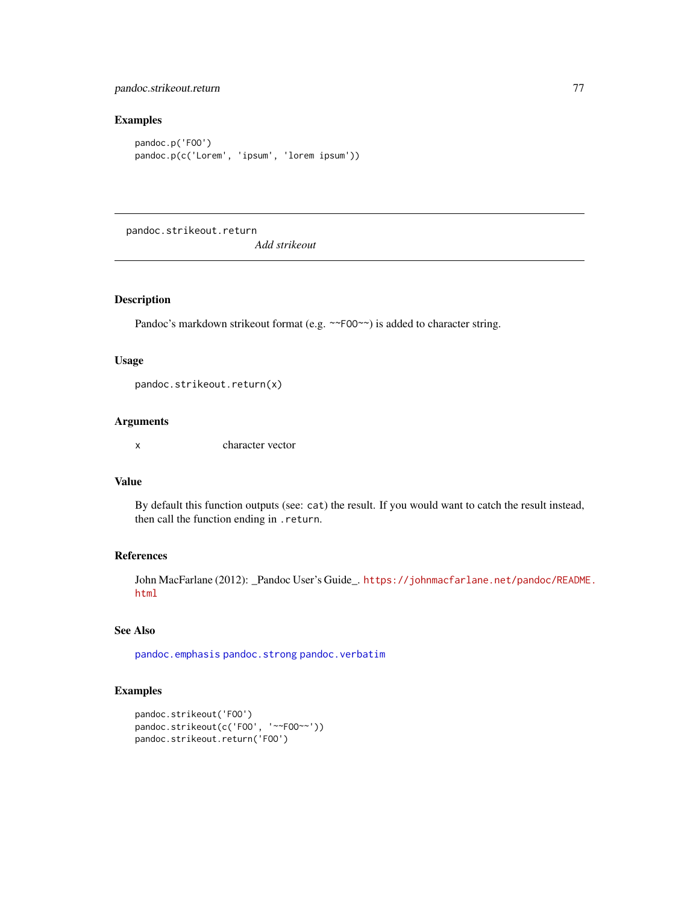### Examples

```
pandoc.p('FOO')
pandoc.p(c('Lorem', 'ipsum', 'lorem ipsum'))
```

---

## pandoc.strikeout.return

*Add strikeout*

---

### Description

Pandoc's markdown strikeout format (e.g. `~~FOO~~`) is added to character string.

### Usage

```
pandoc.strikeout.return(x)
```

### Arguments

| | |
|---|---|
| x | character vector |

### Value

By default this function outputs (see: `cat`) the result. If you would want to catch the result instead, then call the function ending in `.return`.

### References

John MacFarlane (2012): _Pandoc User's Guide_. https://johnmacfarlane.net/pandoc/README.html

### See Also

`pandoc.emphasis` `pandoc.strong` `pandoc.verbatim`

### Examples

```
pandoc.strikeout('FOO')
pandoc.strikeout(c('FOO', '~~FOO~~'))
pandoc.strikeout.return('FOO')
```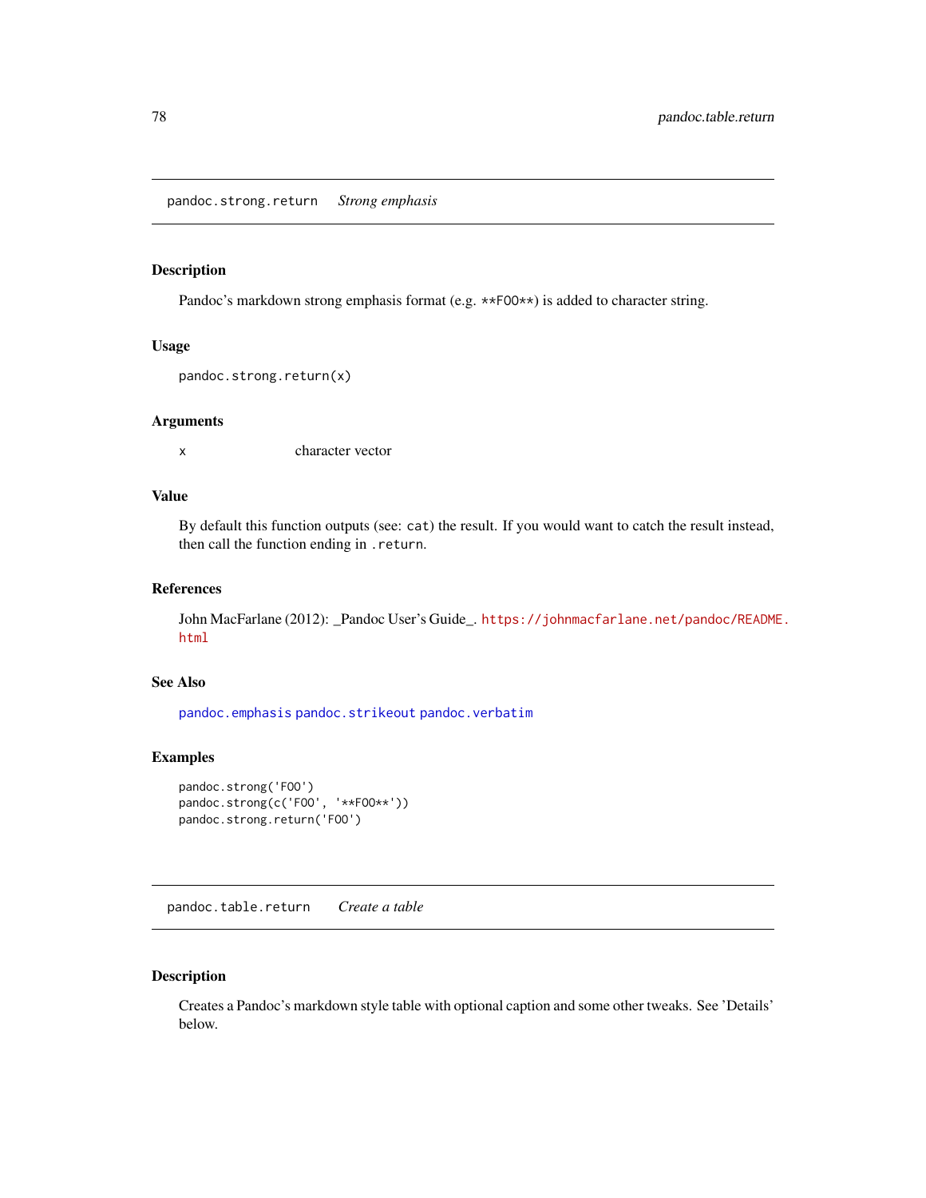## pandoc.strong.return *Strong emphasis*

### Description

Pandoc's markdown strong emphasis format (e.g. `**FOO**`) is added to character string.

### Usage

```
pandoc.strong.return(x)
```

### Arguments

| | |
|---|---|
| x | character vector |

### Value

By default this function outputs (see: `cat`) the result. If you would want to catch the result instead, then call the function ending in `.return`.

### References

John MacFarlane (2012): _Pandoc User's Guide_. https://johnmacfarlane.net/pandoc/README.html

### See Also

`pandoc.emphasis` `pandoc.strikeout` `pandoc.verbatim`

### Examples

```
pandoc.strong('FOO')
pandoc.strong(c('FOO', '**FOO**'))
pandoc.strong.return('FOO')
```

## pandoc.table.return *Create a table*

### Description

Creates a Pandoc's markdown style table with optional caption and some other tweaks. See 'Details' below.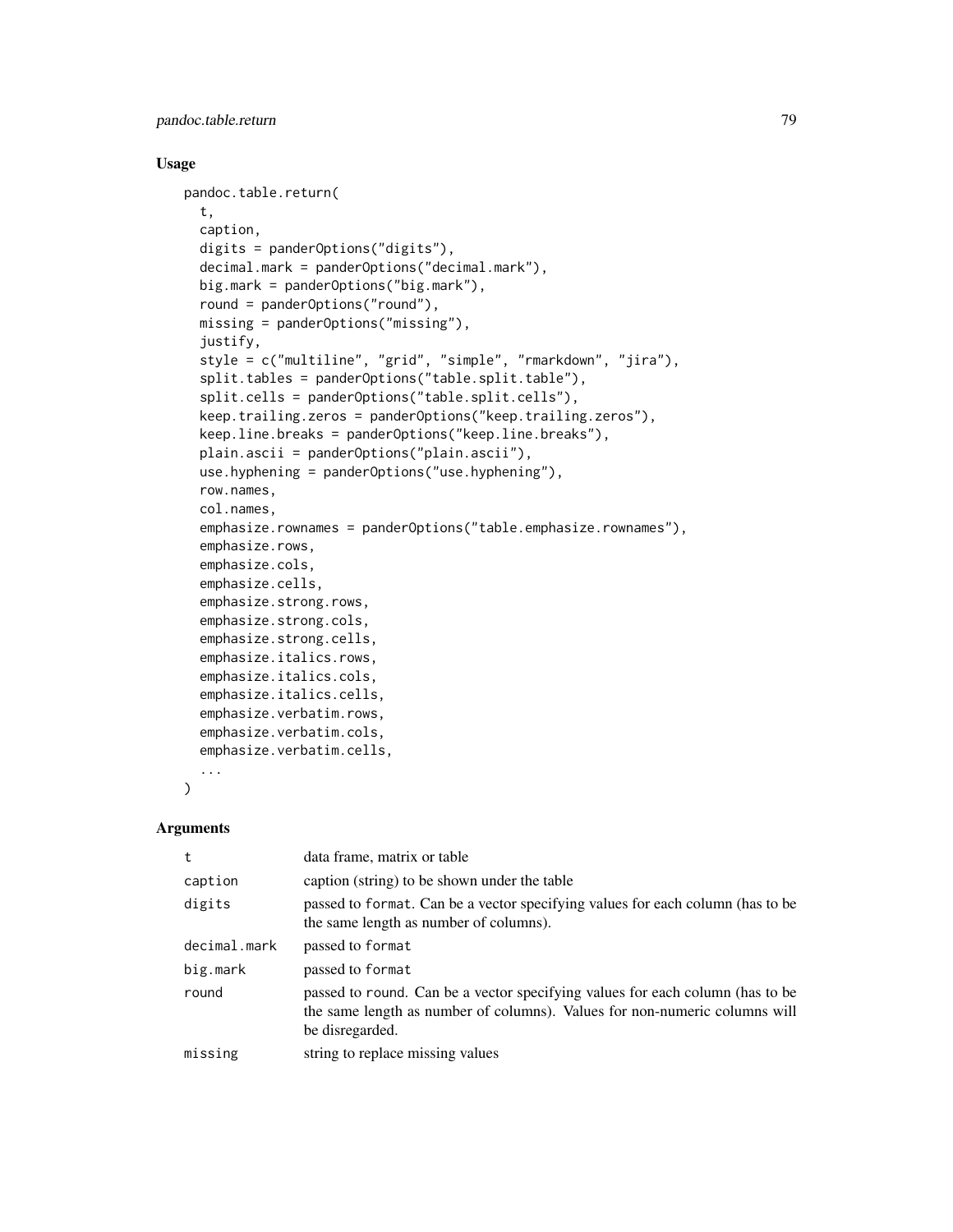## Usage

```
pandoc.table.return(
  t,
  caption,
  digits = panderOptions("digits"),
  decimal.mark = panderOptions("decimal.mark"),
  big.mark = panderOptions("big.mark"),
  round = panderOptions("round"),
  missing = panderOptions("missing"),
  justify,
  style = c("multiline", "grid", "simple", "rmarkdown", "jira"),
  split.tables = panderOptions("table.split.table"),
  split.cells = panderOptions("table.split.cells"),
  keep.trailing.zeros = panderOptions("keep.trailing.zeros"),
  keep.line.breaks = panderOptions("keep.line.breaks"),
  plain.ascii = panderOptions("plain.ascii"),
  use.hyphening = panderOptions("use.hyphening"),
  row.names,
  col.names,
  emphasize.rownames = panderOptions("table.emphasize.rownames"),
  emphasize.rows,
  emphasize.cols,
  emphasize.cells,
  emphasize.strong.rows,
  emphasize.strong.cols,
  emphasize.strong.cells,
  emphasize.italics.rows,
  emphasize.italics.cols,
  emphasize.italics.cells,
  emphasize.verbatim.rows,
  emphasize.verbatim.cols,
  emphasize.verbatim.cells,
  ...
)
```

## Arguments

| | |
|---|---|
| `t` | data frame, matrix or table |
| `caption` | caption (string) to be shown under the table |
| `digits` | passed to `format`. Can be a vector specifying values for each column (has to be the same length as number of columns). |
| `decimal.mark` | passed to `format` |
| `big.mark` | passed to `format` |
| `round` | passed to `round`. Can be a vector specifying values for each column (has to be the same length as number of columns). Values for non-numeric columns will be disregarded. |
| `missing` | string to replace missing values |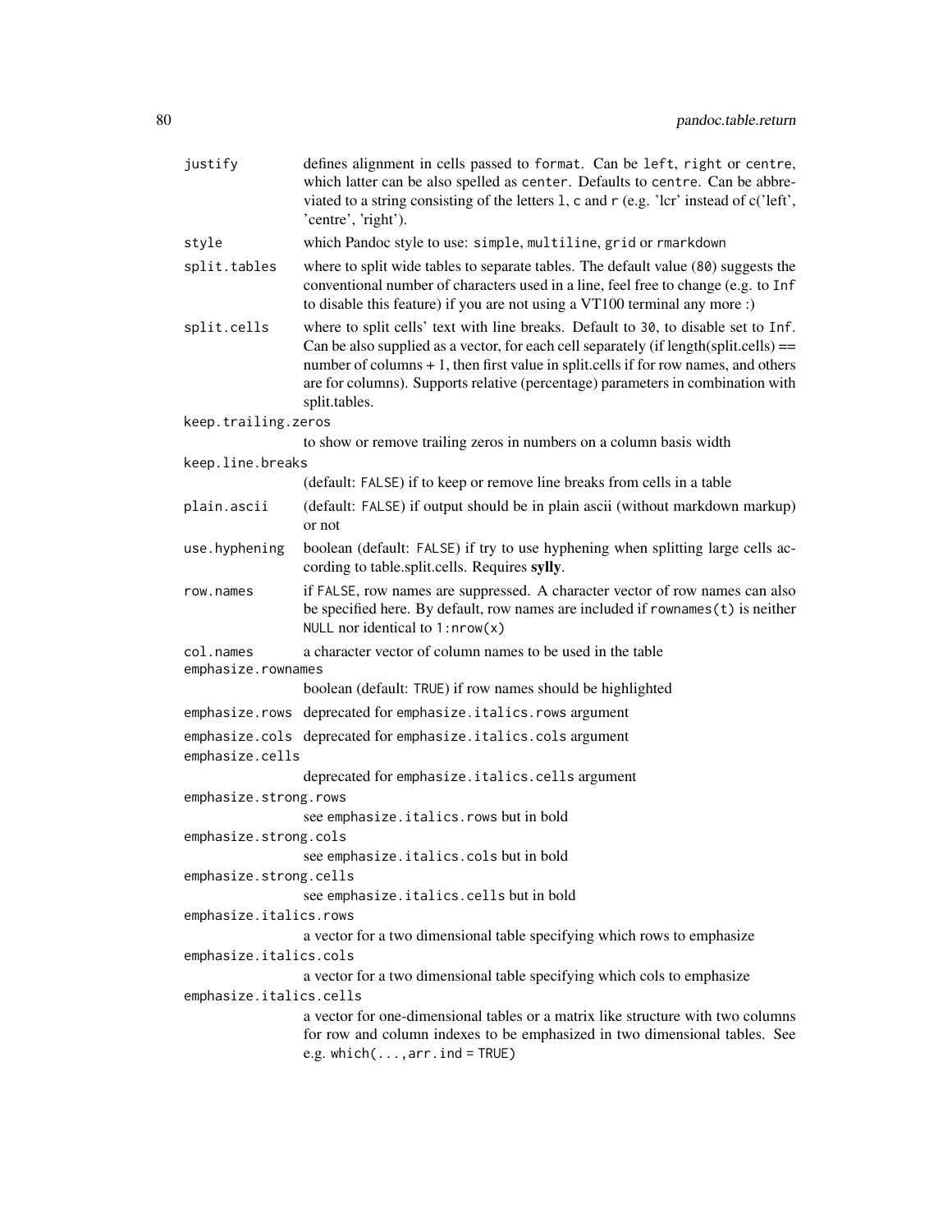`justify`
: defines alignment in cells passed to `format`. Can be `left`, `right` or `centre`, which latter can be also spelled as `center`. Defaults to `centre`. Can be abbreviated to a string consisting of the letters `l`, `c` and `r` (e.g. 'lcr' instead of c('left', 'centre', 'right').

`style`
: which Pandoc style to use: `simple`, `multiline`, `grid` or `rmarkdown`

`split.tables`
: where to split wide tables to separate tables. The default value (`80`) suggests the conventional number of characters used in a line, feel free to change (e.g. to `Inf` to disable this feature) if you are not using a VT100 terminal any more :)

`split.cells`
: where to split cells' text with line breaks. Default to `30`, to disable set to `Inf`. Can be also supplied as a vector, for each cell separately (if length(split.cells) == number of columns + 1, then first value in split.cells if for row names, and others are for columns). Supports relative (percentage) parameters in combination with split.tables.

`keep.trailing.zeros`
: to show or remove trailing zeros in numbers on a column basis width

`keep.line.breaks`
: (default: `FALSE`) if to keep or remove line breaks from cells in a table

`plain.ascii`
: (default: `FALSE`) if output should be in plain ascii (without markdown markup) or not

`use.hyphening`
: boolean (default: `FALSE`) if try to use hyphening when splitting large cells according to table.split.cells. Requires **sylly**.

`row.names`
: if `FALSE`, row names are suppressed. A character vector of row names can also be specified here. By default, row names are included if `rownames(t)` is neither `NULL` nor identical to `1:nrow(x)`

`col.names`
: a character vector of column names to be used in the table

`emphasize.rownames`
: boolean (default: `TRUE`) if row names should be highlighted

`emphasize.rows`
: deprecated for `emphasize.italics.rows` argument

`emphasize.cols`
: deprecated for `emphasize.italics.cols` argument

`emphasize.cells`
: deprecated for `emphasize.italics.cells` argument

`emphasize.strong.rows`
: see `emphasize.italics.rows` but in bold

`emphasize.strong.cols`
: see `emphasize.italics.cols` but in bold

`emphasize.strong.cells`
: see `emphasize.italics.cells` but in bold

`emphasize.italics.rows`
: a vector for a two dimensional table specifying which rows to emphasize

`emphasize.italics.cols`
: a vector for a two dimensional table specifying which cols to emphasize

`emphasize.italics.cells`
: a vector for one-dimensional tables or a matrix like structure with two columns for row and column indexes to be emphasized in two dimensional tables. See e.g. `which(..., arr.ind = TRUE)`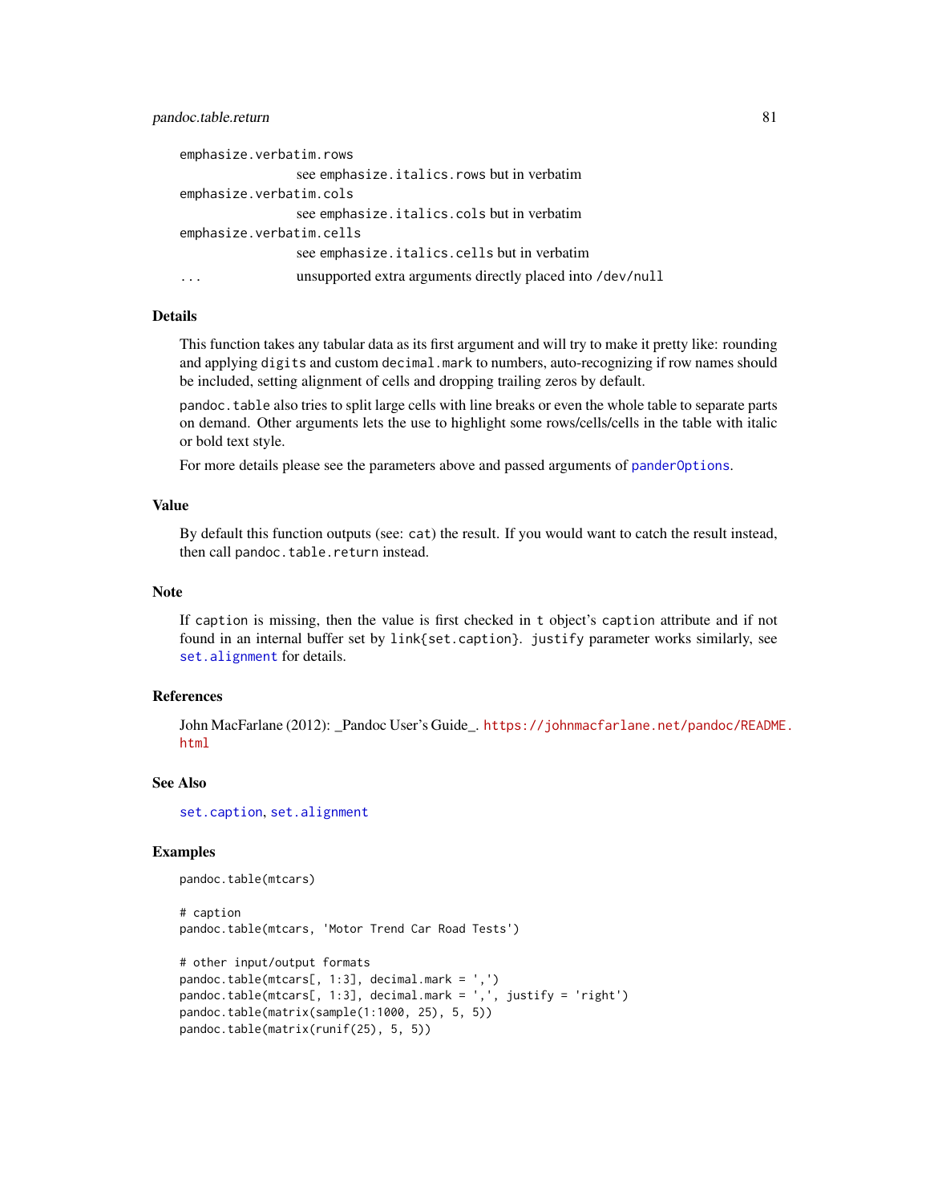`emphasize.verbatim.rows`
: see `emphasize.italics.rows` but in verbatim

`emphasize.verbatim.cols`
: see `emphasize.italics.cols` but in verbatim

`emphasize.verbatim.cells`
: see `emphasize.italics.cells` but in verbatim

`...`
: unsupported extra arguments directly placed into `/dev/null`

### Details

This function takes any tabular data as its first argument and will try to make it pretty like: rounding and applying `digits` and custom `decimal.mark` to numbers, auto-recognizing if row names should be included, setting alignment of cells and dropping trailing zeros by default.

`pandoc.table` also tries to split large cells with line breaks or even the whole table to separate parts on demand. Other arguments lets the use to highlight some rows/cells/cells in the table with italic or bold text style.

For more details please see the parameters above and passed arguments of `panderOptions`.

### Value

By default this function outputs (see: `cat`) the result. If you would want to catch the result instead, then call `pandoc.table.return` instead.

### Note

If `caption` is missing, then the value is first checked in `t` object's `caption` attribute and if not found in an internal buffer set by `link{set.caption}`. `justify` parameter works similarly, see `set.alignment` for details.

### References

John MacFarlane (2012): _Pandoc User's Guide_. https://johnmacfarlane.net/pandoc/README.html

### See Also

`set.caption`, `set.alignment`

### Examples

```
pandoc.table(mtcars)

# caption
pandoc.table(mtcars, 'Motor Trend Car Road Tests')

# other input/output formats
pandoc.table(mtcars[, 1:3], decimal.mark = ',')
pandoc.table(mtcars[, 1:3], decimal.mark = ',', justify = 'right')
pandoc.table(matrix(sample(1:1000, 25), 5, 5))
pandoc.table(matrix(runif(25), 5, 5))
```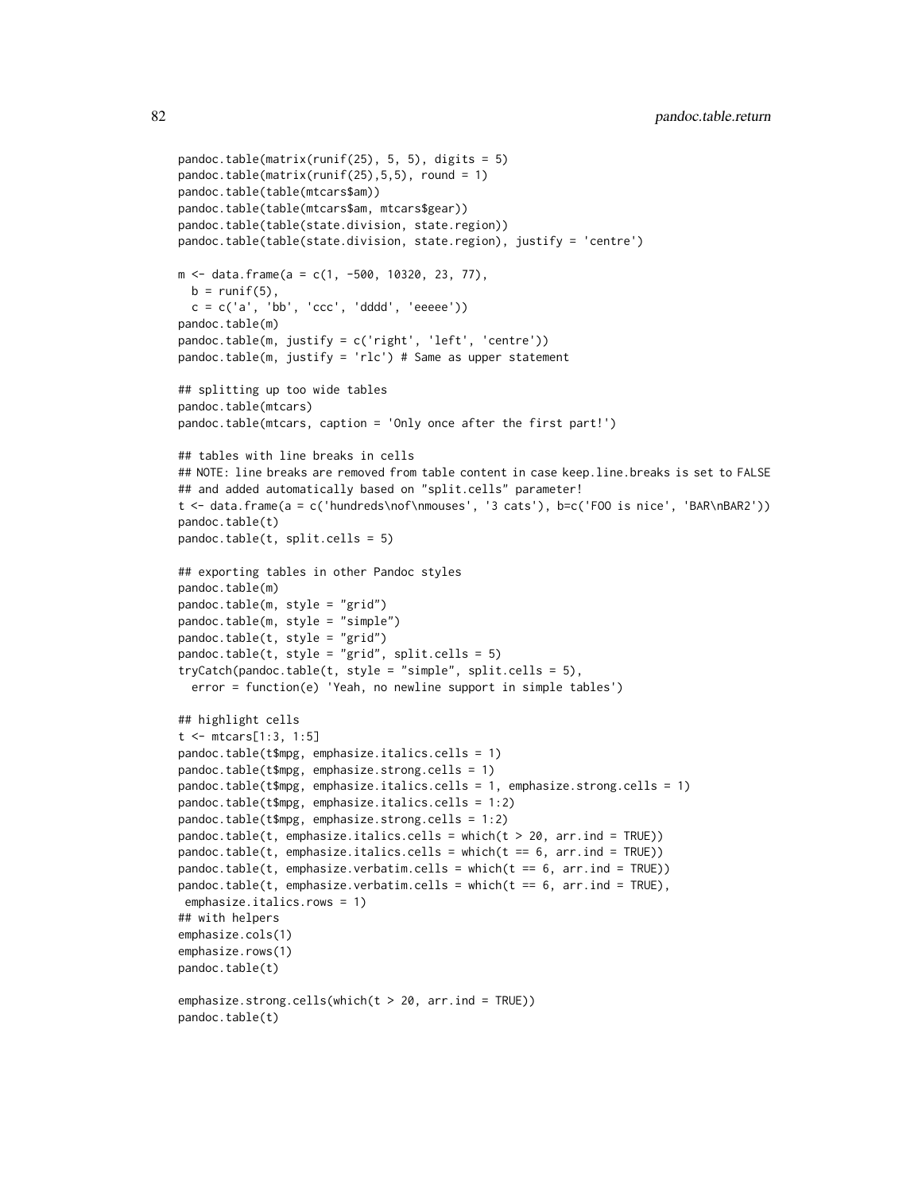```
pandoc.table(matrix(runif(25), 5, 5), digits = 5)
pandoc.table(matrix(runif(25),5,5), round = 1)
pandoc.table(table(mtcars$am))
pandoc.table(table(mtcars$am, mtcars$gear))
pandoc.table(table(state.division, state.region))
pandoc.table(table(state.division, state.region), justify = 'centre')

m <- data.frame(a = c(1, -500, 10320, 23, 77),
  b = runif(5),
  c = c('a', 'bb', 'ccc', 'dddd', 'eeeee'))
pandoc.table(m)
pandoc.table(m, justify = c('right', 'left', 'centre'))
pandoc.table(m, justify = 'rlc') # Same as upper statement

## splitting up too wide tables
pandoc.table(mtcars)
pandoc.table(mtcars, caption = 'Only once after the first part!')

## tables with line breaks in cells
## NOTE: line breaks are removed from table content in case keep.line.breaks is set to FALSE
## and added automatically based on "split.cells" parameter!
t <- data.frame(a = c('hundreds\nof\nmouses', '3 cats'), b=c('FOO is nice', 'BAR\nBAR2'))
pandoc.table(t)
pandoc.table(t, split.cells = 5)

## exporting tables in other Pandoc styles
pandoc.table(m)
pandoc.table(m, style = "grid")
pandoc.table(m, style = "simple")
pandoc.table(t, style = "grid")
pandoc.table(t, style = "grid", split.cells = 5)
tryCatch(pandoc.table(t, style = "simple", split.cells = 5),
  error = function(e) 'Yeah, no newline support in simple tables')

## highlight cells
t <- mtcars[1:3, 1:5]
pandoc.table(t$mpg, emphasize.italics.cells = 1)
pandoc.table(t$mpg, emphasize.strong.cells = 1)
pandoc.table(t$mpg, emphasize.italics.cells = 1, emphasize.strong.cells = 1)
pandoc.table(t$mpg, emphasize.italics.cells = 1:2)
pandoc.table(t$mpg, emphasize.strong.cells = 1:2)
pandoc.table(t, emphasize.italics.cells = which(t > 20, arr.ind = TRUE))
pandoc.table(t, emphasize.italics.cells = which(t == 6, arr.ind = TRUE))
pandoc.table(t, emphasize.verbatim.cells = which(t == 6, arr.ind = TRUE))
pandoc.table(t, emphasize.verbatim.cells = which(t == 6, arr.ind = TRUE),
 emphasize.italics.rows = 1)
## with helpers
emphasize.cols(1)
emphasize.rows(1)
pandoc.table(t)

emphasize.strong.cells(which(t > 20, arr.ind = TRUE))
pandoc.table(t)
```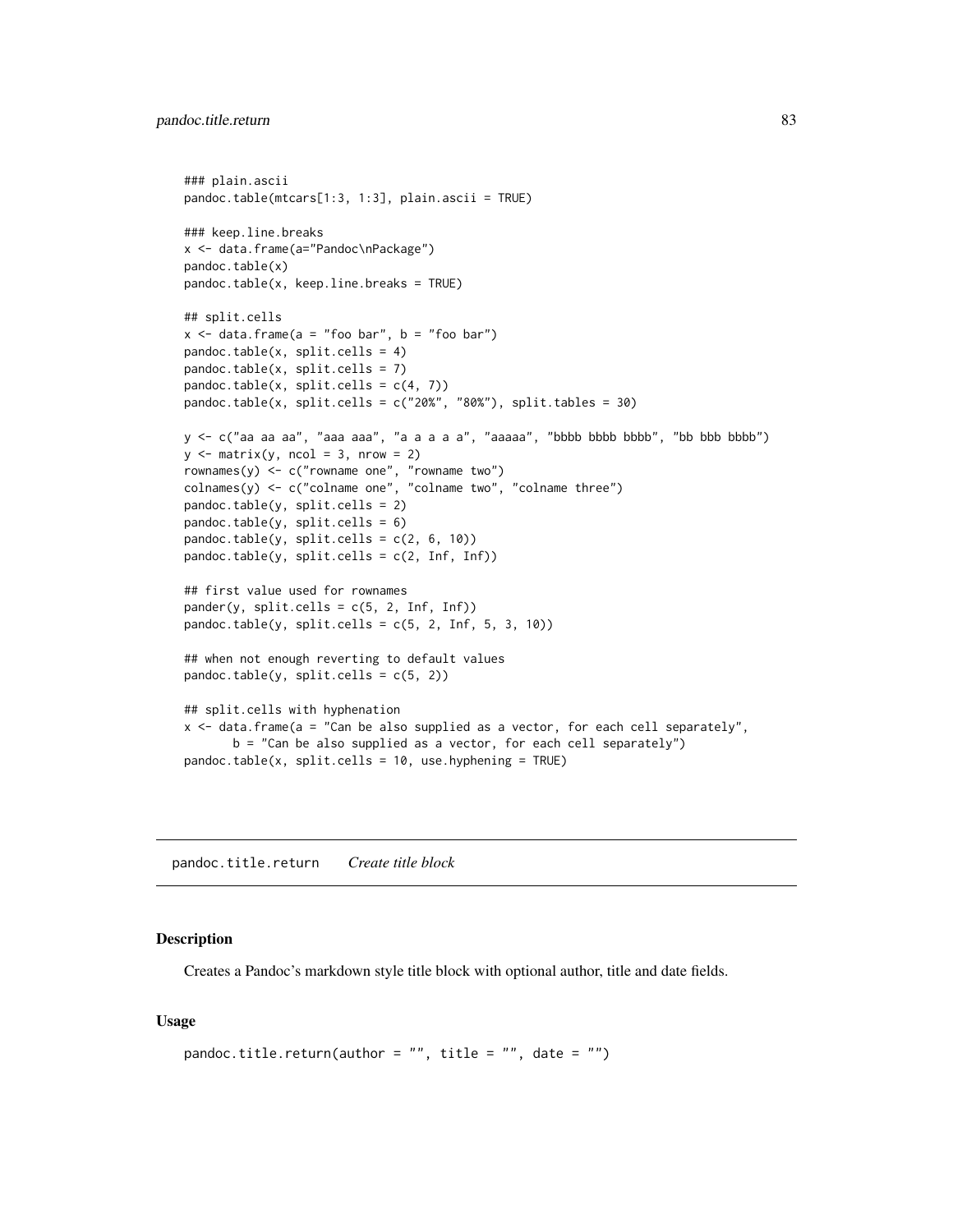```
### plain.ascii
pandoc.table(mtcars[1:3, 1:3], plain.ascii = TRUE)

### keep.line.breaks
x <- data.frame(a="Pandoc\nPackage")
pandoc.table(x)
pandoc.table(x, keep.line.breaks = TRUE)

## split.cells
x <- data.frame(a = "foo bar", b = "foo bar")
pandoc.table(x, split.cells = 4)
pandoc.table(x, split.cells = 7)
pandoc.table(x, split.cells = c(4, 7))
pandoc.table(x, split.cells = c("20%", "80%"), split.tables = 30)

y <- c("aa aa aa", "aaa aaa", "a a a a a", "aaaaa", "bbbb bbbb bbbb", "bb bbb bbbb")
y <- matrix(y, ncol = 3, nrow = 2)
rownames(y) <- c("rowname one", "rowname two")
colnames(y) <- c("colname one", "colname two", "colname three")
pandoc.table(y, split.cells = 2)
pandoc.table(y, split.cells = 6)
pandoc.table(y, split.cells = c(2, 6, 10))
pandoc.table(y, split.cells = c(2, Inf, Inf))

## first value used for rownames
pander(y, split.cells = c(5, 2, Inf, Inf))
pandoc.table(y, split.cells = c(5, 2, Inf, 5, 3, 10))

## when not enough reverting to default values
pandoc.table(y, split.cells = c(5, 2))

## split.cells with hyphenation
x <- data.frame(a = "Can be also supplied as a vector, for each cell separately",
       b = "Can be also supplied as a vector, for each cell separately")
pandoc.table(x, split.cells = 10, use.hyphening = TRUE)
```

## pandoc.title.return *Create title block*

### Description

Creates a Pandoc's markdown style title block with optional author, title and date fields.

### Usage

```
pandoc.title.return(author = "", title = "", date = "")
```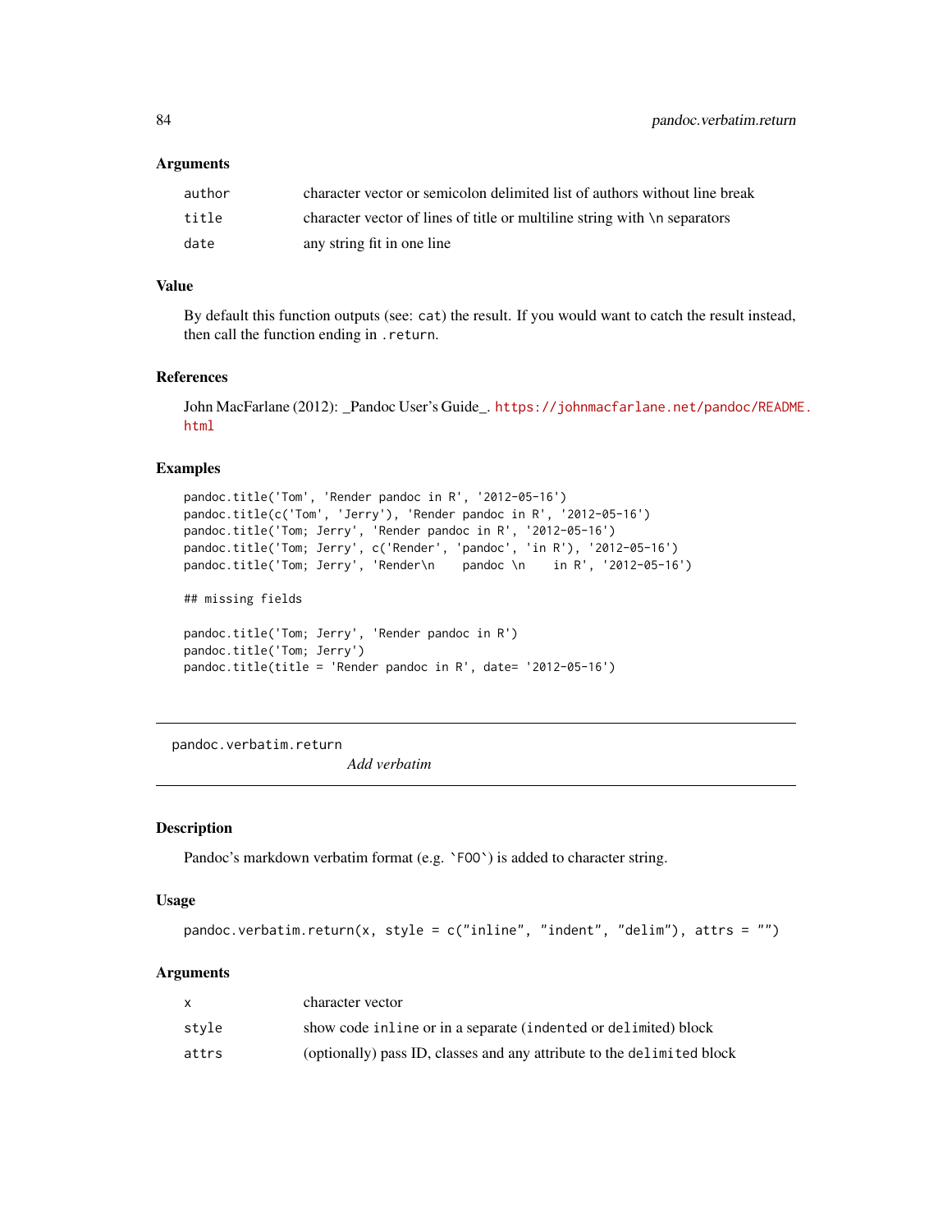### Arguments

| | |
|---|---|
| author | character vector or semicolon delimited list of authors without line break |
| title | character vector of lines of title or multiline string with \n separators |
| date | any string fit in one line |

### Value

By default this function outputs (see: `cat`) the result. If you would want to catch the result instead, then call the function ending in `.return`.

### References

John MacFarlane (2012): _Pandoc User's Guide_. https://johnmacfarlane.net/pandoc/README.html

### Examples

```
pandoc.title('Tom', 'Render pandoc in R', '2012-05-16')
pandoc.title(c('Tom', 'Jerry'), 'Render pandoc in R', '2012-05-16')
pandoc.title('Tom; Jerry', 'Render pandoc in R', '2012-05-16')
pandoc.title('Tom; Jerry', c('Render', 'pandoc', 'in R'), '2012-05-16')
pandoc.title('Tom; Jerry', 'Render\n    pandoc \n    in R', '2012-05-16')

## missing fields

pandoc.title('Tom; Jerry', 'Render pandoc in R')
pandoc.title('Tom; Jerry')
pandoc.title(title = 'Render pandoc in R', date= '2012-05-16')
```

---

## pandoc.verbatim.return

*Add verbatim*

### Description

Pandoc's markdown verbatim format (e.g. `` `FOO` ``) is added to character string.

### Usage

```
pandoc.verbatim.return(x, style = c("inline", "indent", "delim"), attrs = "")
```

### Arguments

| | |
|---|---|
| x | character vector |
| style | show code `inline` or in a separate (`indent`ed or `delim`ited) block |
| attrs | (optionally) pass ID, classes and any attribute to the `delimited` block |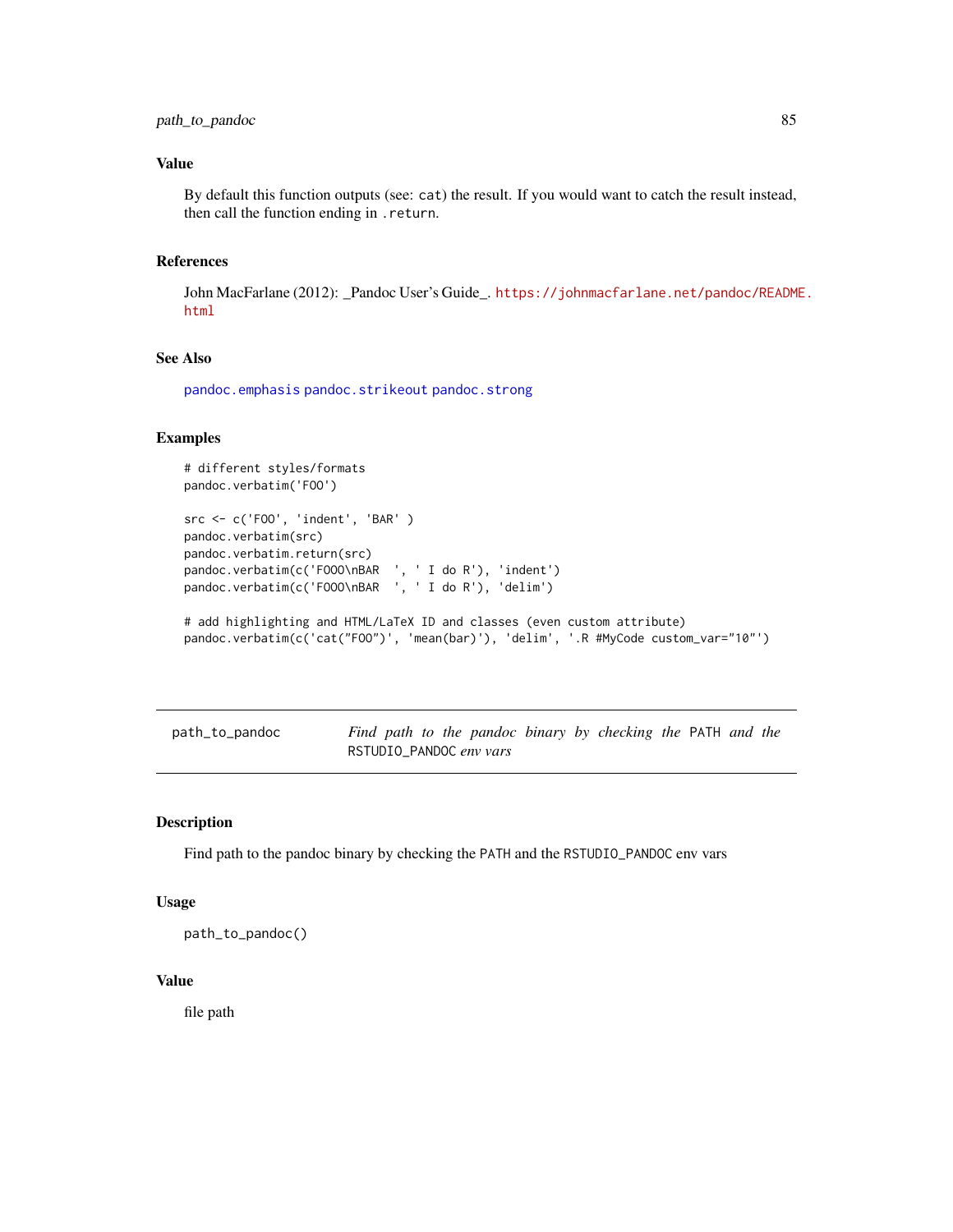### Value

By default this function outputs (see: `cat`) the result. If you would want to catch the result instead, then call the function ending in `.return`.

### References

John MacFarlane (2012): _Pandoc User's Guide_. https://johnmacfarlane.net/pandoc/README.html

### See Also

`pandoc.emphasis` `pandoc.strikeout` `pandoc.strong`

### Examples

```
# different styles/formats
pandoc.verbatim('FOO')

src <- c('FOO', 'indent', 'BAR' )
pandoc.verbatim(src)
pandoc.verbatim.return(src)
pandoc.verbatim(c('FOOO\nBAR  ', ' I do R'), 'indent')
pandoc.verbatim(c('FOOO\nBAR  ', ' I do R'), 'delim')

# add highlighting and HTML/LaTeX ID and classes (even custom attribute)
pandoc.verbatim(c('cat("FOO")', 'mean(bar)'), 'delim', '.R #MyCode custom_var="10"')
```

---

## path_to_pandoc — *Find path to the pandoc binary by checking the* `PATH` *and the* `RSTUDIO_PANDOC` *env vars*

---

### Description

Find path to the pandoc binary by checking the `PATH` and the `RSTUDIO_PANDOC` env vars

### Usage

```
path_to_pandoc()
```

### Value

file path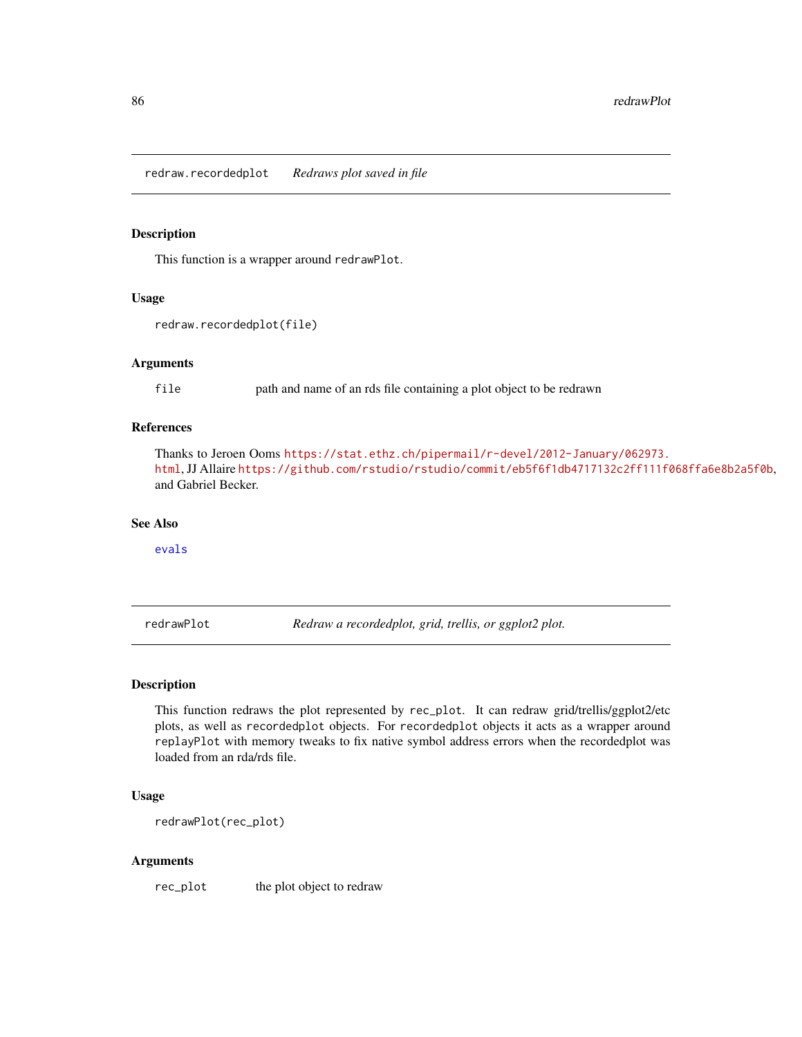## redraw.recordedplot *Redraws plot saved in file*

### Description

This function is a wrapper around `redrawPlot`.

### Usage

```
redraw.recordedplot(file)
```

### Arguments

| | |
|---|---|
| `file` | path and name of an rds file containing a plot object to be redrawn |

### References

Thanks to Jeroen Ooms https://stat.ethz.ch/pipermail/r-devel/2012-January/062973.html, JJ Allaire https://github.com/rstudio/rstudio/commit/eb5f6f1db4717132c2ff111f068ffa6e8b2a5f0b, and Gabriel Becker.

### See Also

evals

## redrawPlot *Redraw a recordedplot, grid, trellis, or ggplot2 plot.*

### Description

This function redraws the plot represented by `rec_plot`. It can redraw grid/trellis/ggplot2/etc plots, as well as `recordedplot` objects. For `recordedplot` objects it acts as a wrapper around `replayPlot` with memory tweaks to fix native symbol address errors when the recordedplot was loaded from an rda/rds file.

### Usage

```
redrawPlot(rec_plot)
```

### Arguments

| | |
|---|---|
| `rec_plot` | the plot object to redraw |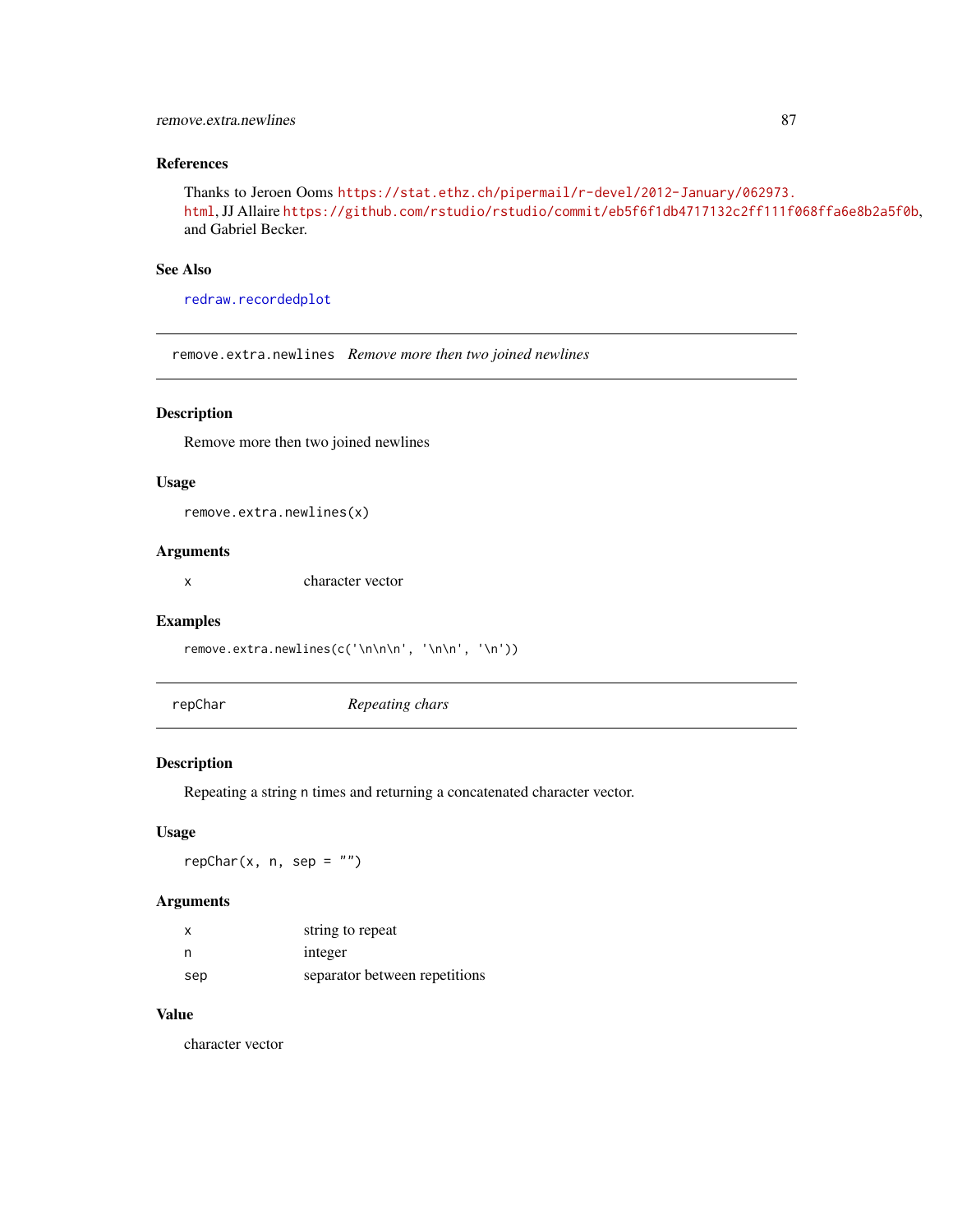### References

Thanks to Jeroen Ooms https://stat.ethz.ch/pipermail/r-devel/2012-January/062973.html, JJ Allaire https://github.com/rstudio/rstudio/commit/eb5f6f1db4717132c2ff111f068ffa6e8b2a5f0b, and Gabriel Becker.

### See Also

redraw.recordedplot

---

## remove.extra.newlines *Remove more then two joined newlines*

### Description

Remove more then two joined newlines

### Usage

```
remove.extra.newlines(x)
```

### Arguments

| | |
|---|---|
| x | character vector |

### Examples

```
remove.extra.newlines(c('\n\n\n', '\n\n', '\n'))
```

---

## repChar *Repeating chars*

### Description

Repeating a string n times and returning a concatenated character vector.

### Usage

```
repChar(x, n, sep = "")
```

### Arguments

| | |
|---|---|
| x | string to repeat |
| n | integer |
| sep | separator between repetitions |

### Value

character vector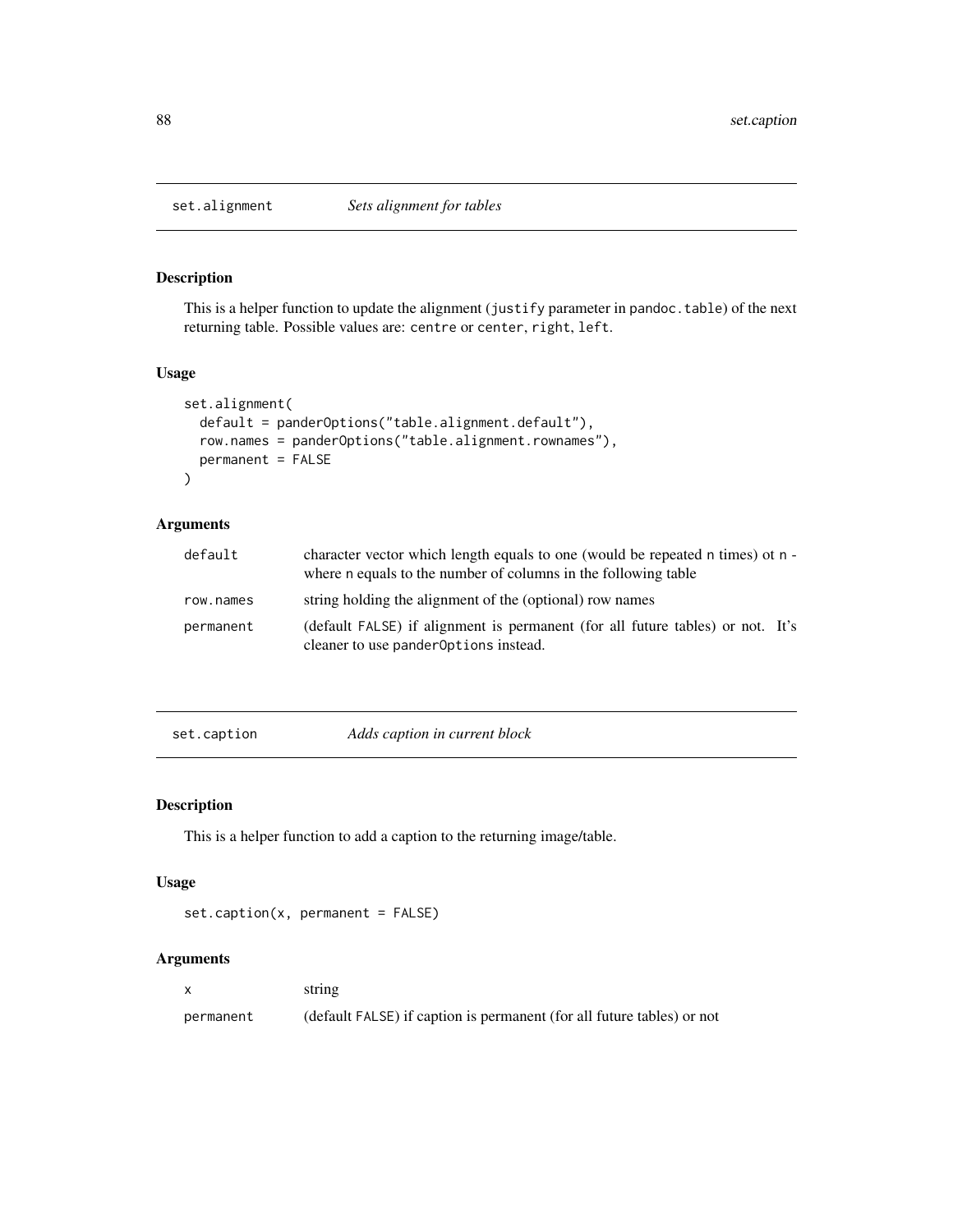## set.alignment *Sets alignment for tables*

### Description

This is a helper function to update the alignment (`justify` parameter in `pandoc.table`) of the next returning table. Possible values are: `centre` or `center`, `right`, `left`.

### Usage

```
set.alignment(
  default = panderOptions("table.alignment.default"),
  row.names = panderOptions("table.alignment.rownames"),
  permanent = FALSE
)
```

### Arguments

| | |
|---|---|
| `default` | character vector which length equals to one (would be repeated n times) ot n - where n equals to the number of columns in the following table |
| `row.names` | string holding the alignment of the (optional) row names |
| `permanent` | (default `FALSE`) if alignment is permanent (for all future tables) or not. It's cleaner to use `panderOptions` instead. |

## set.caption *Adds caption in current block*

### Description

This is a helper function to add a caption to the returning image/table.

### Usage

```
set.caption(x, permanent = FALSE)
```

### Arguments

| | |
|---|---|
| `x` | string |
| `permanent` | (default `FALSE`) if caption is permanent (for all future tables) or not |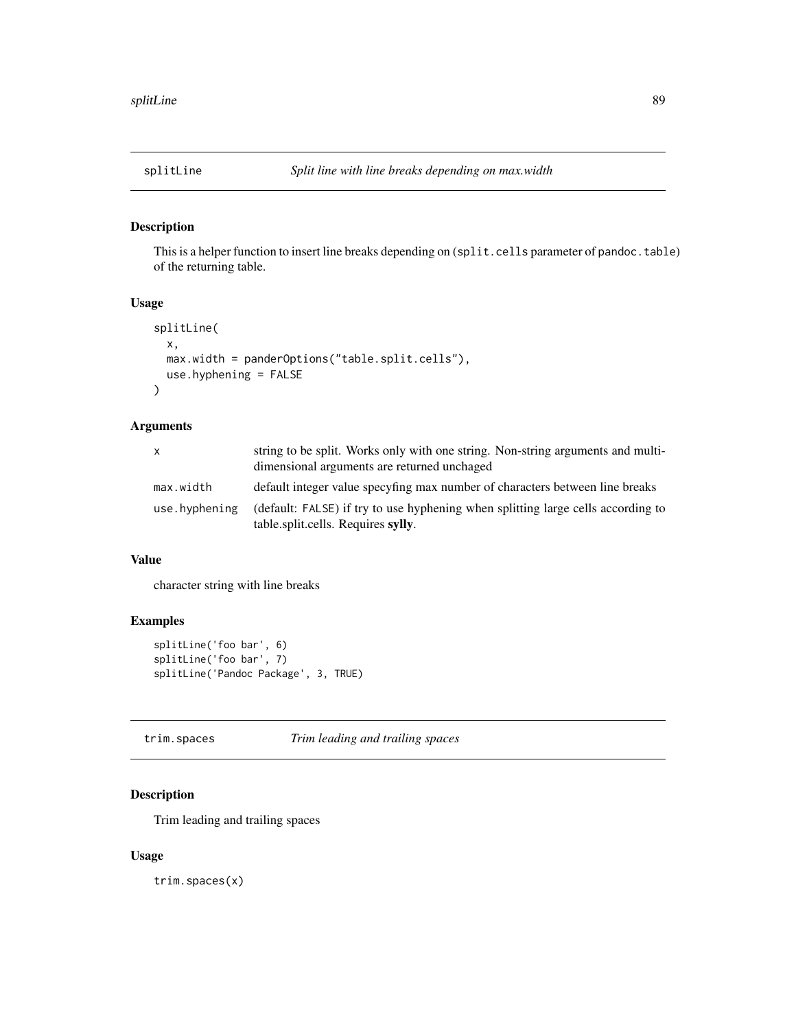## splitLine — *Split line with line breaks depending on max.width*

### Description

This is a helper function to insert line breaks depending on (`split.cells` parameter of `pandoc.table`) of the returning table.

### Usage

```
splitLine(
  x,
  max.width = panderOptions("table.split.cells"),
  use.hyphening = FALSE
)
```

### Arguments

| | |
|---|---|
| `x` | string to be split. Works only with one string. Non-string arguments and multi-dimensional arguments are returned unchaged |
| `max.width` | default integer value specyfing max number of characters between line breaks |
| `use.hyphening` | (default: `FALSE`) if try to use hyphening when splitting large cells according to table.split.cells. Requires **sylly**. |

### Value

character string with line breaks

### Examples

```
splitLine('foo bar', 6)
splitLine('foo bar', 7)
splitLine('Pandoc Package', 3, TRUE)
```

## trim.spaces — *Trim leading and trailing spaces*

### Description

Trim leading and trailing spaces

### Usage

```
trim.spaces(x)
```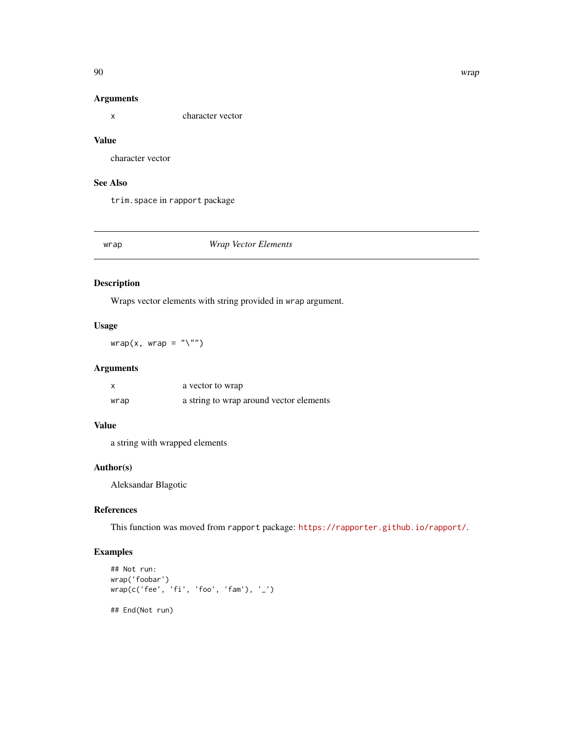### Arguments

| | |
|---|---|
| `x` | character vector |

### Value

character vector

### See Also

`trim.space` in `rapport` package

---

## wrap — *Wrap Vector Elements*

### Description

Wraps vector elements with string provided in `wrap` argument.

### Usage

```
wrap(x, wrap = "\"")
```

### Arguments

| | |
|---|---|
| `x` | a vector to wrap |
| `wrap` | a string to wrap around vector elements |

### Value

a string with wrapped elements

### Author(s)

Aleksandar Blagotic

### References

This function was moved from `rapport` package: https://rapporter.github.io/rapport/.

### Examples

```
## Not run:
wrap('foobar')
wrap(c('fee', 'fi', 'foo', 'fam'), '_')

## End(Not run)
```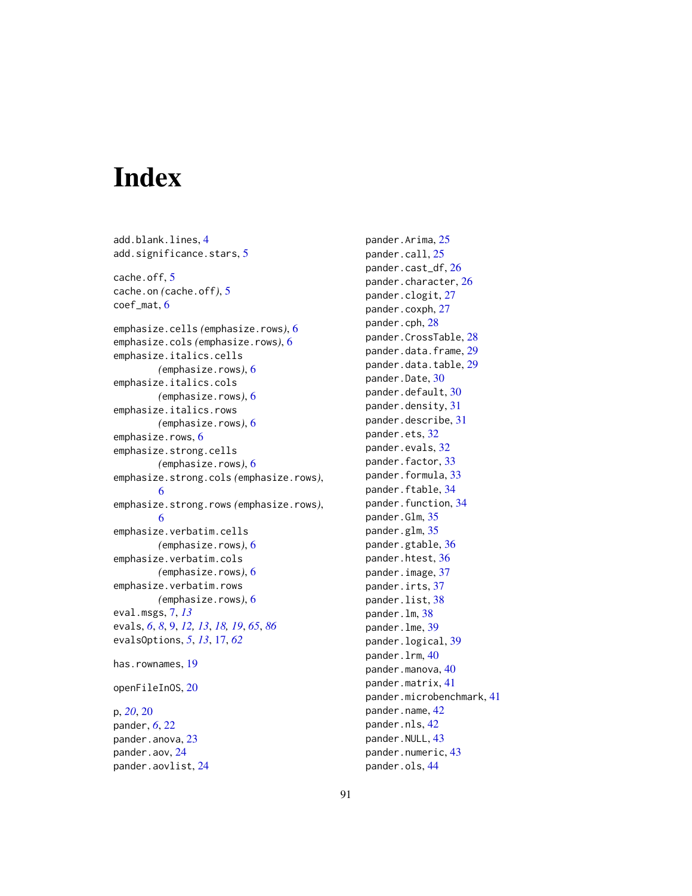# Index

add.blank.lines, 4
add.significance.stars, 5

cache.off, 5
cache.on *(cache.off)*, 5
coef_mat, 6

emphasize.cells *(emphasize.rows)*, 6
emphasize.cols *(emphasize.rows)*, 6
emphasize.italics.cells *(emphasize.rows)*, 6
emphasize.italics.cols *(emphasize.rows)*, 6
emphasize.italics.rows *(emphasize.rows)*, 6
emphasize.rows, 6
emphasize.strong.cells *(emphasize.rows)*, 6
emphasize.strong.cols *(emphasize.rows)*, 6
emphasize.strong.rows *(emphasize.rows)*, 6
emphasize.verbatim.cells *(emphasize.rows)*, 6
emphasize.verbatim.cols *(emphasize.rows)*, 6
emphasize.verbatim.rows *(emphasize.rows)*, 6
eval.msgs, 7, *13*
evals, *6*, *8*, 9, *12*, *13*, *18*, *19*, *65*, *86*
evalsOptions, *5*, *13*, 17, *62*

has.rownames, 19

openFileInOS, 20

p, *20*, 20
pander, *6*, 22
pander.anova, 23
pander.aov, 24
pander.aovlist, 24
pander.Arima, 25
pander.call, 25
pander.cast_df, 26
pander.character, 26
pander.clogit, 27
pander.coxph, 27
pander.cph, 28
pander.CrossTable, 28
pander.data.frame, 29
pander.data.table, 29
pander.Date, 30
pander.default, 30
pander.density, 31
pander.describe, 31
pander.ets, 32
pander.evals, 32
pander.factor, 33
pander.formula, 33
pander.ftable, 34
pander.function, 34
pander.Glm, 35
pander.glm, 35
pander.gtable, 36
pander.htest, 36
pander.image, 37
pander.irts, 37
pander.list, 38
pander.lm, 38
pander.lme, 39
pander.logical, 39
pander.lrm, 40
pander.manova, 40
pander.matrix, 41
pander.microbenchmark, 41
pander.name, 42
pander.nls, 42
pander.NULL, 43
pander.numeric, 43
pander.ols, 44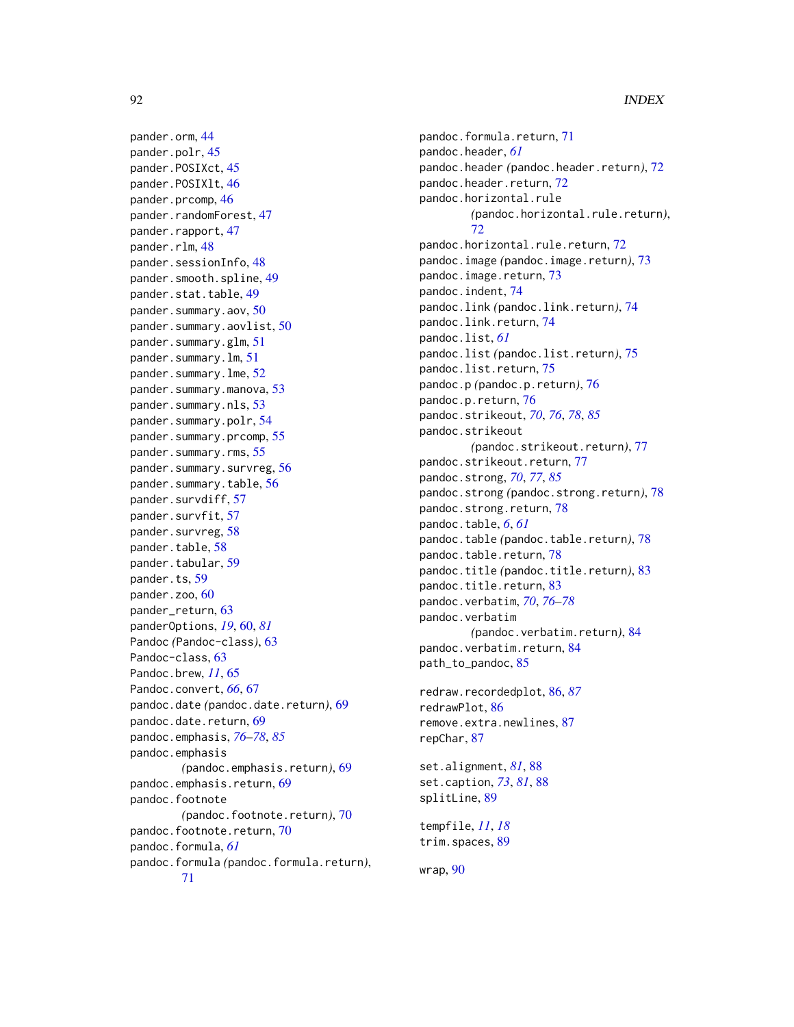pander.orm, 44
pander.polr, 45
pander.POSIXct, 45
pander.POSIXlt, 46
pander.prcomp, 46
pander.randomForest, 47
pander.rapport, 47
pander.rlm, 48
pander.sessionInfo, 48
pander.smooth.spline, 49
pander.stat.table, 49
pander.summary.aov, 50
pander.summary.aovlist, 50
pander.summary.glm, 51
pander.summary.lm, 51
pander.summary.lme, 52
pander.summary.manova, 53
pander.summary.nls, 53
pander.summary.polr, 54
pander.summary.prcomp, 55
pander.summary.rms, 55
pander.summary.survreg, 56
pander.summary.table, 56
pander.survdiff, 57
pander.survfit, 57
pander.survreg, 58
pander.table, 58
pander.tabular, 59
pander.ts, 59
pander.zoo, 60
pander_return, 63
panderOptions, *19*, 60, *81*
Pandoc *(*Pandoc-class*)*, 63
Pandoc-class, 63
Pandoc.brew, *11*, 65
Pandoc.convert, *66*, 67
pandoc.date *(*pandoc.date.return*)*, 69
pandoc.date.return, 69
pandoc.emphasis, *76–78*, *85*
pandoc.emphasis *(*pandoc.emphasis.return*)*, 69
pandoc.emphasis.return, 69
pandoc.footnote *(*pandoc.footnote.return*)*, 70
pandoc.footnote.return, 70
pandoc.formula, *61*
pandoc.formula *(*pandoc.formula.return*)*, 71
pandoc.formula.return, 71
pandoc.header, *61*
pandoc.header *(*pandoc.header.return*)*, 72
pandoc.header.return, 72
pandoc.horizontal.rule *(*pandoc.horizontal.rule.return*)*, 72
pandoc.horizontal.rule.return, 72
pandoc.image *(*pandoc.image.return*)*, 73
pandoc.image.return, 73
pandoc.indent, 74
pandoc.link *(*pandoc.link.return*)*, 74
pandoc.link.return, 74
pandoc.list, *61*
pandoc.list *(*pandoc.list.return*)*, 75
pandoc.list.return, 75
pandoc.p *(*pandoc.p.return*)*, 76
pandoc.p.return, 76
pandoc.strikeout, *70*, *76*, *78*, *85*
pandoc.strikeout *(*pandoc.strikeout.return*)*, 77
pandoc.strikeout.return, 77
pandoc.strong, *70*, *77*, *85*
pandoc.strong *(*pandoc.strong.return*)*, 78
pandoc.strong.return, 78
pandoc.table, *6*, *61*
pandoc.table *(*pandoc.table.return*)*, 78
pandoc.table.return, 78
pandoc.title *(*pandoc.title.return*)*, 83
pandoc.title.return, 83
pandoc.verbatim, *70*, *76–78*
pandoc.verbatim *(*pandoc.verbatim.return*)*, 84
pandoc.verbatim.return, 84
path_to_pandoc, 85

redraw.recordedplot, 86, *87*
redrawPlot, 86
remove.extra.newlines, 87
repChar, 87

set.alignment, *81*, 88
set.caption, *73*, *81*, 88
splitLine, 89

tempfile, *11*, *18*
trim.spaces, 89

wrap, 90